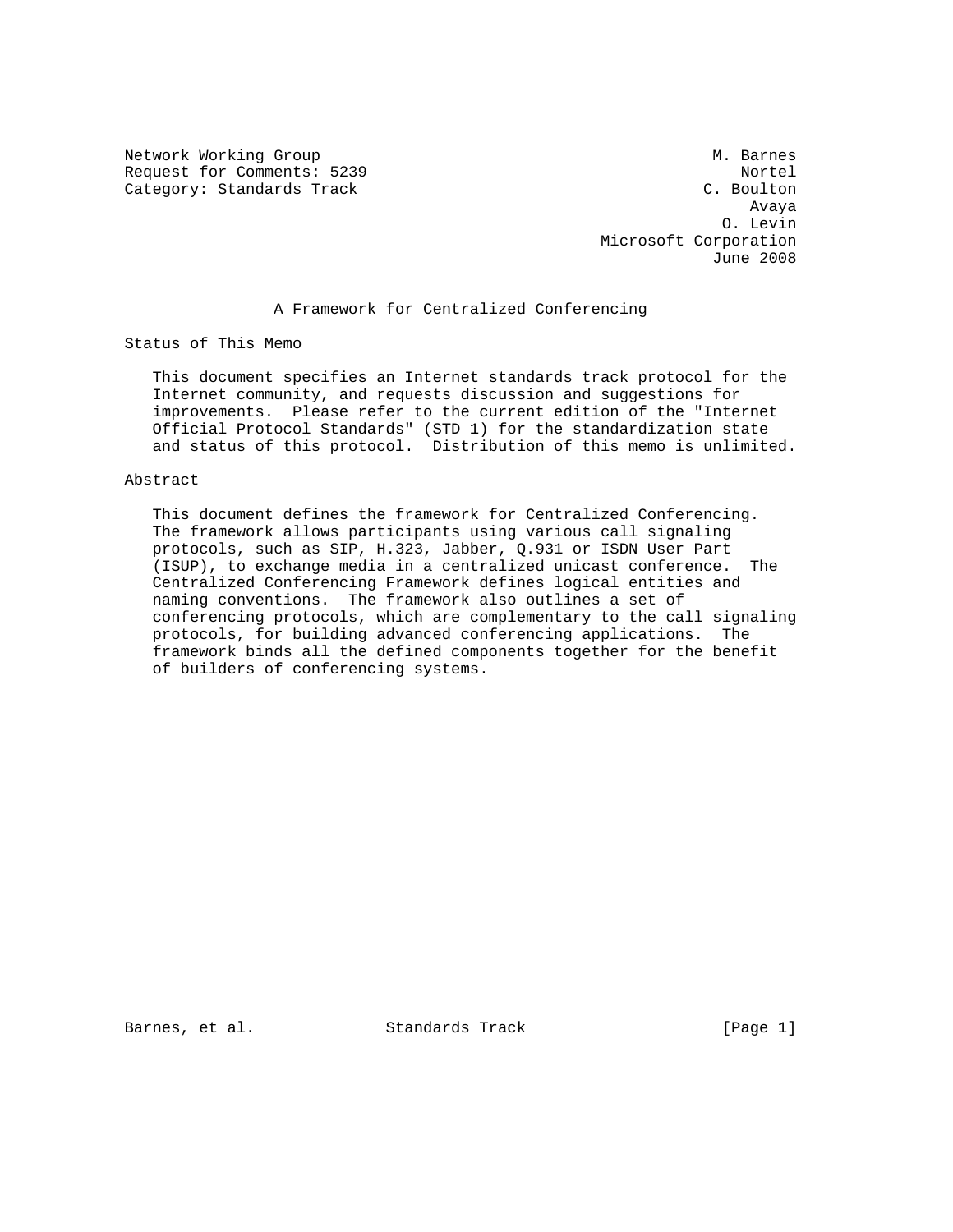Network Working Group M. Barnes
Request for Comments: 5239 Nortel
Category: Standards Track C. Boulton
Avaya
O. Levin
Microsoft Corporation
June 2008

# A Framework for Centralized Conferencing

## Status of This Memo

This document specifies an Internet standards track protocol for the Internet community, and requests discussion and suggestions for improvements. Please refer to the current edition of the "Internet Official Protocol Standards" (STD 1) for the standardization state and status of this protocol. Distribution of this memo is unlimited.

## Abstract

This document defines the framework for Centralized Conferencing. The framework allows participants using various call signaling protocols, such as SIP, H.323, Jabber, Q.931 or ISDN User Part (ISUP), to exchange media in a centralized unicast conference. The Centralized Conferencing Framework defines logical entities and naming conventions. The framework also outlines a set of conferencing protocols, which are complementary to the call signaling protocols, for building advanced conferencing applications. The framework binds all the defined components together for the benefit of builders of conferencing systems.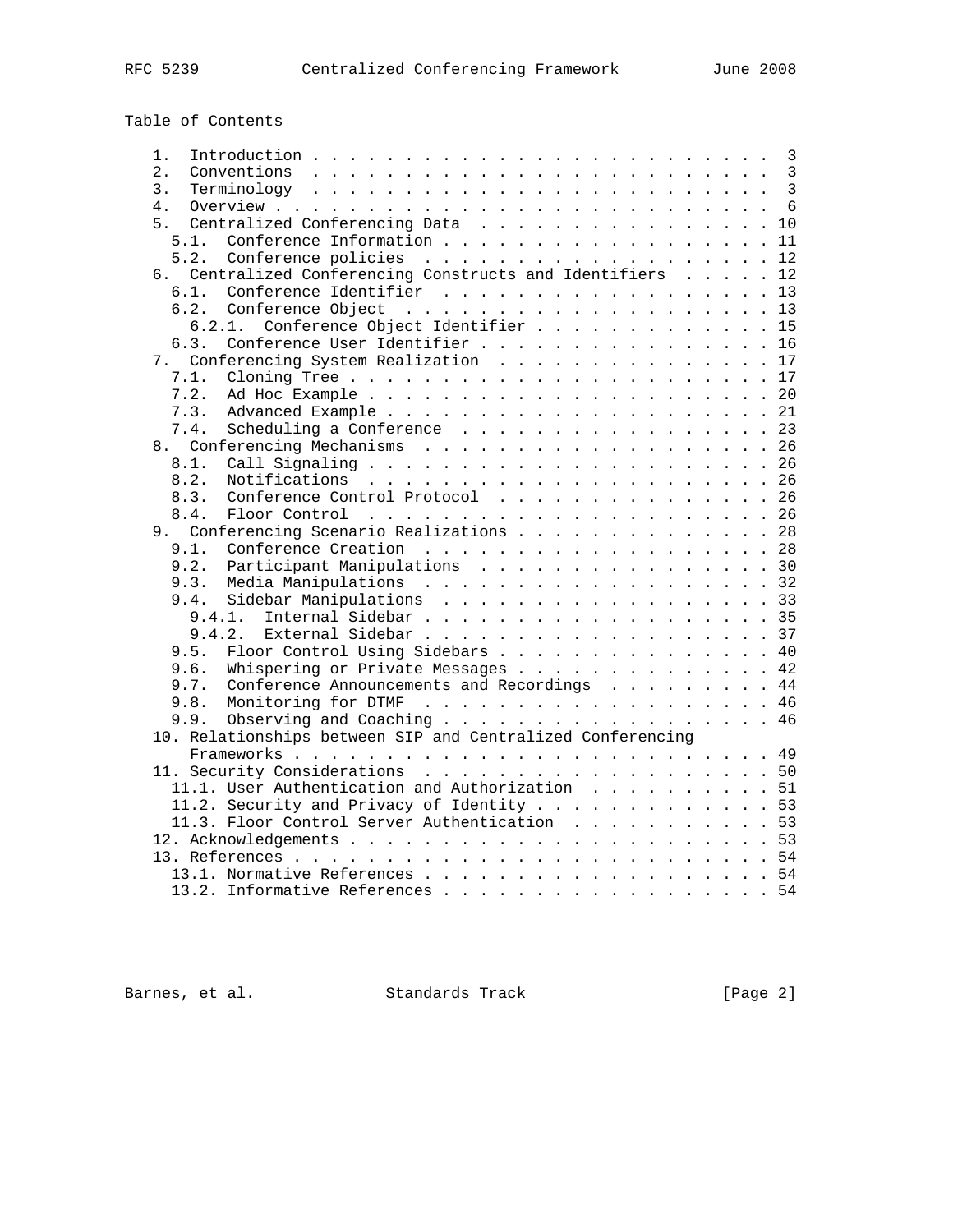Table of Contents

```
   1.  Introduction . . . . . . . . . . . . . . . . . . . . . . . . .  3
   2.  Conventions  . . . . . . . . . . . . . . . . . . . . . . . . .  3
   3.  Terminology  . . . . . . . . . . . . . . . . . . . . . . . . .  3
   4.  Overview . . . . . . . . . . . . . . . . . . . . . . . . . . .  6
   5.  Centralized Conferencing Data  . . . . . . . . . . . . . . . . 10
     5.1.  Conference Information . . . . . . . . . . . . . . . . . . 11
     5.2.  Conference policies  . . . . . . . . . . . . . . . . . . . 12
   6.  Centralized Conferencing Constructs and Identifiers  . . . . . 12
     6.1.  Conference Identifier  . . . . . . . . . . . . . . . . . . 13
     6.2.  Conference Object  . . . . . . . . . . . . . . . . . . . . 13
       6.2.1.  Conference Object Identifier . . . . . . . . . . . . . 15
     6.3.  Conference User Identifier . . . . . . . . . . . . . . . . 16
   7.  Conferencing System Realization  . . . . . . . . . . . . . . . 17
     7.1.  Cloning Tree . . . . . . . . . . . . . . . . . . . . . . . 17
     7.2.  Ad Hoc Example . . . . . . . . . . . . . . . . . . . . . . 20
     7.3.  Advanced Example . . . . . . . . . . . . . . . . . . . . . 21
     7.4.  Scheduling a Conference  . . . . . . . . . . . . . . . . . 23
   8.  Conferencing Mechanisms  . . . . . . . . . . . . . . . . . . . 26
     8.1.  Call Signaling . . . . . . . . . . . . . . . . . . . . . . 26
     8.2.  Notifications  . . . . . . . . . . . . . . . . . . . . . . 26
     8.3.  Conference Control Protocol  . . . . . . . . . . . . . . . 26
     8.4.  Floor Control  . . . . . . . . . . . . . . . . . . . . . . 26
   9.  Conferencing Scenario Realizations . . . . . . . . . . . . . . 28
     9.1.  Conference Creation  . . . . . . . . . . . . . . . . . . . 28
     9.2.  Participant Manipulations  . . . . . . . . . . . . . . . . 30
     9.3.  Media Manipulations  . . . . . . . . . . . . . . . . . . . 32
     9.4.  Sidebar Manipulations  . . . . . . . . . . . . . . . . . . 33
       9.4.1.  Internal Sidebar . . . . . . . . . . . . . . . . . . . 35
       9.4.2.  External Sidebar . . . . . . . . . . . . . . . . . . . 37
     9.5.  Floor Control Using Sidebars . . . . . . . . . . . . . . . 40
     9.6.  Whispering or Private Messages . . . . . . . . . . . . . . 42
     9.7.  Conference Announcements and Recordings  . . . . . . . . . 44
     9.8.  Monitoring for DTMF  . . . . . . . . . . . . . . . . . . . 46
     9.9.  Observing and Coaching . . . . . . . . . . . . . . . . . . 46
   10. Relationships between SIP and Centralized Conferencing
       Frameworks . . . . . . . . . . . . . . . . . . . . . . . . . . 49
   11. Security Considerations  . . . . . . . . . . . . . . . . . . . 50
     11.1. User Authentication and Authorization  . . . . . . . . . . 51
     11.2. Security and Privacy of Identity . . . . . . . . . . . . . 53
     11.3. Floor Control Server Authentication  . . . . . . . . . . . 53
   12. Acknowledgements . . . . . . . . . . . . . . . . . . . . . . . 53
   13. References . . . . . . . . . . . . . . . . . . . . . . . . . . 54
     13.1. Normative References . . . . . . . . . . . . . . . . . . . 54
     13.2. Informative References . . . . . . . . . . . . . . . . . . 54
```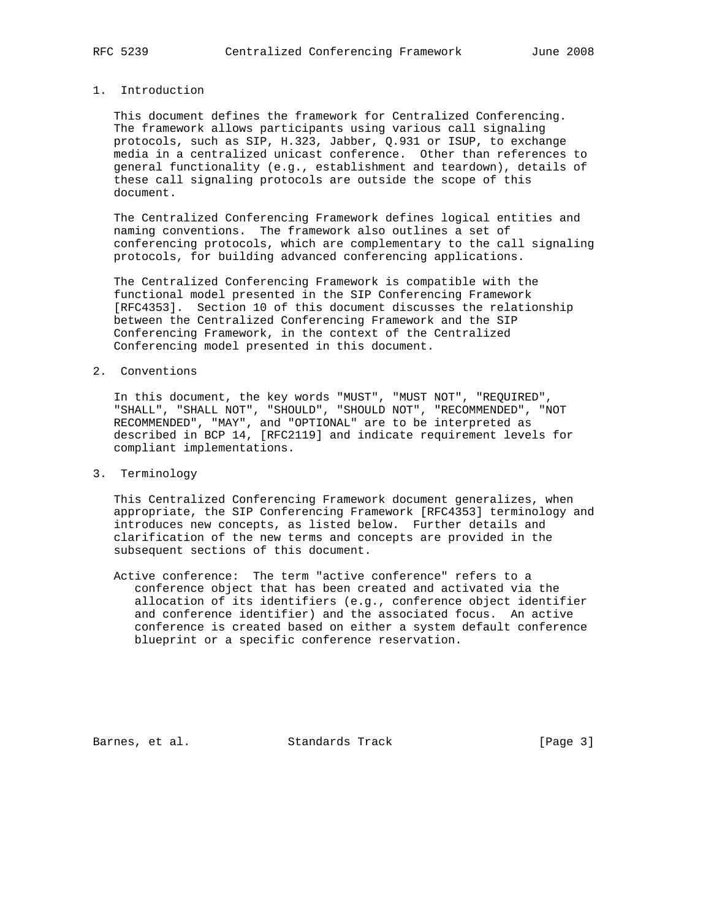## 1. Introduction

This document defines the framework for Centralized Conferencing. The framework allows participants using various call signaling protocols, such as SIP, H.323, Jabber, Q.931 or ISUP, to exchange media in a centralized unicast conference. Other than references to general functionality (e.g., establishment and teardown), details of these call signaling protocols are outside the scope of this document.

The Centralized Conferencing Framework defines logical entities and naming conventions. The framework also outlines a set of conferencing protocols, which are complementary to the call signaling protocols, for building advanced conferencing applications.

The Centralized Conferencing Framework is compatible with the functional model presented in the SIP Conferencing Framework [RFC4353]. Section 10 of this document discusses the relationship between the Centralized Conferencing Framework and the SIP Conferencing Framework, in the context of the Centralized Conferencing model presented in this document.

## 2. Conventions

In this document, the key words "MUST", "MUST NOT", "REQUIRED", "SHALL", "SHALL NOT", "SHOULD", "SHOULD NOT", "RECOMMENDED", "NOT RECOMMENDED", "MAY", and "OPTIONAL" are to be interpreted as described in BCP 14, [RFC2119] and indicate requirement levels for compliant implementations.

## 3. Terminology

This Centralized Conferencing Framework document generalizes, when appropriate, the SIP Conferencing Framework [RFC4353] terminology and introduces new concepts, as listed below. Further details and clarification of the new terms and concepts are provided in the subsequent sections of this document.

Active conference: The term "active conference" refers to a conference object that has been created and activated via the allocation of its identifiers (e.g., conference object identifier and conference identifier) and the associated focus. An active conference is created based on either a system default conference blueprint or a specific conference reservation.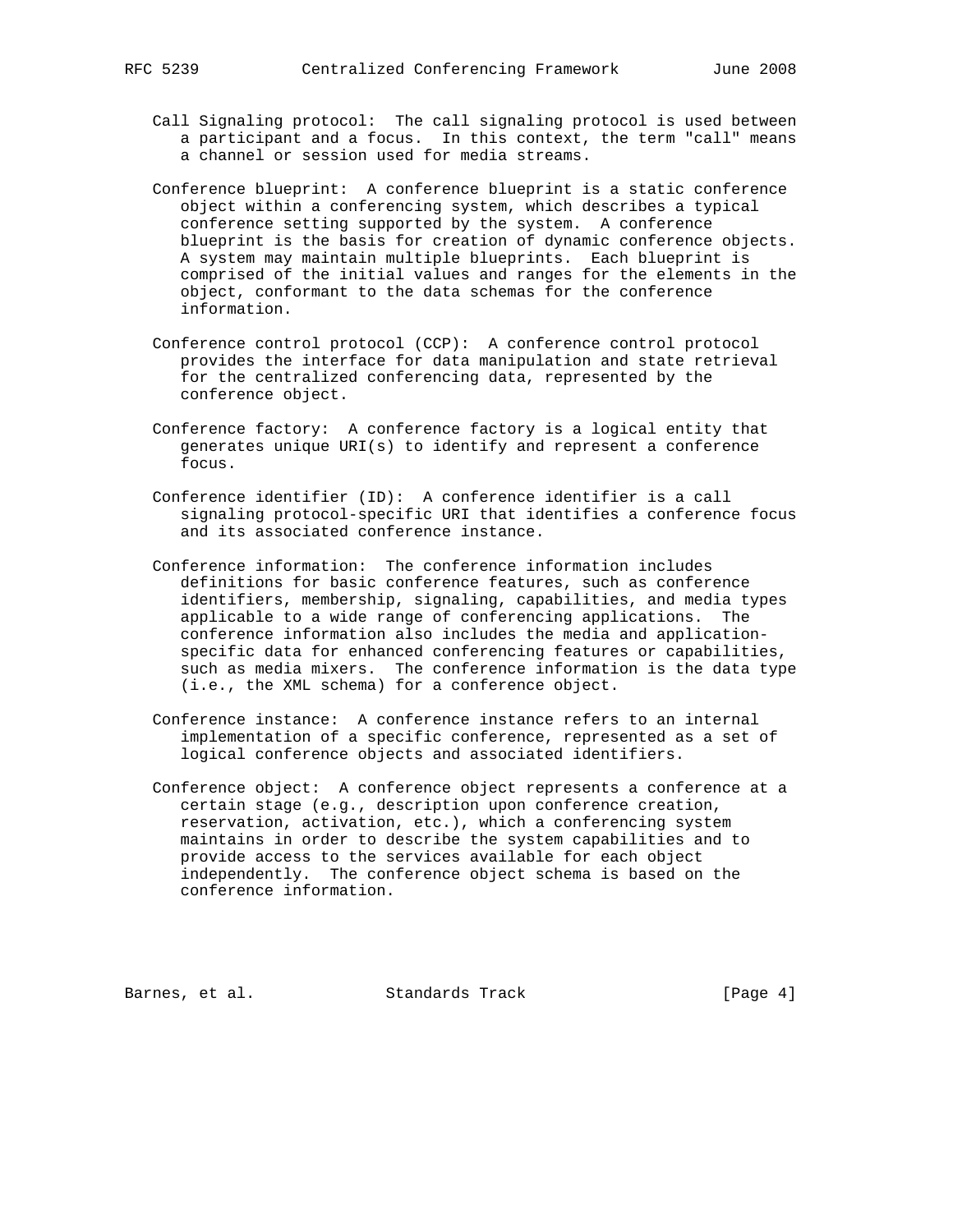Call Signaling protocol: The call signaling protocol is used between a participant and a focus. In this context, the term "call" means a channel or session used for media streams.

Conference blueprint: A conference blueprint is a static conference object within a conferencing system, which describes a typical conference setting supported by the system. A conference blueprint is the basis for creation of dynamic conference objects. A system may maintain multiple blueprints. Each blueprint is comprised of the initial values and ranges for the elements in the object, conformant to the data schemas for the conference information.

Conference control protocol (CCP): A conference control protocol provides the interface for data manipulation and state retrieval for the centralized conferencing data, represented by the conference object.

Conference factory: A conference factory is a logical entity that generates unique URI(s) to identify and represent a conference focus.

Conference identifier (ID): A conference identifier is a call signaling protocol-specific URI that identifies a conference focus and its associated conference instance.

Conference information: The conference information includes definitions for basic conference features, such as conference identifiers, membership, signaling, capabilities, and media types applicable to a wide range of conferencing applications. The conference information also includes the media and application-specific data for enhanced conferencing features or capabilities, such as media mixers. The conference information is the data type (i.e., the XML schema) for a conference object.

Conference instance: A conference instance refers to an internal implementation of a specific conference, represented as a set of logical conference objects and associated identifiers.

Conference object: A conference object represents a conference at a certain stage (e.g., description upon conference creation, reservation, activation, etc.), which a conferencing system maintains in order to describe the system capabilities and to provide access to the services available for each object independently. The conference object schema is based on the conference information.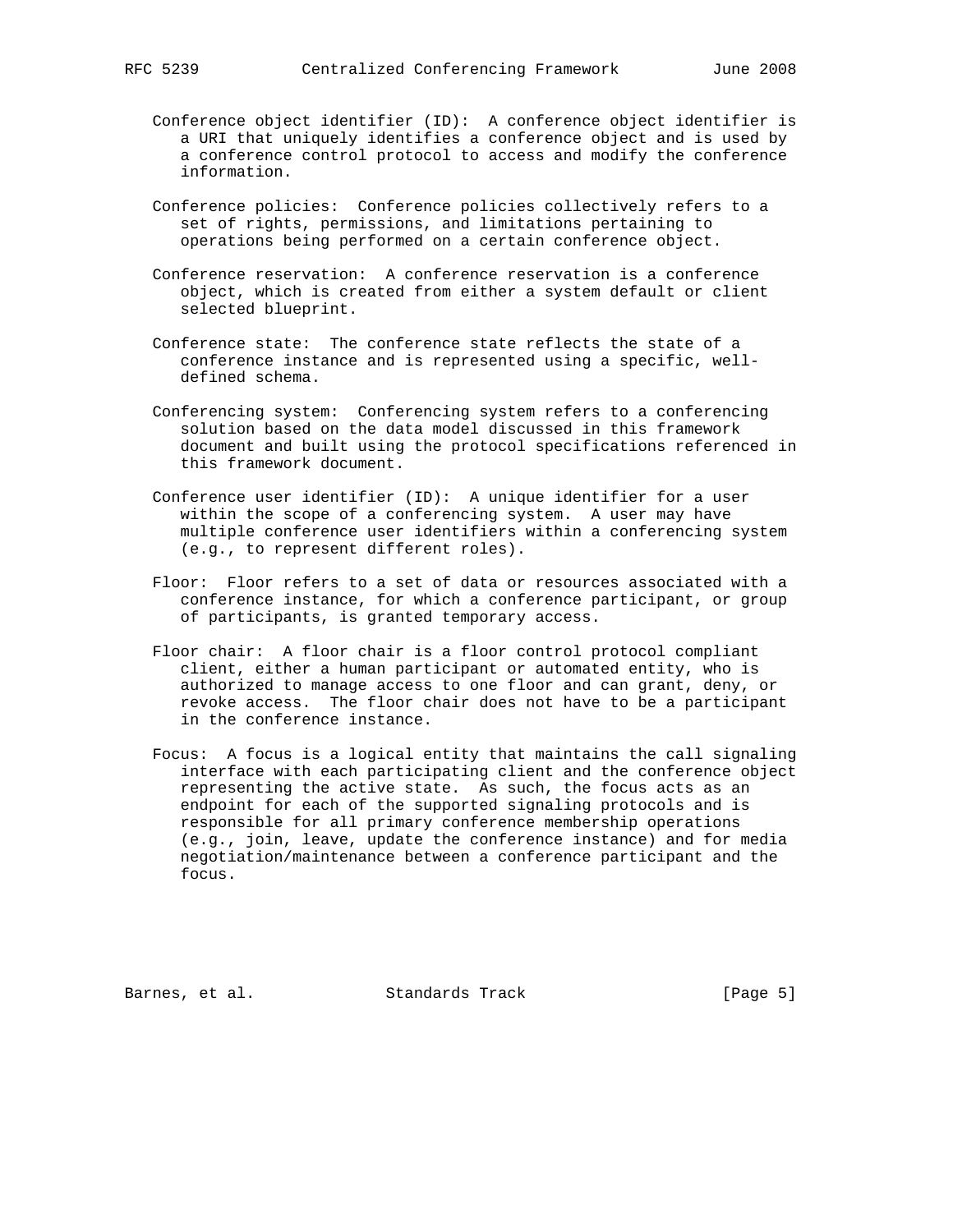Conference object identifier (ID): A conference object identifier is a URI that uniquely identifies a conference object and is used by a conference control protocol to access and modify the conference information.

Conference policies: Conference policies collectively refers to a set of rights, permissions, and limitations pertaining to operations being performed on a certain conference object.

Conference reservation: A conference reservation is a conference object, which is created from either a system default or client selected blueprint.

Conference state: The conference state reflects the state of a conference instance and is represented using a specific, well-defined schema.

Conferencing system: Conferencing system refers to a conferencing solution based on the data model discussed in this framework document and built using the protocol specifications referenced in this framework document.

Conference user identifier (ID): A unique identifier for a user within the scope of a conferencing system. A user may have multiple conference user identifiers within a conferencing system (e.g., to represent different roles).

Floor: Floor refers to a set of data or resources associated with a conference instance, for which a conference participant, or group of participants, is granted temporary access.

Floor chair: A floor chair is a floor control protocol compliant client, either a human participant or automated entity, who is authorized to manage access to one floor and can grant, deny, or revoke access. The floor chair does not have to be a participant in the conference instance.

Focus: A focus is a logical entity that maintains the call signaling interface with each participating client and the conference object representing the active state. As such, the focus acts as an endpoint for each of the supported signaling protocols and is responsible for all primary conference membership operations (e.g., join, leave, update the conference instance) and for media negotiation/maintenance between a conference participant and the focus.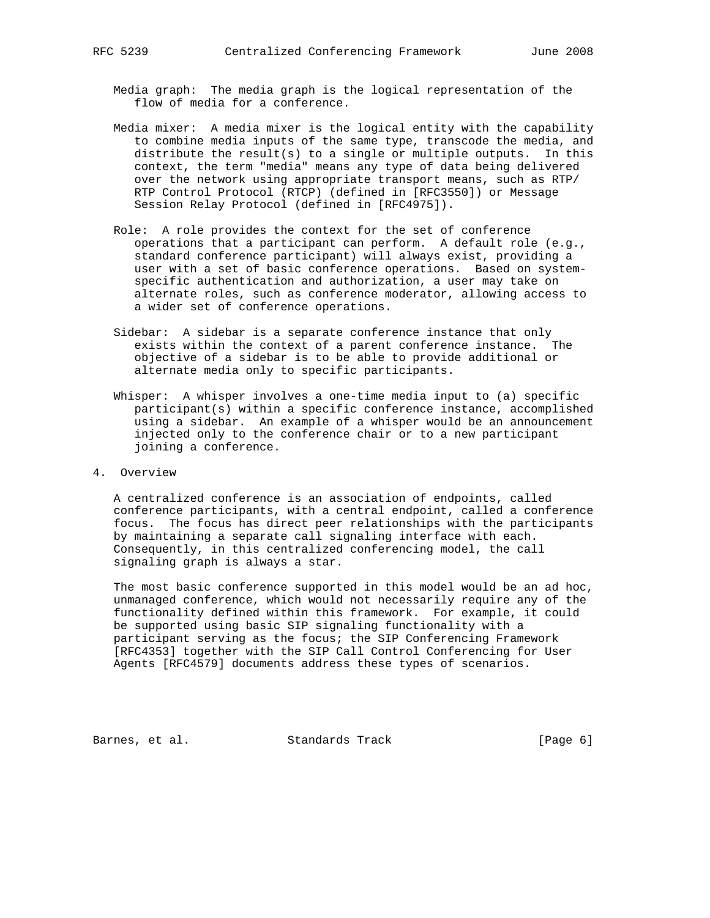Media graph: The media graph is the logical representation of the flow of media for a conference.

Media mixer: A media mixer is the logical entity with the capability to combine media inputs of the same type, transcode the media, and distribute the result(s) to a single or multiple outputs. In this context, the term "media" means any type of data being delivered over the network using appropriate transport means, such as RTP/RTP Control Protocol (RTCP) (defined in [RFC3550]) or Message Session Relay Protocol (defined in [RFC4975]).

Role: A role provides the context for the set of conference operations that a participant can perform. A default role (e.g., standard conference participant) will always exist, providing a user with a set of basic conference operations. Based on system-specific authentication and authorization, a user may take on alternate roles, such as conference moderator, allowing access to a wider set of conference operations.

Sidebar: A sidebar is a separate conference instance that only exists within the context of a parent conference instance. The objective of a sidebar is to be able to provide additional or alternate media only to specific participants.

Whisper: A whisper involves a one-time media input to (a) specific participant(s) within a specific conference instance, accomplished using a sidebar. An example of a whisper would be an announcement injected only to the conference chair or to a new participant joining a conference.

## 4. Overview

A centralized conference is an association of endpoints, called conference participants, with a central endpoint, called a conference focus. The focus has direct peer relationships with the participants by maintaining a separate call signaling interface with each. Consequently, in this centralized conferencing model, the call signaling graph is always a star.

The most basic conference supported in this model would be an ad hoc, unmanaged conference, which would not necessarily require any of the functionality defined within this framework. For example, it could be supported using basic SIP signaling functionality with a participant serving as the focus; the SIP Conferencing Framework [RFC4353] together with the SIP Call Control Conferencing for User Agents [RFC4579] documents address these types of scenarios.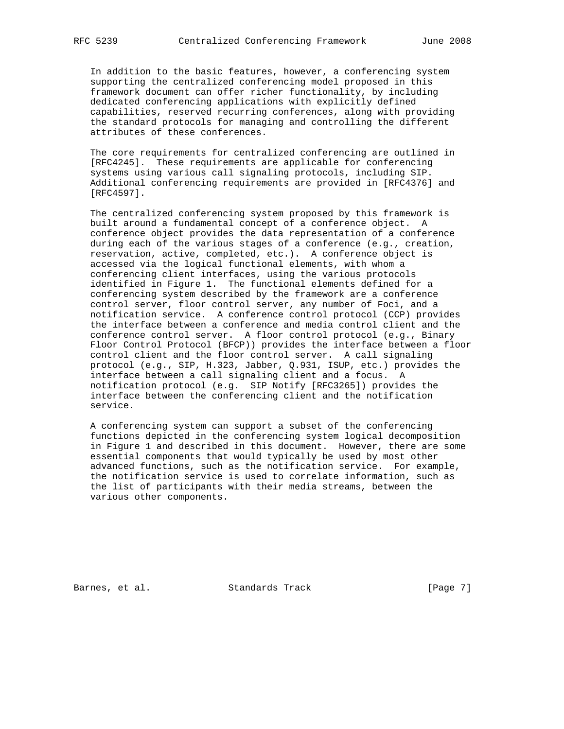In addition to the basic features, however, a conferencing system supporting the centralized conferencing model proposed in this framework document can offer richer functionality, by including dedicated conferencing applications with explicitly defined capabilities, reserved recurring conferences, along with providing the standard protocols for managing and controlling the different attributes of these conferences.

The core requirements for centralized conferencing are outlined in [RFC4245]. These requirements are applicable for conferencing systems using various call signaling protocols, including SIP. Additional conferencing requirements are provided in [RFC4376] and [RFC4597].

The centralized conferencing system proposed by this framework is built around a fundamental concept of a conference object. A conference object provides the data representation of a conference during each of the various stages of a conference (e.g., creation, reservation, active, completed, etc.). A conference object is accessed via the logical functional elements, with whom a conferencing client interfaces, using the various protocols identified in Figure 1. The functional elements defined for a conferencing system described by the framework are a conference control server, floor control server, any number of Foci, and a notification service. A conference control protocol (CCP) provides the interface between a conference and media control client and the conference control server. A floor control protocol (e.g., Binary Floor Control Protocol (BFCP)) provides the interface between a floor control client and the floor control server. A call signaling protocol (e.g., SIP, H.323, Jabber, Q.931, ISUP, etc.) provides the interface between a call signaling client and a focus. A notification protocol (e.g. SIP Notify [RFC3265]) provides the interface between the conferencing client and the notification service.

A conferencing system can support a subset of the conferencing functions depicted in the conferencing system logical decomposition in Figure 1 and described in this document. However, there are some essential components that would typically be used by most other advanced functions, such as the notification service. For example, the notification service is used to correlate information, such as the list of participants with their media streams, between the various other components.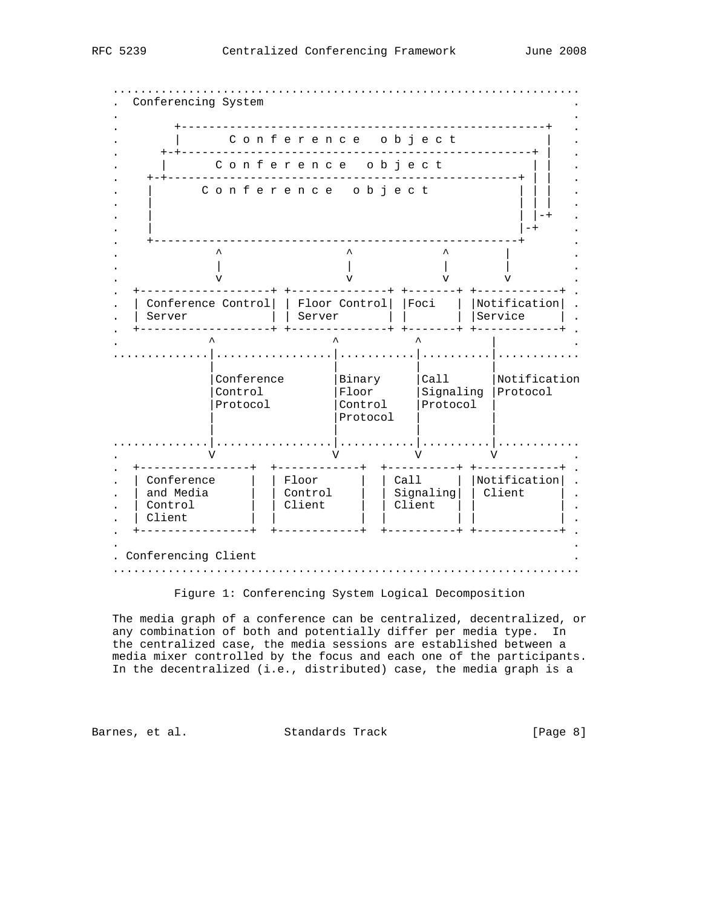```
   ...................................................................
   .  Conferencing System                                            .
   .                                                                 .
   .        +---------------------------------------------------+   .
   .        |      C o n f e r e n c e   o b j e c t            |   .
   .      +-+-------------------------------------------------+ |   .
   .      |      C o n f e r e n c e   o b j e c t            | |   .
   .    +-+-------------------------------------------------+ | |   .
   .    |      C o n f e r e n c e   o b j e c t            | | |   .
   .    |                                                   | | |   .
   .    |                                                   | |-+   .
   .    |                                                   |-+     .
   .    +---------------------------------------------------+       .
   .             ^                  ^             ^        |         .
   .             |                  |             |        |         .
   .             v                  v             v        v         .
   .  +-------------------+ +--------------+ +-------+ +------------+ .
   .  | Conference Control| | Floor Control| |Foci   | |Notification| .
   .  | Server            | | Server       | |       | |Service     | .
   .  +-------------------+ +--------------+ +-------+ +------------+ .
   .            ^                 ^            ^          |          .
   .............|.................|............|..........|...........
                |                 |            |          |
                |Conference       |Binary      |Call      |Notification
                |Control          |Floor       |Signaling |Protocol
                |Protocol         |Control     |Protocol  |
                |                 |Protocol    |          |
                |                 |            |          |
   .............|.................|............|..........|...........
   .            V                 V            V          V          .
   .  +----------------+  +------------+  +----------+ +------------+ .
   .  | Conference     |  | Floor      |  | Call     | |Notification| .
   .  | and Media      |  | Control    |  | Signaling| | Client     | .
   .  | Control        |  | Client     |  | Client   | |            | .
   .  | Client         |  |            |  |          | |            | .
   .  +----------------+  +------------+  +----------+ +------------+ .
   .                                                                 .
   . Conferencing Client                                             .
   ...................................................................

            Figure 1: Conferencing System Logical Decomposition
```

The media graph of a conference can be centralized, decentralized, or any combination of both and potentially differ per media type. In the centralized case, the media sessions are established between a media mixer controlled by the focus and each one of the participants. In the decentralized (i.e., distributed) case, the media graph is a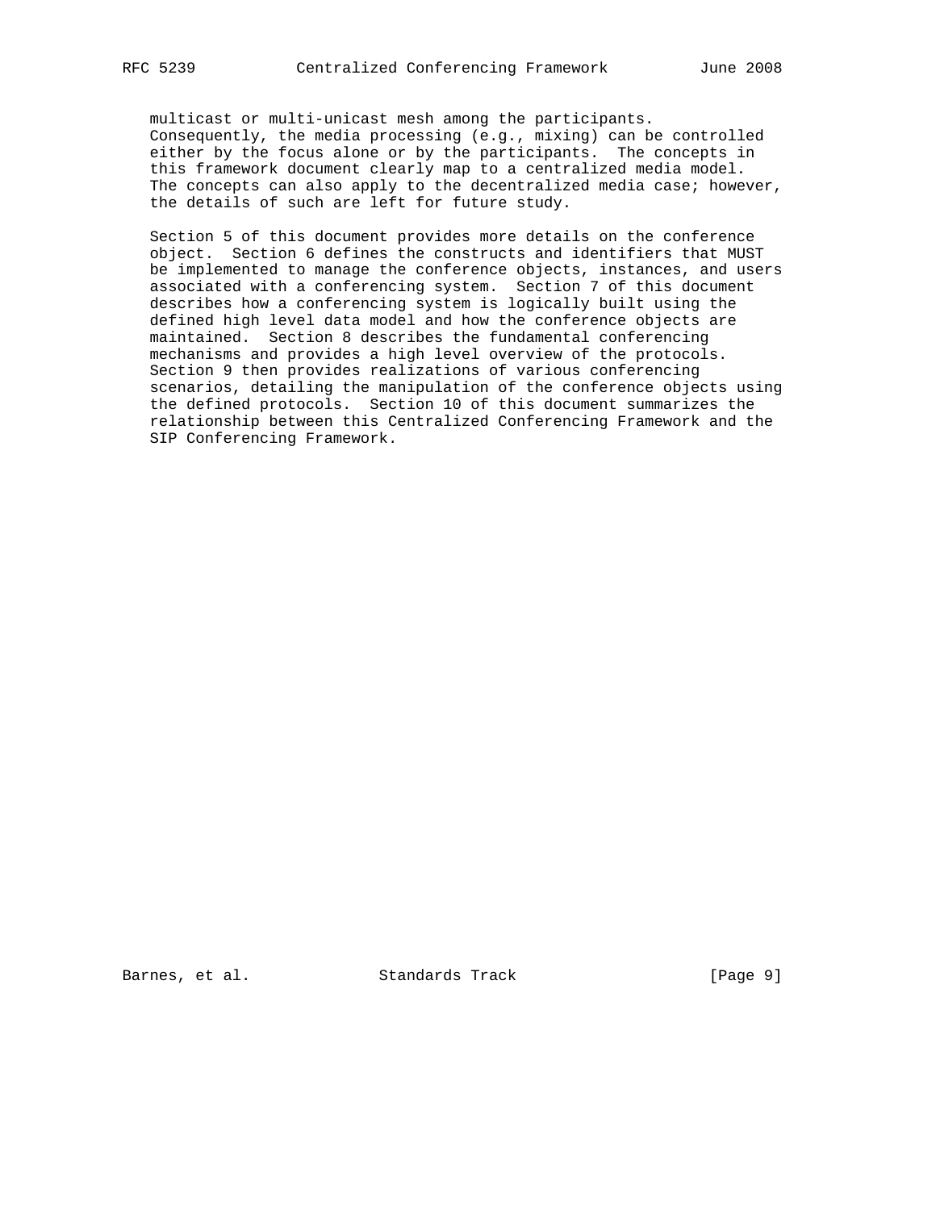multicast or multi-unicast mesh among the participants. Consequently, the media processing (e.g., mixing) can be controlled either by the focus alone or by the participants. The concepts in this framework document clearly map to a centralized media model. The concepts can also apply to the decentralized media case; however, the details of such are left for future study.

Section 5 of this document provides more details on the conference object. Section 6 defines the constructs and identifiers that MUST be implemented to manage the conference objects, instances, and users associated with a conferencing system. Section 7 of this document describes how a conferencing system is logically built using the defined high level data model and how the conference objects are maintained. Section 8 describes the fundamental conferencing mechanisms and provides a high level overview of the protocols. Section 9 then provides realizations of various conferencing scenarios, detailing the manipulation of the conference objects using the defined protocols. Section 10 of this document summarizes the relationship between this Centralized Conferencing Framework and the SIP Conferencing Framework.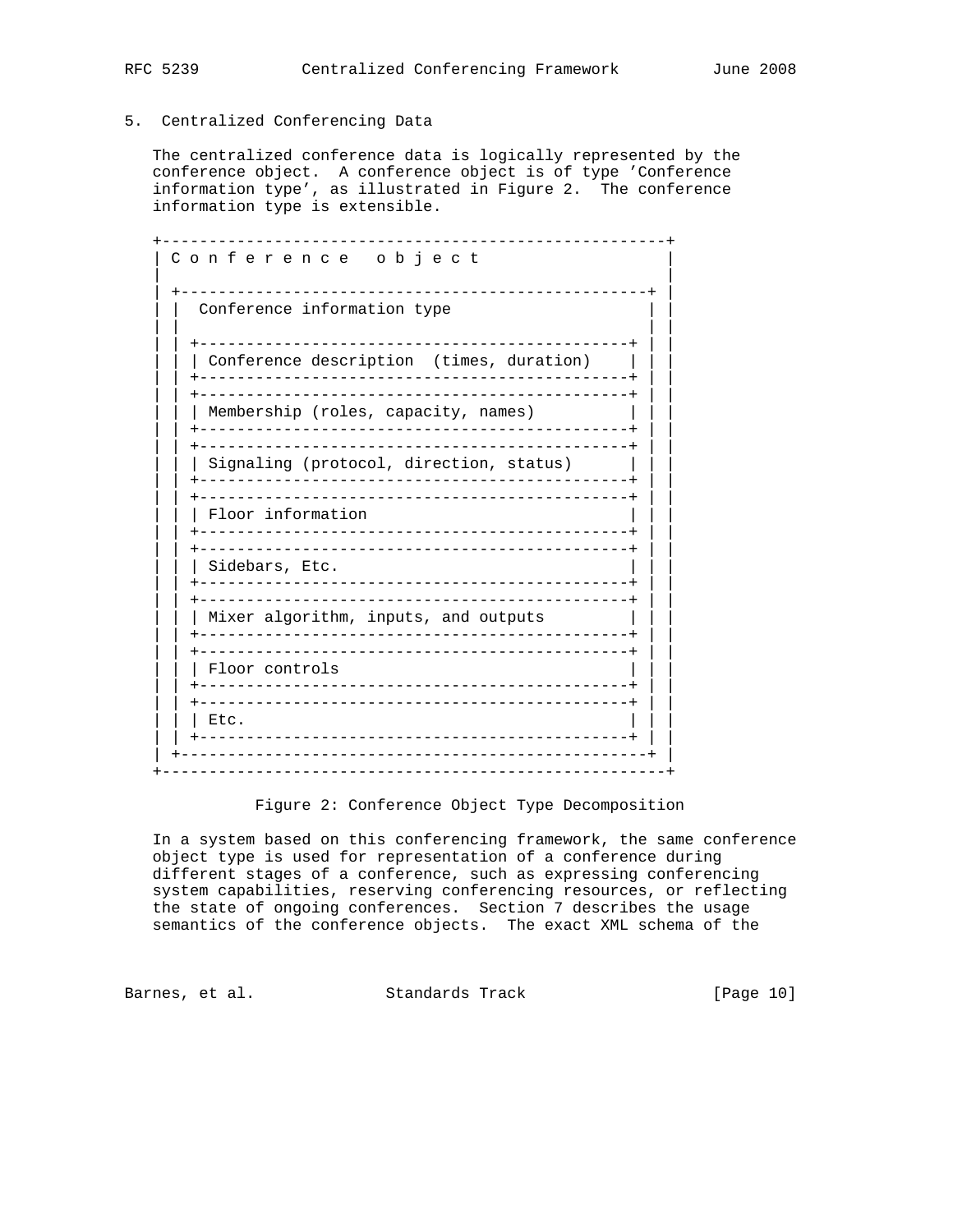## 5. Centralized Conferencing Data

The centralized conference data is logically represented by the conference object. A conference object is of type 'Conference information type', as illustrated in Figure 2. The conference information type is extensible.

```
+------------------------------------------------------+
| C o n f e r e n c e   o b j e c t                    |
|                                                      |
| +--------------------------------------------------+ |
| |  Conference information type                     | |
| |                                                  | |
| | +----------------------------------------------+ | |
| | | Conference description  (times, duration)    | | |
| | +----------------------------------------------+ | |
| | +----------------------------------------------+ | |
| | | Membership (roles, capacity, names)          | | |
| | +----------------------------------------------+ | |
| | +----------------------------------------------+ | |
| | | Signaling (protocol, direction, status)      | | |
| | +----------------------------------------------+ | |
| | +----------------------------------------------+ | |
| | | Floor information                            | | |
| | +----------------------------------------------+ | |
| | +----------------------------------------------+ | |
| | | Sidebars, Etc.                               | | |
| | +----------------------------------------------+ | |
| | +----------------------------------------------+ | |
| | | Mixer algorithm, inputs, and outputs         | | |
| | +----------------------------------------------+ | |
| | +----------------------------------------------+ | |
| | | Floor controls                               | | |
| | +----------------------------------------------+ | |
| | +----------------------------------------------+ | |
| | | Etc.                                         | | |
| | +----------------------------------------------+ | |
| +--------------------------------------------------+ |
+------------------------------------------------------+
```

Figure 2: Conference Object Type Decomposition

In a system based on this conferencing framework, the same conference object type is used for representation of a conference during different stages of a conference, such as expressing conferencing system capabilities, reserving conferencing resources, or reflecting the state of ongoing conferences. Section 7 describes the usage semantics of the conference objects. The exact XML schema of the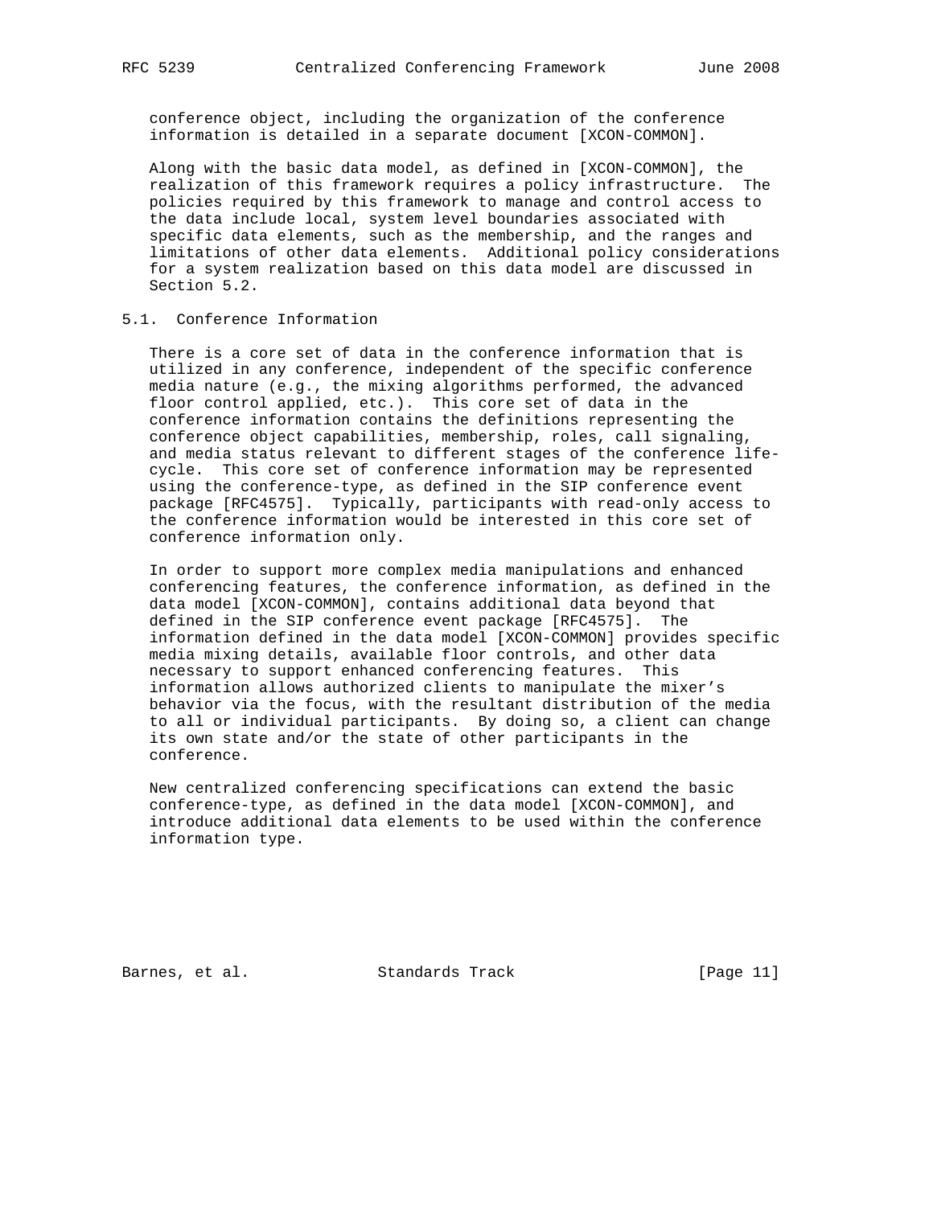conference object, including the organization of the conference information is detailed in a separate document [XCON-COMMON].

Along with the basic data model, as defined in [XCON-COMMON], the realization of this framework requires a policy infrastructure. The policies required by this framework to manage and control access to the data include local, system level boundaries associated with specific data elements, such as the membership, and the ranges and limitations of other data elements. Additional policy considerations for a system realization based on this data model are discussed in Section 5.2.

## 5.1. Conference Information

There is a core set of data in the conference information that is utilized in any conference, independent of the specific conference media nature (e.g., the mixing algorithms performed, the advanced floor control applied, etc.). This core set of data in the conference information contains the definitions representing the conference object capabilities, membership, roles, call signaling, and media status relevant to different stages of the conference life-cycle. This core set of conference information may be represented using the conference-type, as defined in the SIP conference event package [RFC4575]. Typically, participants with read-only access to the conference information would be interested in this core set of conference information only.

In order to support more complex media manipulations and enhanced conferencing features, the conference information, as defined in the data model [XCON-COMMON], contains additional data beyond that defined in the SIP conference event package [RFC4575]. The information defined in the data model [XCON-COMMON] provides specific media mixing details, available floor controls, and other data necessary to support enhanced conferencing features. This information allows authorized clients to manipulate the mixer's behavior via the focus, with the resultant distribution of the media to all or individual participants. By doing so, a client can change its own state and/or the state of other participants in the conference.

New centralized conferencing specifications can extend the basic conference-type, as defined in the data model [XCON-COMMON], and introduce additional data elements to be used within the conference information type.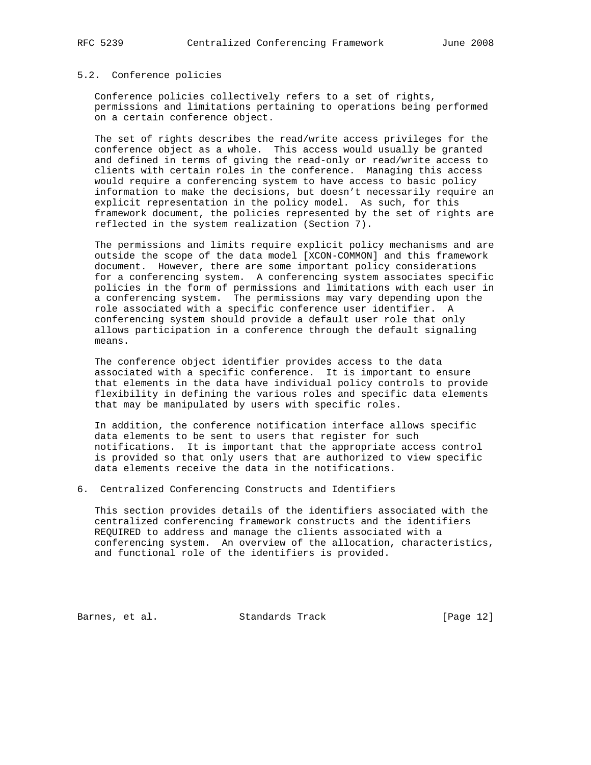### 5.2. Conference policies

Conference policies collectively refers to a set of rights, permissions and limitations pertaining to operations being performed on a certain conference object.

The set of rights describes the read/write access privileges for the conference object as a whole. This access would usually be granted and defined in terms of giving the read-only or read/write access to clients with certain roles in the conference. Managing this access would require a conferencing system to have access to basic policy information to make the decisions, but doesn't necessarily require an explicit representation in the policy model. As such, for this framework document, the policies represented by the set of rights are reflected in the system realization (Section 7).

The permissions and limits require explicit policy mechanisms and are outside the scope of the data model [XCON-COMMON] and this framework document. However, there are some important policy considerations for a conferencing system. A conferencing system associates specific policies in the form of permissions and limitations with each user in a conferencing system. The permissions may vary depending upon the role associated with a specific conference user identifier. A conferencing system should provide a default user role that only allows participation in a conference through the default signaling means.

The conference object identifier provides access to the data associated with a specific conference. It is important to ensure that elements in the data have individual policy controls to provide flexibility in defining the various roles and specific data elements that may be manipulated by users with specific roles.

In addition, the conference notification interface allows specific data elements to be sent to users that register for such notifications. It is important that the appropriate access control is provided so that only users that are authorized to view specific data elements receive the data in the notifications.

## 6. Centralized Conferencing Constructs and Identifiers

This section provides details of the identifiers associated with the centralized conferencing framework constructs and the identifiers REQUIRED to address and manage the clients associated with a conferencing system. An overview of the allocation, characteristics, and functional role of the identifiers is provided.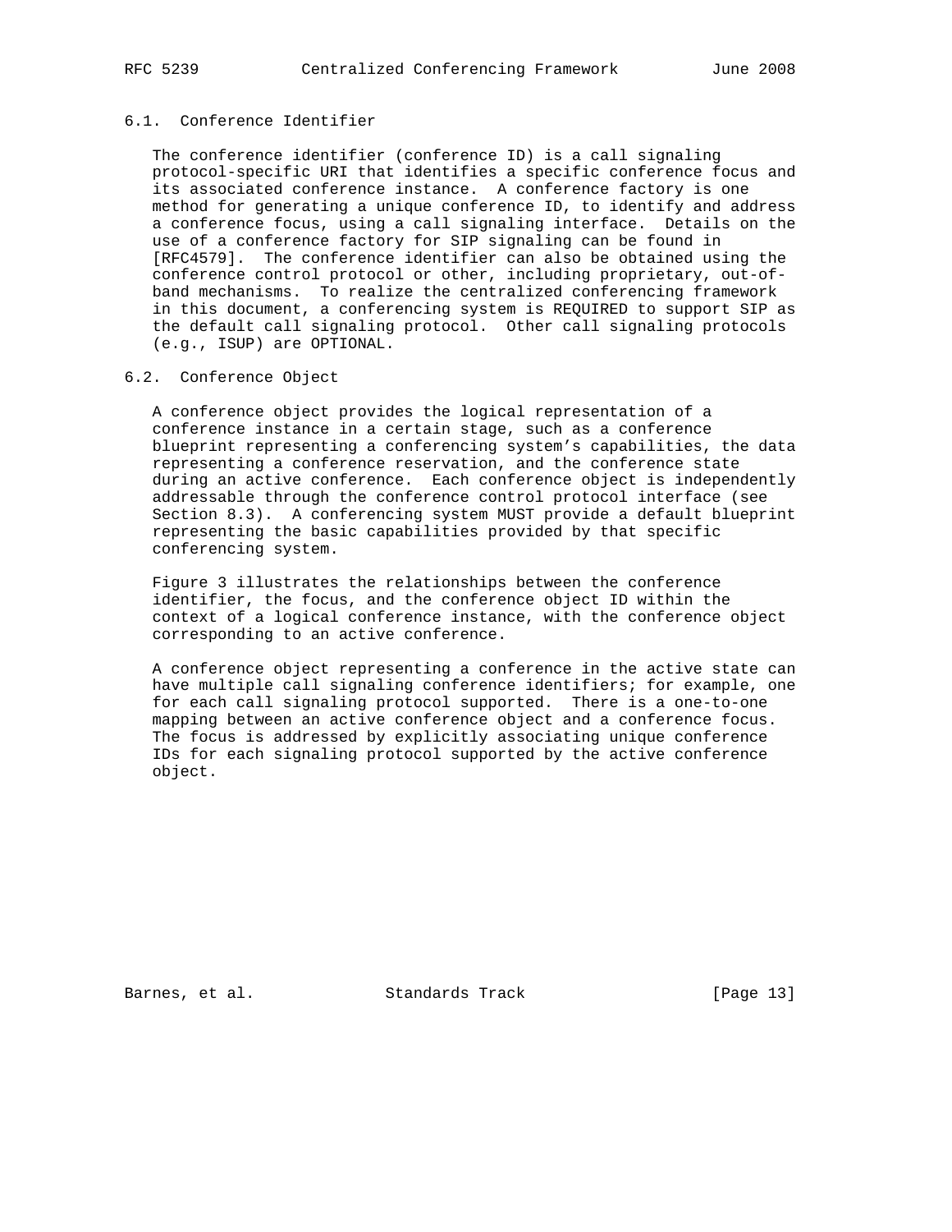### 6.1. Conference Identifier

The conference identifier (conference ID) is a call signaling protocol-specific URI that identifies a specific conference focus and its associated conference instance. A conference factory is one method for generating a unique conference ID, to identify and address a conference focus, using a call signaling interface. Details on the use of a conference factory for SIP signaling can be found in [RFC4579]. The conference identifier can also be obtained using the conference control protocol or other, including proprietary, out-of-band mechanisms. To realize the centralized conferencing framework in this document, a conferencing system is REQUIRED to support SIP as the default call signaling protocol. Other call signaling protocols (e.g., ISUP) are OPTIONAL.

### 6.2. Conference Object

A conference object provides the logical representation of a conference instance in a certain stage, such as a conference blueprint representing a conferencing system's capabilities, the data representing a conference reservation, and the conference state during an active conference. Each conference object is independently addressable through the conference control protocol interface (see Section 8.3). A conferencing system MUST provide a default blueprint representing the basic capabilities provided by that specific conferencing system.

Figure 3 illustrates the relationships between the conference identifier, the focus, and the conference object ID within the context of a logical conference instance, with the conference object corresponding to an active conference.

A conference object representing a conference in the active state can have multiple call signaling conference identifiers; for example, one for each call signaling protocol supported. There is a one-to-one mapping between an active conference object and a conference focus. The focus is addressed by explicitly associating unique conference IDs for each signaling protocol supported by the active conference object.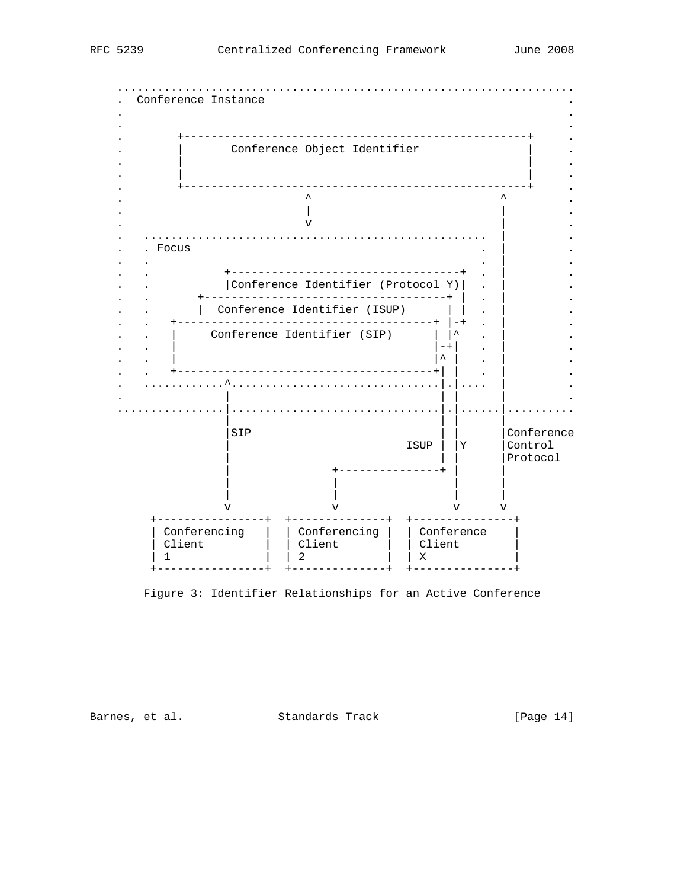```
   ...................................................................
   .  Conference Instance                                            .
   .                                                                 .
   .                                                                 .
   .        +---------------------------------------------------+    .
   .        |       Conference Object Identifier                |    .
   .        |                                                   |    .
   .        |                                                   |    .
   .        +---------------------------------------------------+    .
   .                         ^                             ^         .
   .                         |                             |         .
   .                         v                             |         .
   .   ...................................................   |         .
   .   . Focus                                          .  |         .
   .   .                                                .  |         .
   .   .           +---------------------------------+  .  |         .
   .   .           |Conference Identifier (Protocol Y)|  .  |         .
   .   .       +----------------------------------+ |  .  |         .
   .   .       |  Conference Identifier (ISUP)      | |  .  |         .
   .   .   +-------------------------------------+ |-+  .  |         .
   .   .   |     Conference Identifier (SIP)     | |^   .  |         .
   .   .   |                                     |-+|   .  |         .
   .   .   |                                     |^ |   .  |         .
   .   .   +-------------------------------------+| |   .  |         .
   .   ...........^...............................|.|....  |         .
   .              |                               | |      |         .
   ...............|...............................|.|......|..........
                  |                               | |      |
                  |SIP                            | |      |Conference
                  |                          ISUP | |Y     |Control
                  |                               | |      |Protocol
                  |              +----------------+ |      |
                  |              |                  |      |
                  |              |                  |      |
                  v              v                  v      v
       +----------------+  +--------------+  +---------------+
       | Conferencing   |  | Conferencing |  | Conference    |
       | Client         |  | Client       |  | Client        |
       | 1              |  | 2            |  | X             |
       +----------------+  +--------------+  +---------------+
```

Figure 3: Identifier Relationships for an Active Conference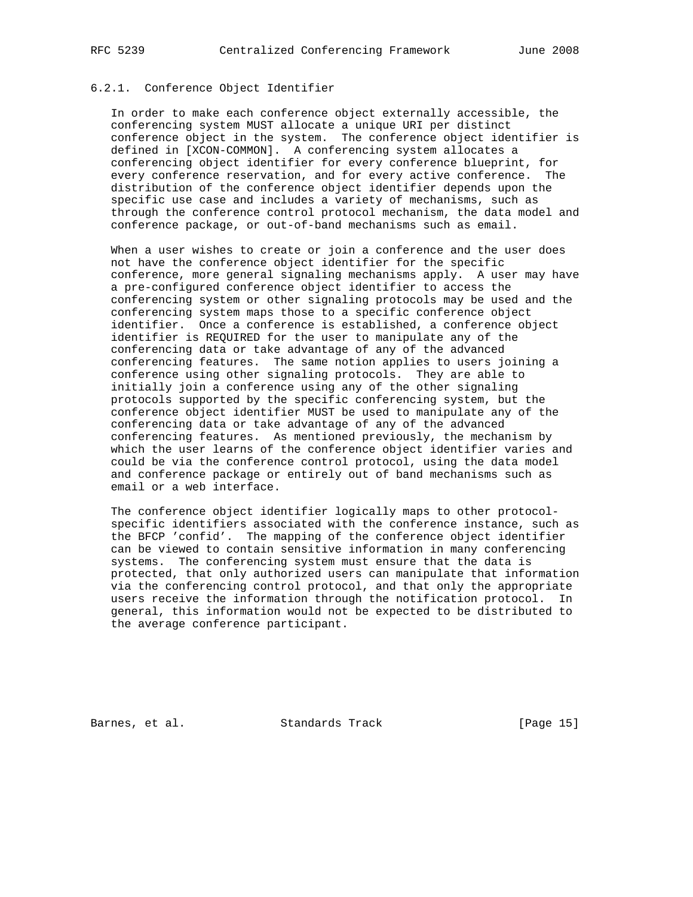### 6.2.1. Conference Object Identifier

In order to make each conference object externally accessible, the conferencing system MUST allocate a unique URI per distinct conference object in the system. The conference object identifier is defined in [XCON-COMMON]. A conferencing system allocates a conferencing object identifier for every conference blueprint, for every conference reservation, and for every active conference. The distribution of the conference object identifier depends upon the specific use case and includes a variety of mechanisms, such as through the conference control protocol mechanism, the data model and conference package, or out-of-band mechanisms such as email.

When a user wishes to create or join a conference and the user does not have the conference object identifier for the specific conference, more general signaling mechanisms apply. A user may have a pre-configured conference object identifier to access the conferencing system or other signaling protocols may be used and the conferencing system maps those to a specific conference object identifier. Once a conference is established, a conference object identifier is REQUIRED for the user to manipulate any of the conferencing data or take advantage of any of the advanced conferencing features. The same notion applies to users joining a conference using other signaling protocols. They are able to initially join a conference using any of the other signaling protocols supported by the specific conferencing system, but the conference object identifier MUST be used to manipulate any of the conferencing data or take advantage of any of the advanced conferencing features. As mentioned previously, the mechanism by which the user learns of the conference object identifier varies and could be via the conference control protocol, using the data model and conference package or entirely out of band mechanisms such as email or a web interface.

The conference object identifier logically maps to other protocol-specific identifiers associated with the conference instance, such as the BFCP 'confid'. The mapping of the conference object identifier can be viewed to contain sensitive information in many conferencing systems. The conferencing system must ensure that the data is protected, that only authorized users can manipulate that information via the conferencing control protocol, and that only the appropriate users receive the information through the notification protocol. In general, this information would not be expected to be distributed to the average conference participant.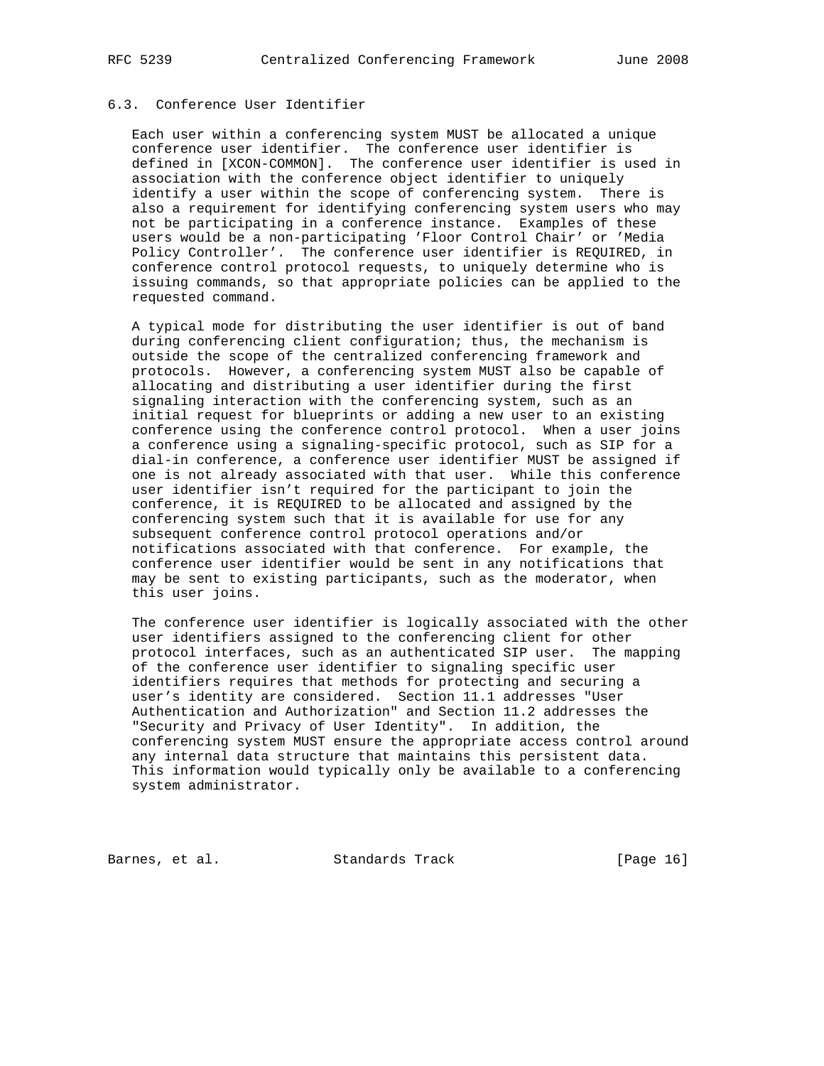### 6.3. Conference User Identifier

Each user within a conferencing system MUST be allocated a unique conference user identifier. The conference user identifier is defined in [XCON-COMMON]. The conference user identifier is used in association with the conference object identifier to uniquely identify a user within the scope of conferencing system. There is also a requirement for identifying conferencing system users who may not be participating in a conference instance. Examples of these users would be a non-participating 'Floor Control Chair' or 'Media Policy Controller'. The conference user identifier is REQUIRED, in conference control protocol requests, to uniquely determine who is issuing commands, so that appropriate policies can be applied to the requested command.

A typical mode for distributing the user identifier is out of band during conferencing client configuration; thus, the mechanism is outside the scope of the centralized conferencing framework and protocols. However, a conferencing system MUST also be capable of allocating and distributing a user identifier during the first signaling interaction with the conferencing system, such as an initial request for blueprints or adding a new user to an existing conference using the conference control protocol. When a user joins a conference using a signaling-specific protocol, such as SIP for a dial-in conference, a conference user identifier MUST be assigned if one is not already associated with that user. While this conference user identifier isn't required for the participant to join the conference, it is REQUIRED to be allocated and assigned by the conferencing system such that it is available for use for any subsequent conference control protocol operations and/or notifications associated with that conference. For example, the conference user identifier would be sent in any notifications that may be sent to existing participants, such as the moderator, when this user joins.

The conference user identifier is logically associated with the other user identifiers assigned to the conferencing client for other protocol interfaces, such as an authenticated SIP user. The mapping of the conference user identifier to signaling specific user identifiers requires that methods for protecting and securing a user's identity are considered. Section 11.1 addresses "User Authentication and Authorization" and Section 11.2 addresses the "Security and Privacy of User Identity". In addition, the conferencing system MUST ensure the appropriate access control around any internal data structure that maintains this persistent data. This information would typically only be available to a conferencing system administrator.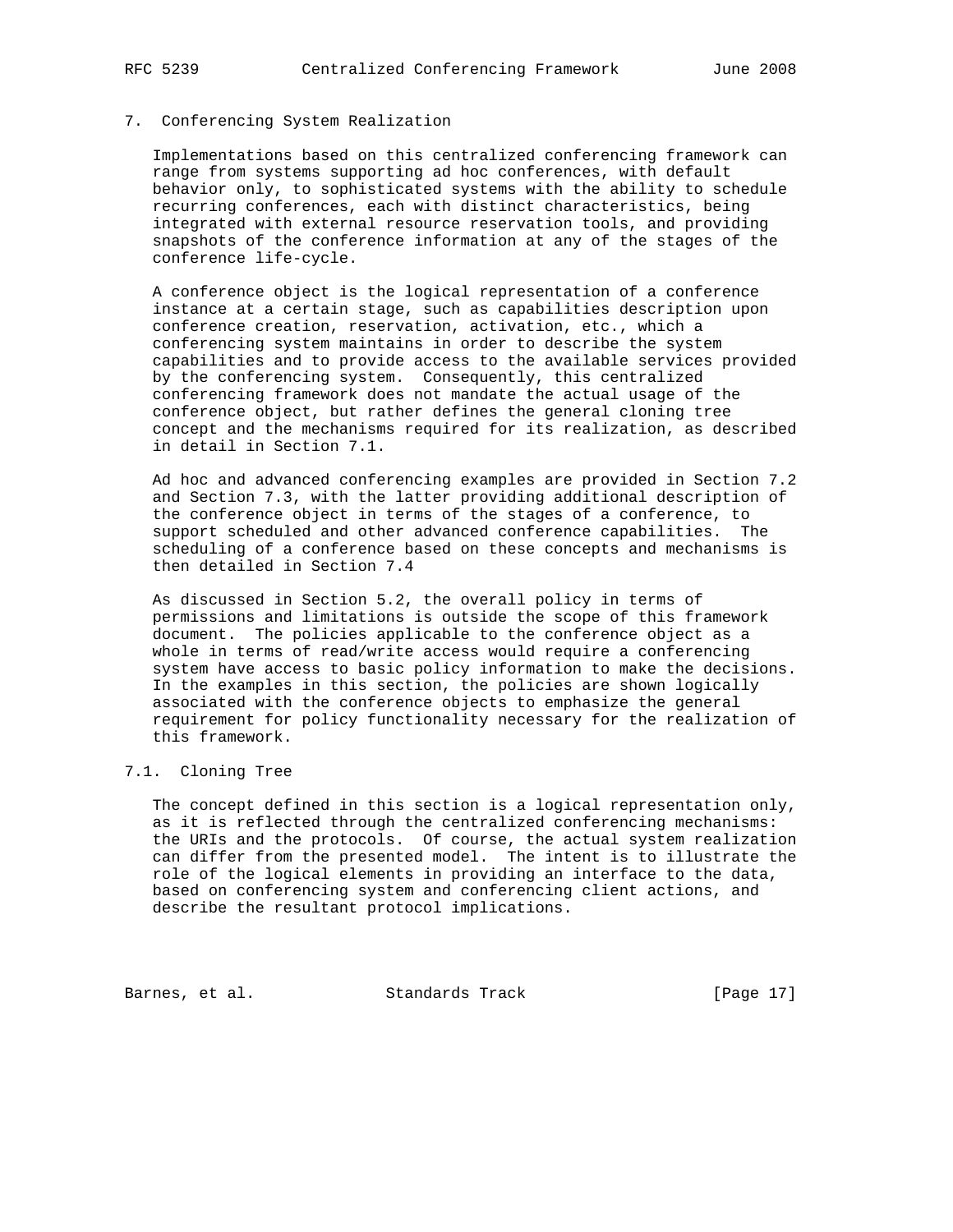## 7. Conferencing System Realization

Implementations based on this centralized conferencing framework can range from systems supporting ad hoc conferences, with default behavior only, to sophisticated systems with the ability to schedule recurring conferences, each with distinct characteristics, being integrated with external resource reservation tools, and providing snapshots of the conference information at any of the stages of the conference life-cycle.

A conference object is the logical representation of a conference instance at a certain stage, such as capabilities description upon conference creation, reservation, activation, etc., which a conferencing system maintains in order to describe the system capabilities and to provide access to the available services provided by the conferencing system. Consequently, this centralized conferencing framework does not mandate the actual usage of the conference object, but rather defines the general cloning tree concept and the mechanisms required for its realization, as described in detail in Section 7.1.

Ad hoc and advanced conferencing examples are provided in Section 7.2 and Section 7.3, with the latter providing additional description of the conference object in terms of the stages of a conference, to support scheduled and other advanced conference capabilities. The scheduling of a conference based on these concepts and mechanisms is then detailed in Section 7.4

As discussed in Section 5.2, the overall policy in terms of permissions and limitations is outside the scope of this framework document. The policies applicable to the conference object as a whole in terms of read/write access would require a conferencing system have access to basic policy information to make the decisions. In the examples in this section, the policies are shown logically associated with the conference objects to emphasize the general requirement for policy functionality necessary for the realization of this framework.

### 7.1. Cloning Tree

The concept defined in this section is a logical representation only, as it is reflected through the centralized conferencing mechanisms: the URIs and the protocols. Of course, the actual system realization can differ from the presented model. The intent is to illustrate the role of the logical elements in providing an interface to the data, based on conferencing system and conferencing client actions, and describe the resultant protocol implications.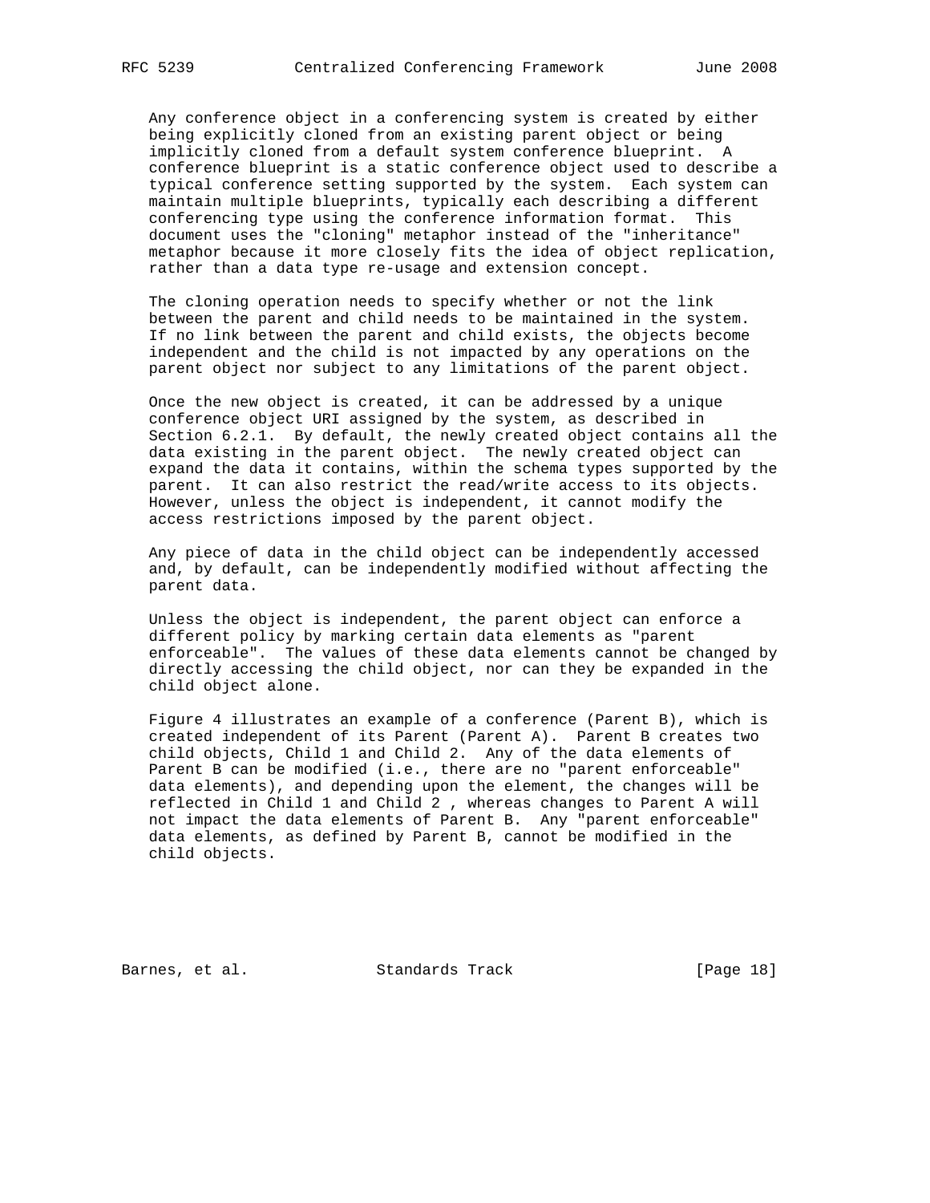Any conference object in a conferencing system is created by either being explicitly cloned from an existing parent object or being implicitly cloned from a default system conference blueprint. A conference blueprint is a static conference object used to describe a typical conference setting supported by the system. Each system can maintain multiple blueprints, typically each describing a different conferencing type using the conference information format. This document uses the "cloning" metaphor instead of the "inheritance" metaphor because it more closely fits the idea of object replication, rather than a data type re-usage and extension concept.

The cloning operation needs to specify whether or not the link between the parent and child needs to be maintained in the system. If no link between the parent and child exists, the objects become independent and the child is not impacted by any operations on the parent object nor subject to any limitations of the parent object.

Once the new object is created, it can be addressed by a unique conference object URI assigned by the system, as described in Section 6.2.1. By default, the newly created object contains all the data existing in the parent object. The newly created object can expand the data it contains, within the schema types supported by the parent. It can also restrict the read/write access to its objects. However, unless the object is independent, it cannot modify the access restrictions imposed by the parent object.

Any piece of data in the child object can be independently accessed and, by default, can be independently modified without affecting the parent data.

Unless the object is independent, the parent object can enforce a different policy by marking certain data elements as "parent enforceable". The values of these data elements cannot be changed by directly accessing the child object, nor can they be expanded in the child object alone.

Figure 4 illustrates an example of a conference (Parent B), which is created independent of its Parent (Parent A). Parent B creates two child objects, Child 1 and Child 2. Any of the data elements of Parent B can be modified (i.e., there are no "parent enforceable" data elements), and depending upon the element, the changes will be reflected in Child 1 and Child 2 , whereas changes to Parent A will not impact the data elements of Parent B. Any "parent enforceable" data elements, as defined by Parent B, cannot be modified in the child objects.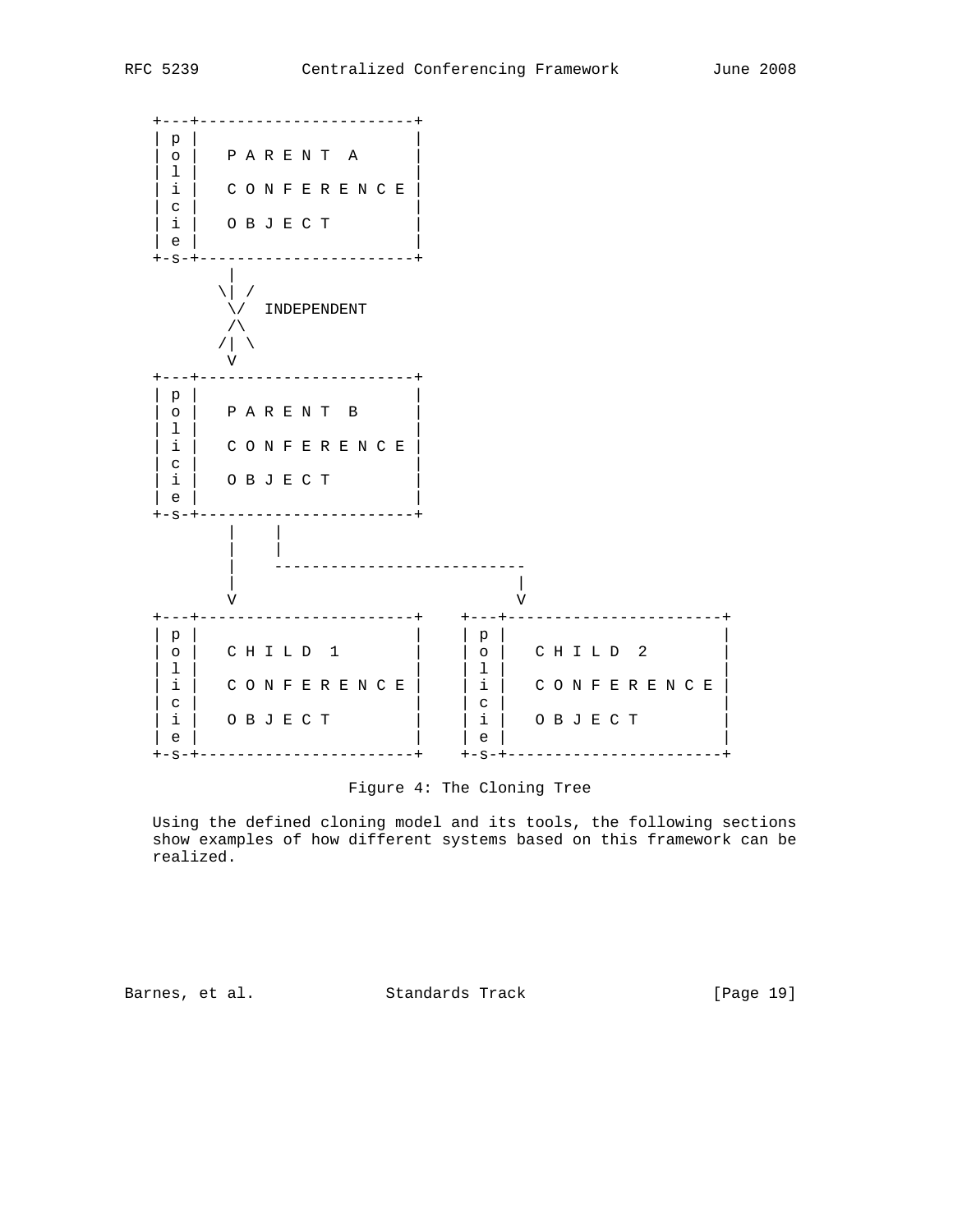```
   +---+-----------------------+
   | p |                       |
   | o |   P A R E N T  A      |
   | l |                       |
   | i |   C O N F E R E N C E |
   | c |                       |
   | i |   O B J E C T         |
   | e |                       |
   +-s-+-----------------------+
         |
       \| /
        \/  INDEPENDENT
        /\
       /| \
        V
   +---+-----------------------+
   | p |                       |
   | o |   P A R E N T  B      |
   | l |                       |
   | i |   C O N F E R E N C E |
   | c |                       |
   | i |   O B J E C T         |
   | e |                       |
   +-s-+-----------------------+
         |    |
         |    |
         |    --------------------------
         |                             |
         V                             V
   +---+-----------------------+    +---+-----------------------+
   | p |                       |    | p |                       |
   | o |   C H I L D  1        |    | o |   C H I L D  2        |
   | l |                       |    | l |                       |
   | i |   C O N F E R E N C E |    | i |   C O N F E R E N C E |
   | c |                       |    | c |                       |
   | i |   O B J E C T         |    | i |   O B J E C T         |
   | e |                       |    | e |                       |
   +-s-+-----------------------+    +-s-+-----------------------+
```

Figure 4: The Cloning Tree

Using the defined cloning model and its tools, the following sections show examples of how different systems based on this framework can be realized.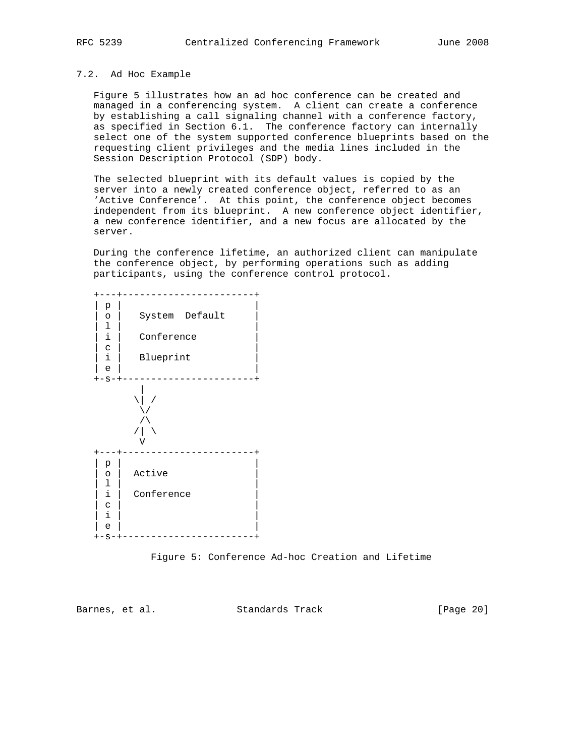### 7.2. Ad Hoc Example

Figure 5 illustrates how an ad hoc conference can be created and managed in a conferencing system. A client can create a conference by establishing a call signaling channel with a conference factory, as specified in Section 6.1. The conference factory can internally select one of the system supported conference blueprints based on the requesting client privileges and the media lines included in the Session Description Protocol (SDP) body.

The selected blueprint with its default values is copied by the server into a newly created conference object, referred to as an 'Active Conference'. At this point, the conference object becomes independent from its blueprint. A new conference object identifier, a new conference identifier, and a new focus are allocated by the server.

During the conference lifetime, an authorized client can manipulate the conference object, by performing operations such as adding participants, using the conference control protocol.

```
+---+-----------------------+
| p |                       |
| o |   System  Default     |
| l |                       |
| i |   Conference          |
| c |                       |
| i |   Blueprint           |
| e |                       |
+-s-+-----------------------+
       |
      \| /
       \/
       /\
      /| \
       V
+---+-----------------------+
| p |                       |
| o |  Active               |
| l |                       |
| i |  Conference           |
| c |                       |
| i |                       |
| e |                       |
+-s-+-----------------------+
```

Figure 5: Conference Ad-hoc Creation and Lifetime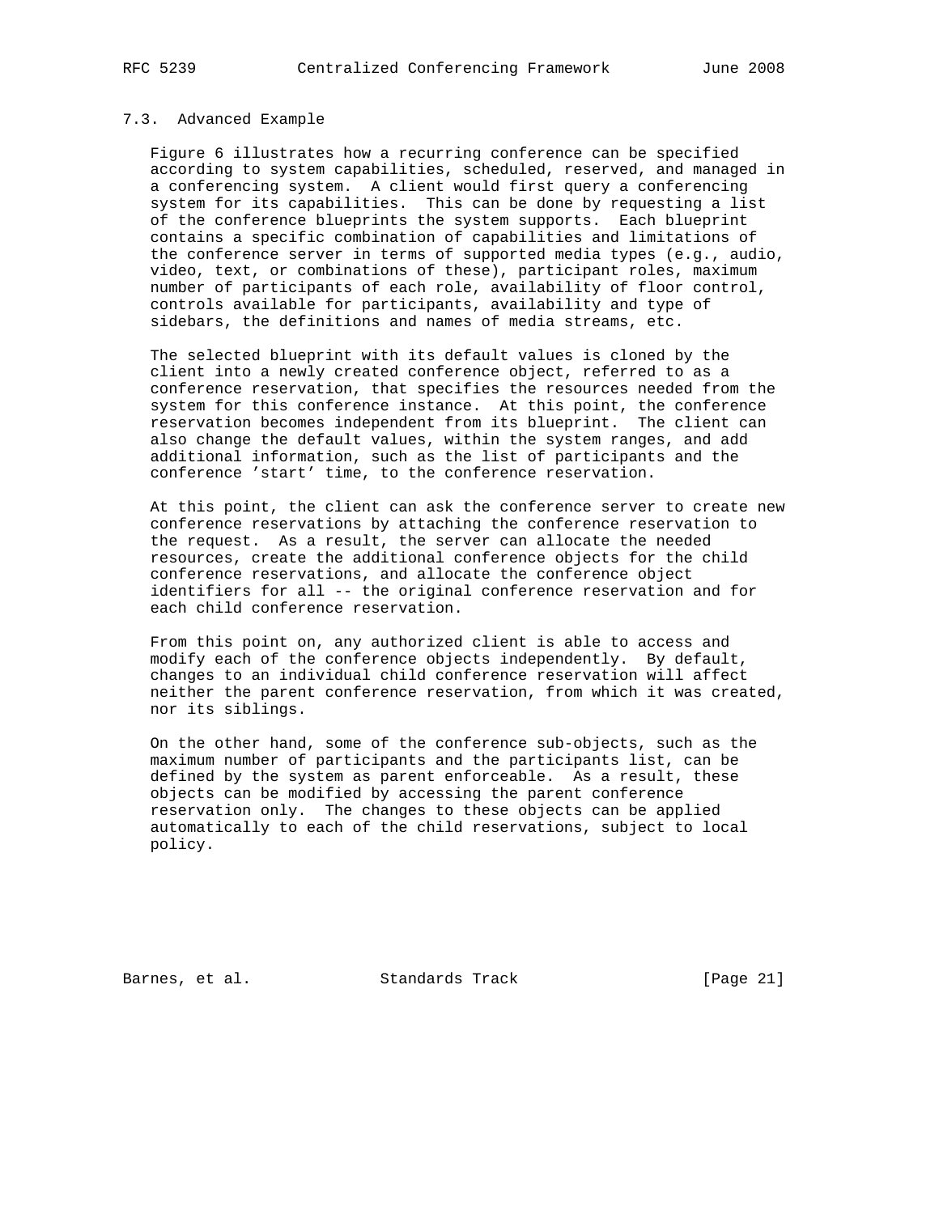### 7.3. Advanced Example

Figure 6 illustrates how a recurring conference can be specified according to system capabilities, scheduled, reserved, and managed in a conferencing system. A client would first query a conferencing system for its capabilities. This can be done by requesting a list of the conference blueprints the system supports. Each blueprint contains a specific combination of capabilities and limitations of the conference server in terms of supported media types (e.g., audio, video, text, or combinations of these), participant roles, maximum number of participants of each role, availability of floor control, controls available for participants, availability and type of sidebars, the definitions and names of media streams, etc.

The selected blueprint with its default values is cloned by the client into a newly created conference object, referred to as a conference reservation, that specifies the resources needed from the system for this conference instance. At this point, the conference reservation becomes independent from its blueprint. The client can also change the default values, within the system ranges, and add additional information, such as the list of participants and the conference 'start' time, to the conference reservation.

At this point, the client can ask the conference server to create new conference reservations by attaching the conference reservation to the request. As a result, the server can allocate the needed resources, create the additional conference objects for the child conference reservations, and allocate the conference object identifiers for all -- the original conference reservation and for each child conference reservation.

From this point on, any authorized client is able to access and modify each of the conference objects independently. By default, changes to an individual child conference reservation will affect neither the parent conference reservation, from which it was created, nor its siblings.

On the other hand, some of the conference sub-objects, such as the maximum number of participants and the participants list, can be defined by the system as parent enforceable. As a result, these objects can be modified by accessing the parent conference reservation only. The changes to these objects can be applied automatically to each of the child reservations, subject to local policy.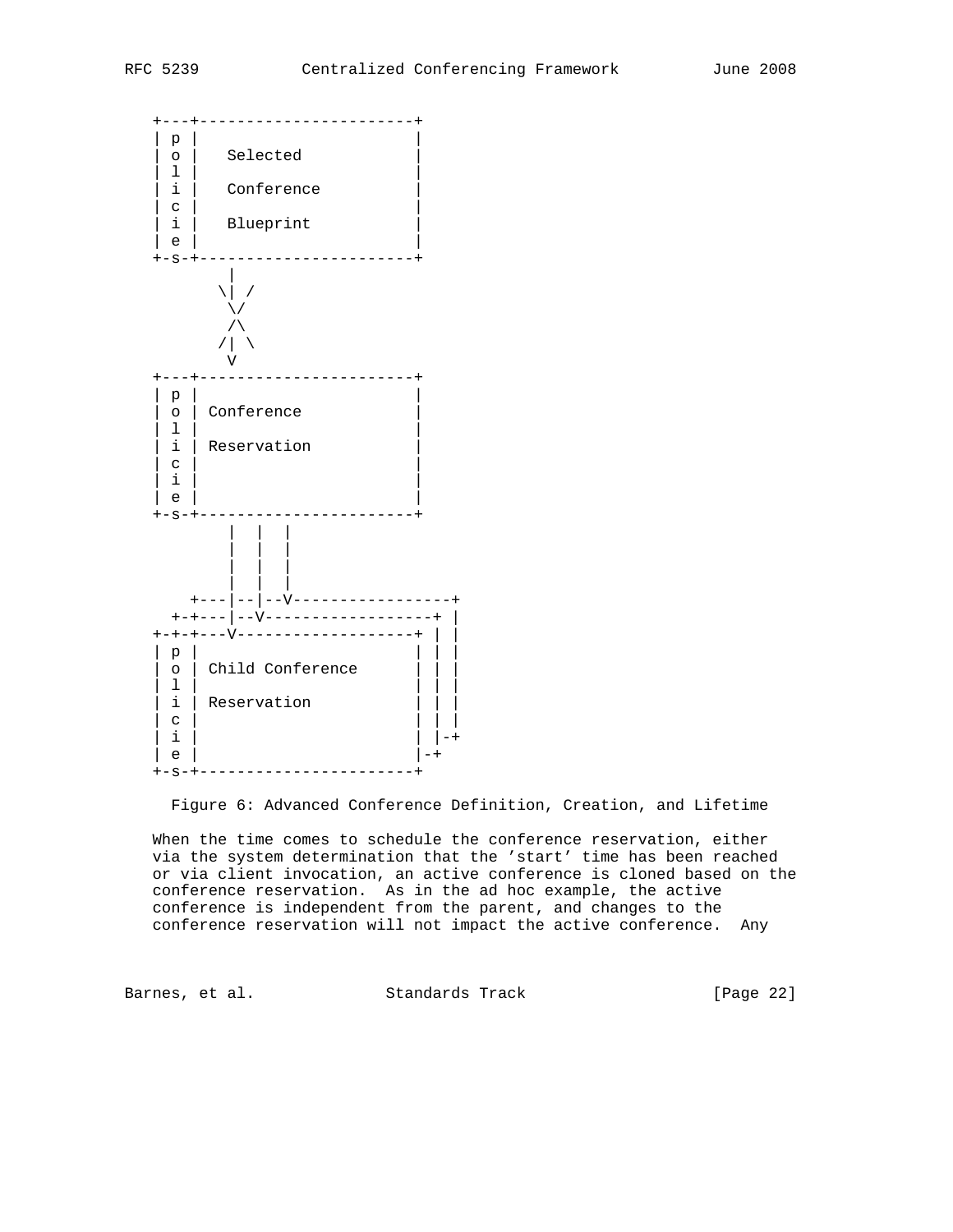```
   +---+-----------------------+
   | p |                       |
   | o |   Selected            |
   | l |                       |
   | i |   Conference          |
   | c |                       |
   | i |   Blueprint           |
   | e |                       |
   +-s-+-----------------------+
           |
         \| /
          \/
          /\
         /| \
          V
   +---+-----------------------+
   | p |                       |
   | o | Conference            |
   | l |                       |
   | i | Reservation           |
   | c |                       |
   | i |                       |
   | e |                       |
   +-s-+-----------------------+
           |   |   |
           |   |   |
           |   |   |
           |   |   |
       +---|--|--V-----------------+
     +-+---|--V------------------+ |
   +-+-+---V-------------------+ | |
   | p |                       | | |
   | o | Child Conference      | | |
   | l |                       | | |
   | i | Reservation           | | |
   | c |                       | | |
   | i |                       | |-+
   | e |                       |-+
   +-s-+-----------------------+
```

Figure 6: Advanced Conference Definition, Creation, and Lifetime

When the time comes to schedule the conference reservation, either via the system determination that the 'start' time has been reached or via client invocation, an active conference is cloned based on the conference reservation. As in the ad hoc example, the active conference is independent from the parent, and changes to the conference reservation will not impact the active conference. Any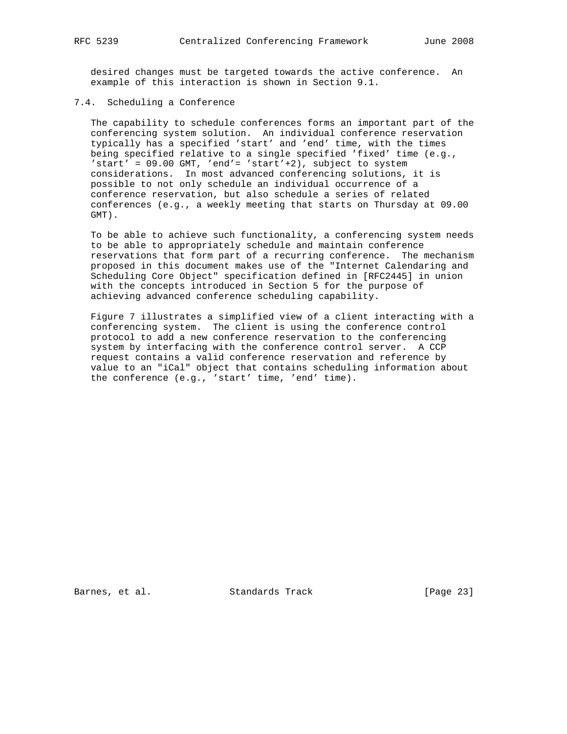desired changes must be targeted towards the active conference. An example of this interaction is shown in Section 9.1.

### 7.4. Scheduling a Conference

The capability to schedule conferences forms an important part of the conferencing system solution. An individual conference reservation typically has a specified 'start' and 'end' time, with the times being specified relative to a single specified 'fixed' time (e.g., 'start' = 09.00 GMT, 'end'= 'start'+2), subject to system considerations. In most advanced conferencing solutions, it is possible to not only schedule an individual occurrence of a conference reservation, but also schedule a series of related conferences (e.g., a weekly meeting that starts on Thursday at 09.00 GMT).

To be able to achieve such functionality, a conferencing system needs to be able to appropriately schedule and maintain conference reservations that form part of a recurring conference. The mechanism proposed in this document makes use of the "Internet Calendaring and Scheduling Core Object" specification defined in [RFC2445] in union with the concepts introduced in Section 5 for the purpose of achieving advanced conference scheduling capability.

Figure 7 illustrates a simplified view of a client interacting with a conferencing system. The client is using the conference control protocol to add a new conference reservation to the conferencing system by interfacing with the conference control server. A CCP request contains a valid conference reservation and reference by value to an "iCal" object that contains scheduling information about the conference (e.g., 'start' time, 'end' time).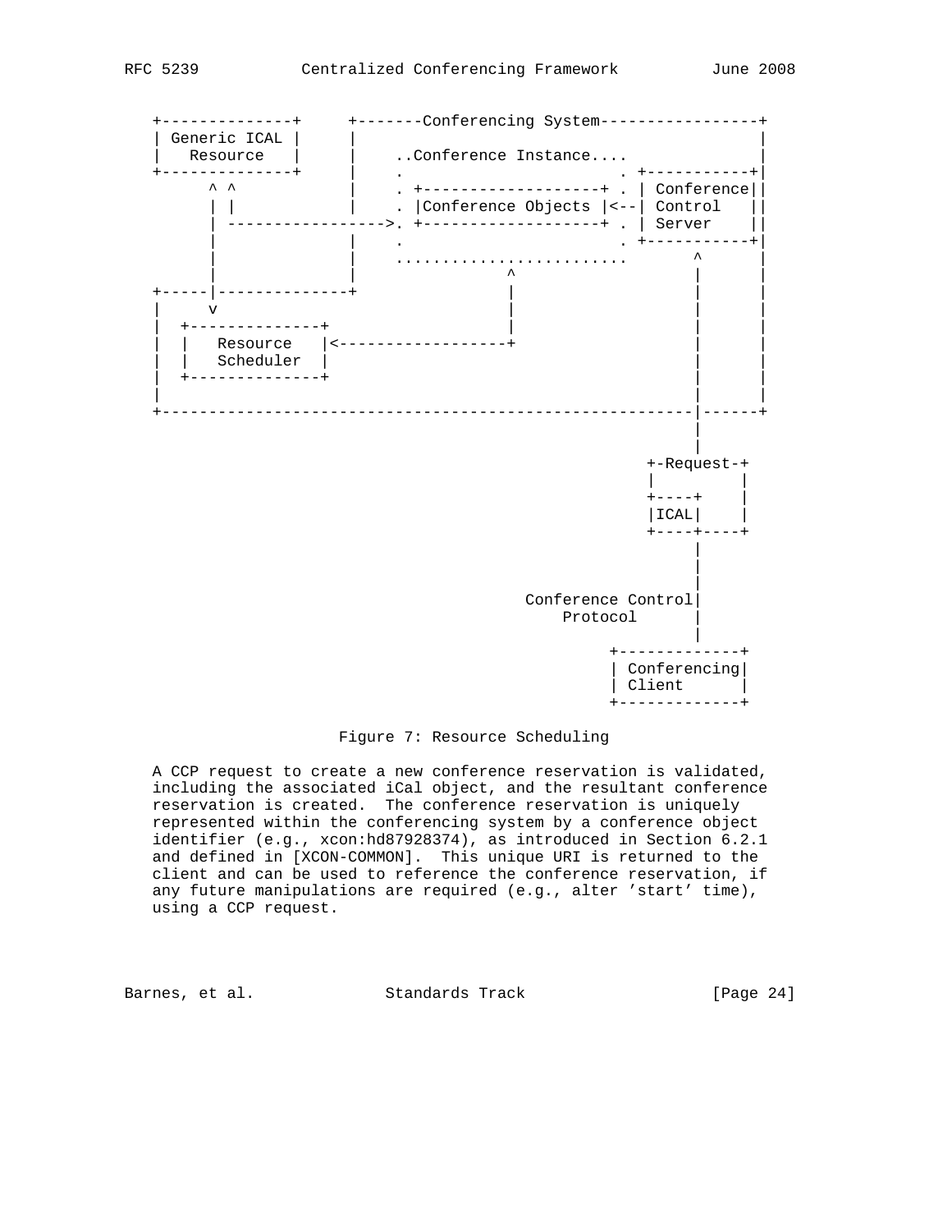```
  +--------------+     +-------Conferencing System-----------------+
  | Generic ICAL |     |                                           |
  |   Resource   |     |    ..Conference Instance....              |
  +--------------+     |    .                        . +-----------+|
        ^ ^            |    . +-------------------+ . | Conference||
        | |            |    . |Conference Objects |<--| Control   ||
        | ----------------->. +-------------------+ . | Server    ||
        |              |    .                        . +-----------+|
        |              |    .........................       ^      |
        |              |                  ^                 |      |
  +-----|--------------+                  |                 |      |
  |     v                                 |                 |      |
  |  +--------------+                     |                 |      |
  |  |   Resource   |<--------------------+                 |      |
  |  |   Scheduler  |                                       |      |
  |  +--------------+                                       |      |
  |                                                         |      |
  +---------------------------------------------------------|------+
                                                            |
                                                            |
                                                       +-Request-+
                                                       |         |
                                                       +----+    |
                                                       |ICAL|    |
                                                       +----+----+
                                                            |
                                                            |
                                                            |
                                           Conference Control|
                                               Protocol      |
                                                            |
                                                   +-------------+
                                                   | Conferencing|
                                                   | Client      |
                                                   +-------------+
```

Figure 7: Resource Scheduling

A CCP request to create a new conference reservation is validated, including the associated iCal object, and the resultant conference reservation is created. The conference reservation is uniquely represented within the conferencing system by a conference object identifier (e.g., xcon:hd87928374), as introduced in Section 6.2.1 and defined in [XCON-COMMON]. This unique URI is returned to the client and can be used to reference the conference reservation, if any future manipulations are required (e.g., alter 'start' time), using a CCP request.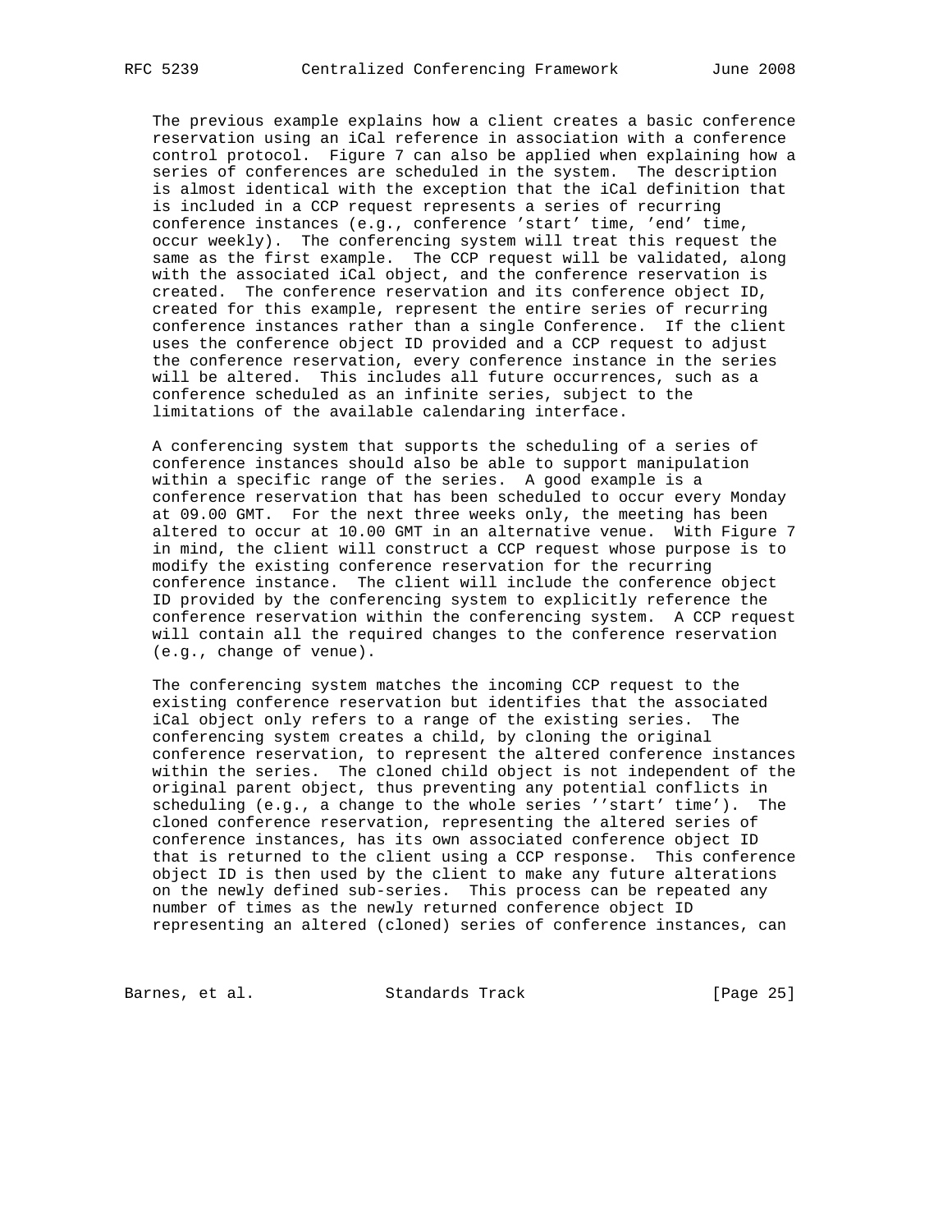The previous example explains how a client creates a basic conference reservation using an iCal reference in association with a conference control protocol. Figure 7 can also be applied when explaining how a series of conferences are scheduled in the system. The description is almost identical with the exception that the iCal definition that is included in a CCP request represents a series of recurring conference instances (e.g., conference 'start' time, 'end' time, occur weekly). The conferencing system will treat this request the same as the first example. The CCP request will be validated, along with the associated iCal object, and the conference reservation is created. The conference reservation and its conference object ID, created for this example, represent the entire series of recurring conference instances rather than a single Conference. If the client uses the conference object ID provided and a CCP request to adjust the conference reservation, every conference instance in the series will be altered. This includes all future occurrences, such as a conference scheduled as an infinite series, subject to the limitations of the available calendaring interface.

A conferencing system that supports the scheduling of a series of conference instances should also be able to support manipulation within a specific range of the series. A good example is a conference reservation that has been scheduled to occur every Monday at 09.00 GMT. For the next three weeks only, the meeting has been altered to occur at 10.00 GMT in an alternative venue. With Figure 7 in mind, the client will construct a CCP request whose purpose is to modify the existing conference reservation for the recurring conference instance. The client will include the conference object ID provided by the conferencing system to explicitly reference the conference reservation within the conferencing system. A CCP request will contain all the required changes to the conference reservation (e.g., change of venue).

The conferencing system matches the incoming CCP request to the existing conference reservation but identifies that the associated iCal object only refers to a range of the existing series. The conferencing system creates a child, by cloning the original conference reservation, to represent the altered conference instances within the series. The cloned child object is not independent of the original parent object, thus preventing any potential conflicts in scheduling (e.g., a change to the whole series ''start' time'). The cloned conference reservation, representing the altered series of conference instances, has its own associated conference object ID that is returned to the client using a CCP response. This conference object ID is then used by the client to make any future alterations on the newly defined sub-series. This process can be repeated any number of times as the newly returned conference object ID representing an altered (cloned) series of conference instances, can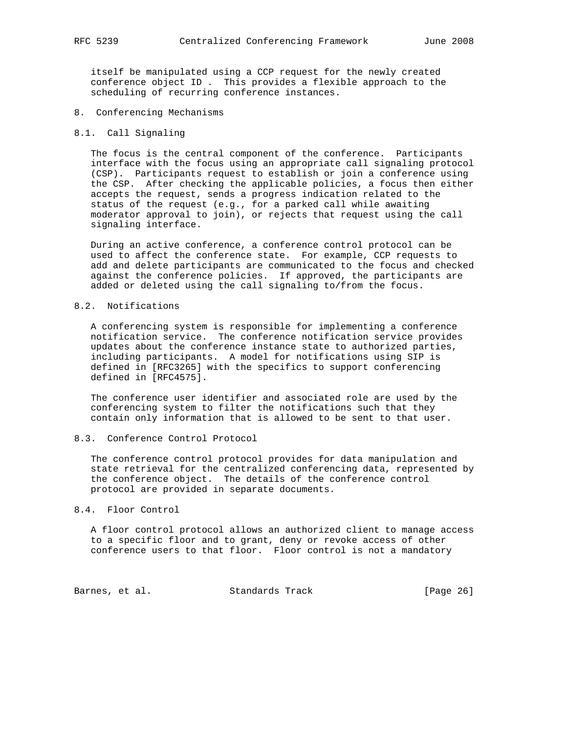itself be manipulated using a CCP request for the newly created conference object ID . This provides a flexible approach to the scheduling of recurring conference instances.

# 8. Conferencing Mechanisms

## 8.1. Call Signaling

The focus is the central component of the conference. Participants interface with the focus using an appropriate call signaling protocol (CSP). Participants request to establish or join a conference using the CSP. After checking the applicable policies, a focus then either accepts the request, sends a progress indication related to the status of the request (e.g., for a parked call while awaiting moderator approval to join), or rejects that request using the call signaling interface.

During an active conference, a conference control protocol can be used to affect the conference state. For example, CCP requests to add and delete participants are communicated to the focus and checked against the conference policies. If approved, the participants are added or deleted using the call signaling to/from the focus.

## 8.2. Notifications

A conferencing system is responsible for implementing a conference notification service. The conference notification service provides updates about the conference instance state to authorized parties, including participants. A model for notifications using SIP is defined in [RFC3265] with the specifics to support conferencing defined in [RFC4575].

The conference user identifier and associated role are used by the conferencing system to filter the notifications such that they contain only information that is allowed to be sent to that user.

## 8.3. Conference Control Protocol

The conference control protocol provides for data manipulation and state retrieval for the centralized conferencing data, represented by the conference object. The details of the conference control protocol are provided in separate documents.

## 8.4. Floor Control

A floor control protocol allows an authorized client to manage access to a specific floor and to grant, deny or revoke access of other conference users to that floor. Floor control is not a mandatory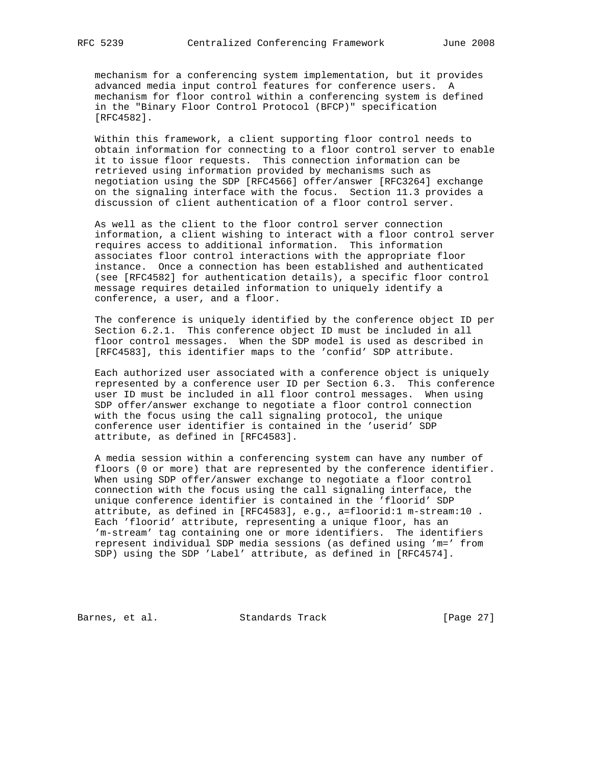mechanism for a conferencing system implementation, but it provides advanced media input control features for conference users. A mechanism for floor control within a conferencing system is defined in the "Binary Floor Control Protocol (BFCP)" specification [RFC4582].

Within this framework, a client supporting floor control needs to obtain information for connecting to a floor control server to enable it to issue floor requests. This connection information can be retrieved using information provided by mechanisms such as negotiation using the SDP [RFC4566] offer/answer [RFC3264] exchange on the signaling interface with the focus. Section 11.3 provides a discussion of client authentication of a floor control server.

As well as the client to the floor control server connection information, a client wishing to interact with a floor control server requires access to additional information. This information associates floor control interactions with the appropriate floor instance. Once a connection has been established and authenticated (see [RFC4582] for authentication details), a specific floor control message requires detailed information to uniquely identify a conference, a user, and a floor.

The conference is uniquely identified by the conference object ID per Section 6.2.1. This conference object ID must be included in all floor control messages. When the SDP model is used as described in [RFC4583], this identifier maps to the 'confid' SDP attribute.

Each authorized user associated with a conference object is uniquely represented by a conference user ID per Section 6.3. This conference user ID must be included in all floor control messages. When using SDP offer/answer exchange to negotiate a floor control connection with the focus using the call signaling protocol, the unique conference user identifier is contained in the 'userid' SDP attribute, as defined in [RFC4583].

A media session within a conferencing system can have any number of floors (0 or more) that are represented by the conference identifier. When using SDP offer/answer exchange to negotiate a floor control connection with the focus using the call signaling interface, the unique conference identifier is contained in the 'floorid' SDP attribute, as defined in [RFC4583], e.g., a=floorid:1 m-stream:10 . Each 'floorid' attribute, representing a unique floor, has an 'm-stream' tag containing one or more identifiers. The identifiers represent individual SDP media sessions (as defined using 'm=' from SDP) using the SDP 'Label' attribute, as defined in [RFC4574].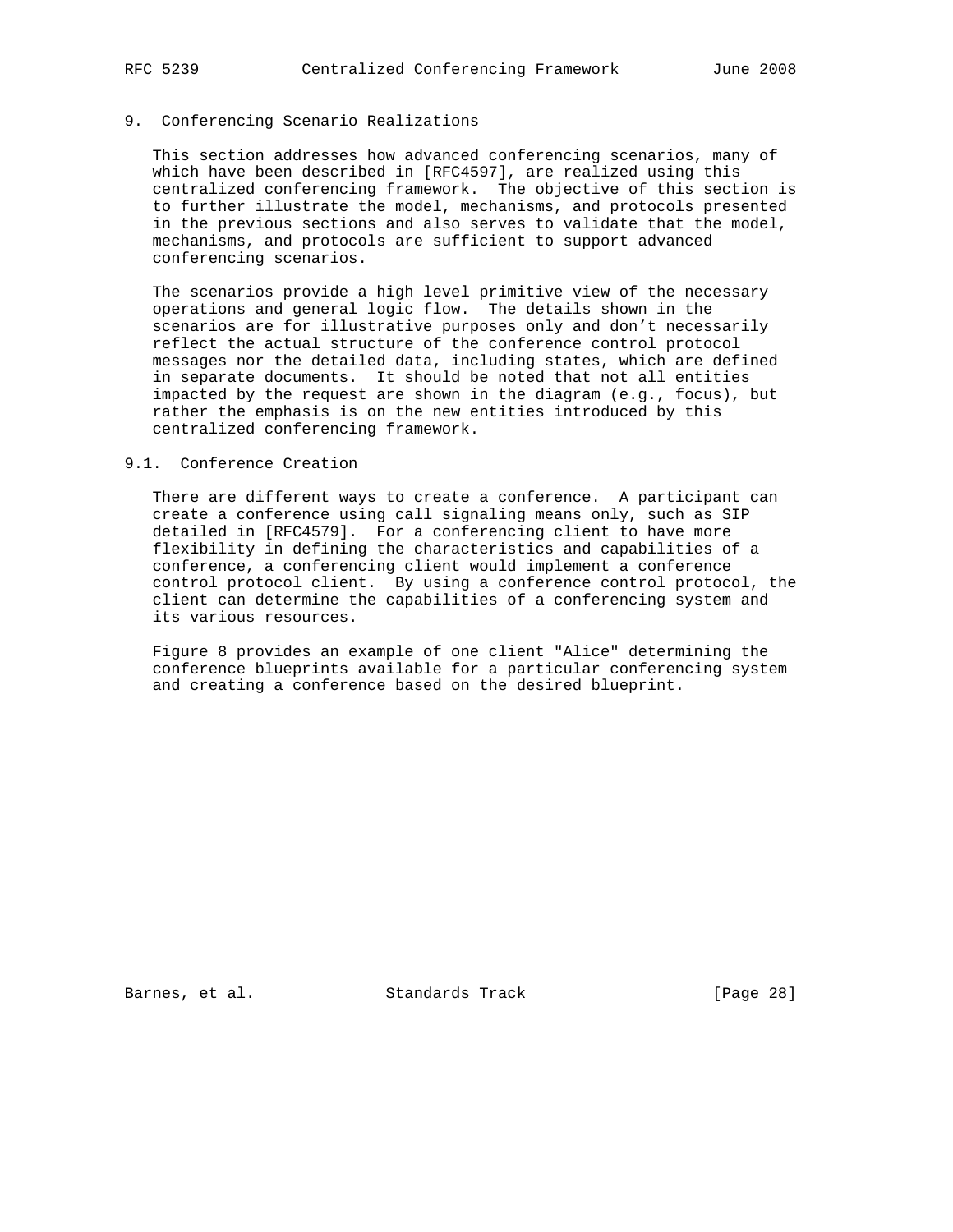## 9. Conferencing Scenario Realizations

This section addresses how advanced conferencing scenarios, many of which have been described in [RFC4597], are realized using this centralized conferencing framework. The objective of this section is to further illustrate the model, mechanisms, and protocols presented in the previous sections and also serves to validate that the model, mechanisms, and protocols are sufficient to support advanced conferencing scenarios.

The scenarios provide a high level primitive view of the necessary operations and general logic flow. The details shown in the scenarios are for illustrative purposes only and don't necessarily reflect the actual structure of the conference control protocol messages nor the detailed data, including states, which are defined in separate documents. It should be noted that not all entities impacted by the request are shown in the diagram (e.g., focus), but rather the emphasis is on the new entities introduced by this centralized conferencing framework.

### 9.1. Conference Creation

There are different ways to create a conference. A participant can create a conference using call signaling means only, such as SIP detailed in [RFC4579]. For a conferencing client to have more flexibility in defining the characteristics and capabilities of a conference, a conferencing client would implement a conference control protocol client. By using a conference control protocol, the client can determine the capabilities of a conferencing system and its various resources.

Figure 8 provides an example of one client "Alice" determining the conference blueprints available for a particular conferencing system and creating a conference based on the desired blueprint.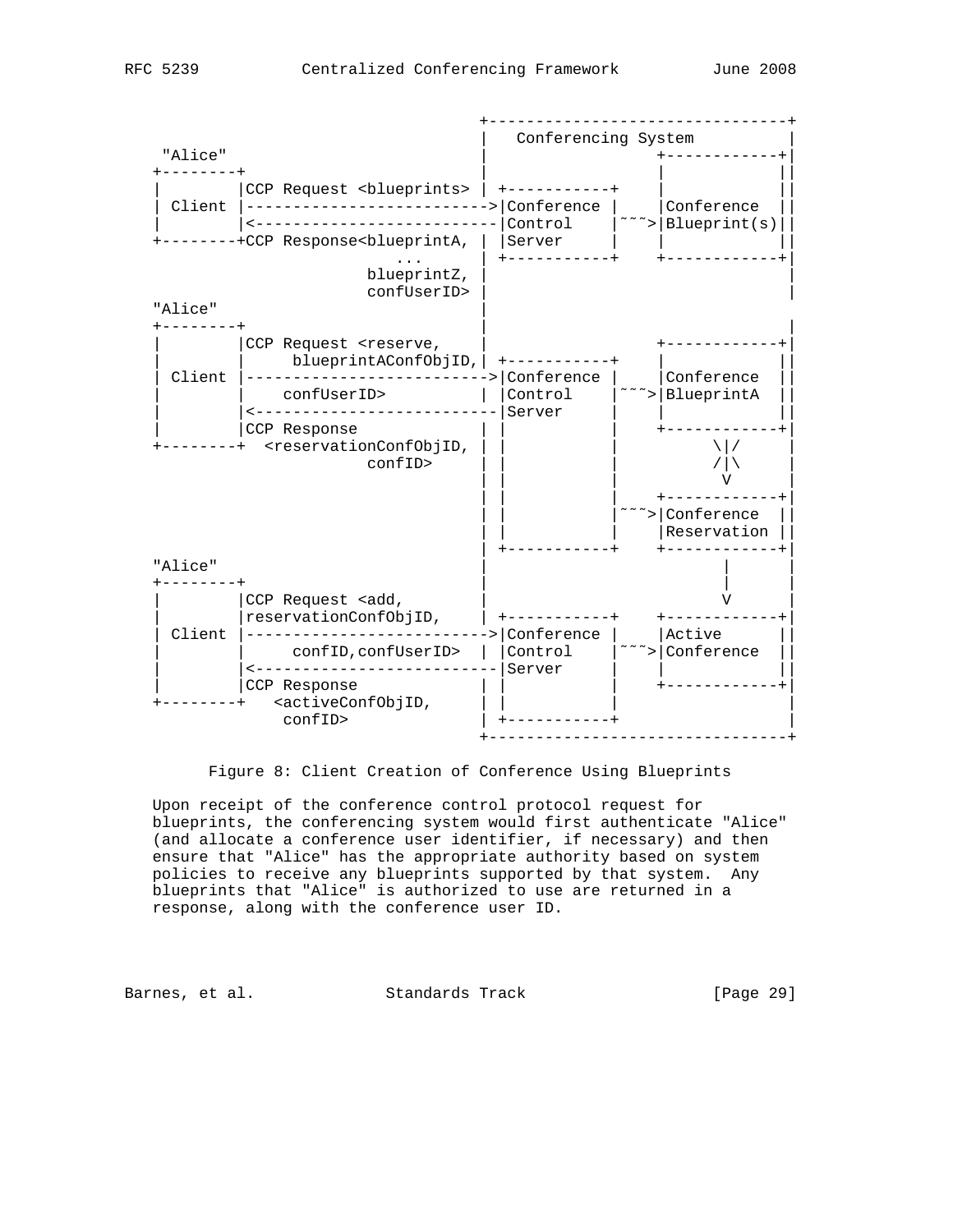```
                                  +--------------------------------+
                                  |   Conferencing System          |
    "Alice"                       |                  +------------+|
   +--------+                     |                  |            ||
   |        |CCP Request <blueprints> | +-----------+    |            ||
   | Client |-------------------------->|Conference |    |Conference  ||
   |        |<--------------------------|Control    |~~~>|Blueprint(s)||
   +--------+CCP Response<blueprintA, | |Server     |    |            ||
                              ...   | +-----------+    +------------+|
                          blueprintZ, |                                |
                          confUserID> |                                |
   "Alice"                        |                                |
   +--------+                     |                                |
   |        |CCP Request <reserve,    |                  +------------+|
   |        |     blueprintAConfObjID,| +-----------+    |            ||
   | Client |-------------------------->|Conference |    |Conference  ||
   |        |    confUserID>      | |Control    |~~~>|BlueprintA  ||
   |        |<--------------------------|Server     |    |            ||
   |        |CCP Response             | |           |    +------------+|
   +--------+  <reservationConfObjID, | |           |         \|/      |
                          confID>     | |           |         /|\      |
                                  | |           |          V       |
                                  | |           |    +------------+|
                                  | |           |~~~>|Conference  ||
                                  | |           |    |Reservation ||
                                  | +-----------+    +------------+|
   "Alice"                        |                        |       |
   +--------+                     |                        |       |
   |        |CCP Request <add,        |                        V       |
   |        |reservationConfObjID,    | +-----------+    +------------+|
   | Client |-------------------------->|Conference |    |Active      ||
   |        |     confID,confUserID>  | |Control    |~~~>|Conference  ||
   |        |<--------------------------|Server     |    |            ||
   |        |CCP Response             | |           |    +------------+|
   +--------+   <activeConfObjID,     | |           |                  |
                 confID>          | +-----------+                  |
                                  +--------------------------------+
```

Figure 8: Client Creation of Conference Using Blueprints

Upon receipt of the conference control protocol request for blueprints, the conferencing system would first authenticate "Alice" (and allocate a conference user identifier, if necessary) and then ensure that "Alice" has the appropriate authority based on system policies to receive any blueprints supported by that system. Any blueprints that "Alice" is authorized to use are returned in a response, along with the conference user ID.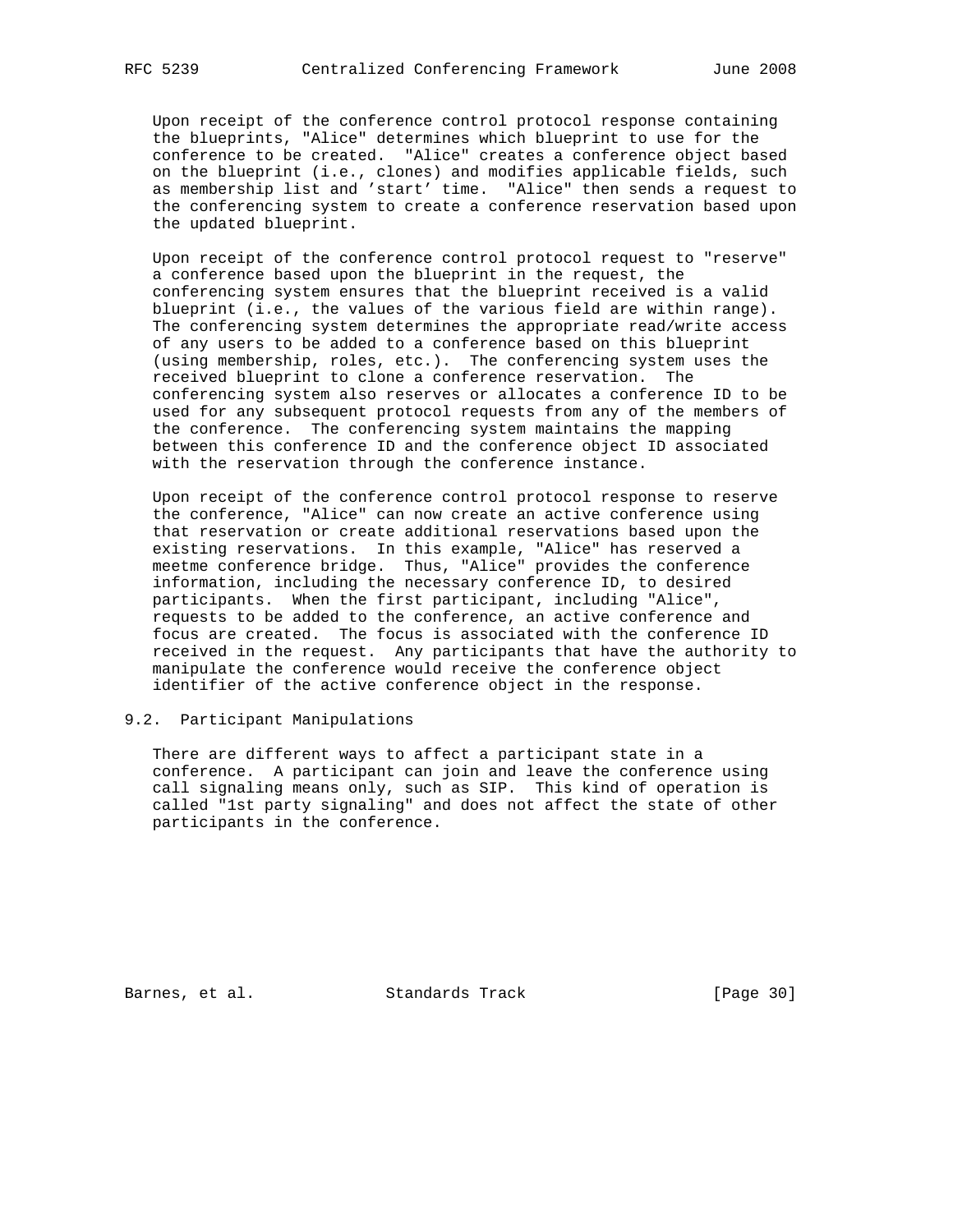Upon receipt of the conference control protocol response containing the blueprints, "Alice" determines which blueprint to use for the conference to be created. "Alice" creates a conference object based on the blueprint (i.e., clones) and modifies applicable fields, such as membership list and 'start' time. "Alice" then sends a request to the conferencing system to create a conference reservation based upon the updated blueprint.

Upon receipt of the conference control protocol request to "reserve" a conference based upon the blueprint in the request, the conferencing system ensures that the blueprint received is a valid blueprint (i.e., the values of the various field are within range). The conferencing system determines the appropriate read/write access of any users to be added to a conference based on this blueprint (using membership, roles, etc.). The conferencing system uses the received blueprint to clone a conference reservation. The conferencing system also reserves or allocates a conference ID to be used for any subsequent protocol requests from any of the members of the conference. The conferencing system maintains the mapping between this conference ID and the conference object ID associated with the reservation through the conference instance.

Upon receipt of the conference control protocol response to reserve the conference, "Alice" can now create an active conference using that reservation or create additional reservations based upon the existing reservations. In this example, "Alice" has reserved a meetme conference bridge. Thus, "Alice" provides the conference information, including the necessary conference ID, to desired participants. When the first participant, including "Alice", requests to be added to the conference, an active conference and focus are created. The focus is associated with the conference ID received in the request. Any participants that have the authority to manipulate the conference would receive the conference object identifier of the active conference object in the response.

## 9.2. Participant Manipulations

There are different ways to affect a participant state in a conference. A participant can join and leave the conference using call signaling means only, such as SIP. This kind of operation is called "1st party signaling" and does not affect the state of other participants in the conference.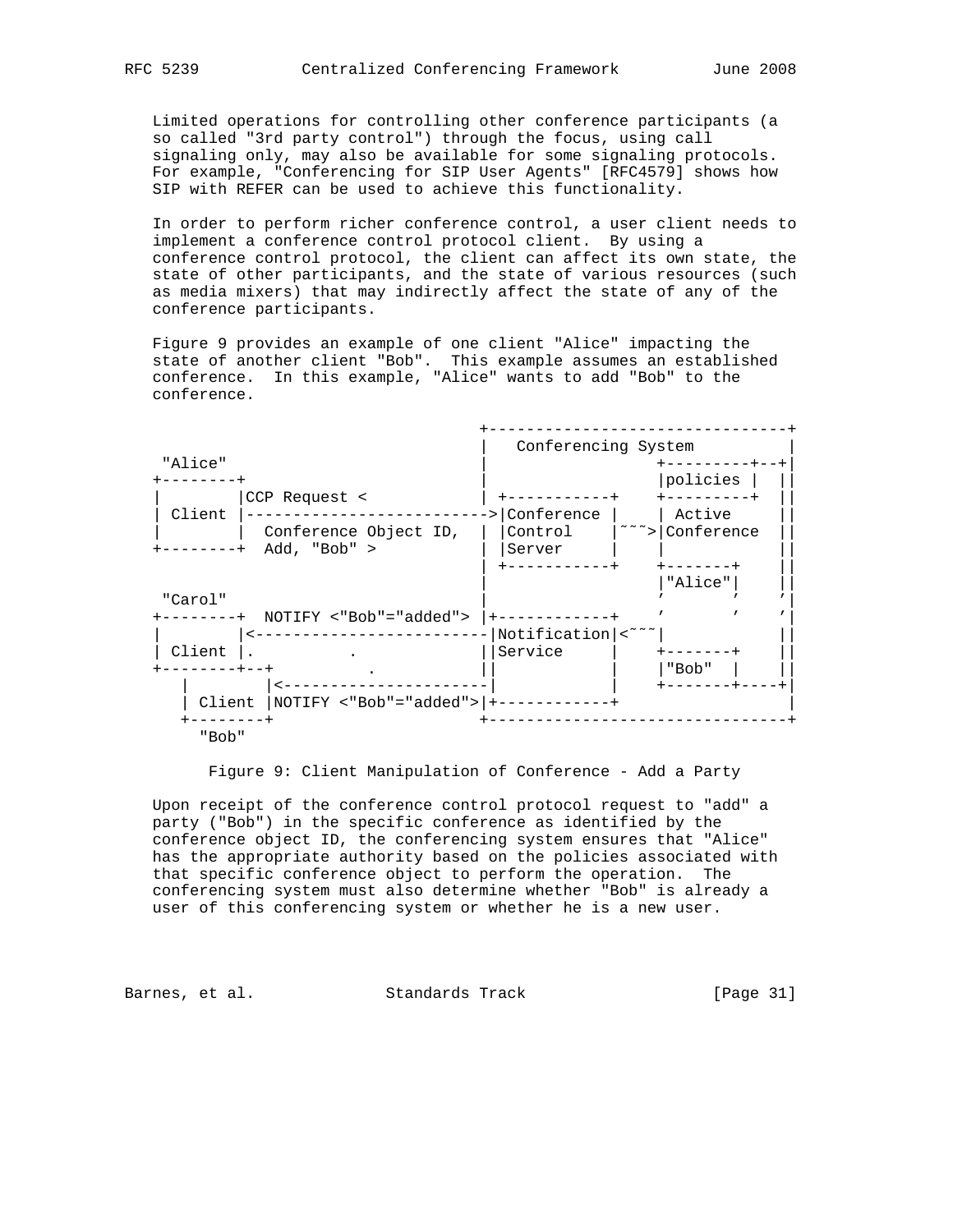Limited operations for controlling other conference participants (a so called "3rd party control") through the focus, using call signaling only, may also be available for some signaling protocols. For example, "Conferencing for SIP User Agents" [RFC4579] shows how SIP with REFER can be used to achieve this functionality.

In order to perform richer conference control, a user client needs to implement a conference control protocol client. By using a conference control protocol, the client can affect its own state, the state of other participants, and the state of various resources (such as media mixers) that may indirectly affect the state of any of the conference participants.

Figure 9 provides an example of one client "Alice" impacting the state of another client "Bob". This example assumes an established conference. In this example, "Alice" wants to add "Bob" to the conference.

```
                                 +--------------------------------+
                                 |   Conferencing System          |
 "Alice"                         |                  +---------+--+|
+--------+                       |                  |policies |  ||
|        |CCP Request <          | +-----------+    +---------+  ||
| Client |------------------------->|Conference |    | Active      ||
|        |  Conference Object ID,  | |Control    |~~~>|Conference   ||
+--------+  Add, "Bob" >         | |Server     |    |             ||
                                 | +-----------+    +-------+     ||
                                 |                  |"Alice"|     ||
 "Carol"                         |                  '       '     '|
+--------+  NOTIFY <"Bob"="added"> |+------------+    '       '     '|
|        |<-------------------------|Notification|<~~~|             ||
| Client |.          .           ||Service     |    +-------+     ||
+--------+--+          .          ||            |    |"Bob"  |     ||
   |        |<----------------------|            |    +-------+----+|
   | Client |NOTIFY <"Bob"="added">|+------------+                 |
   +--------+                    +--------------------------------+
     "Bob"
```

Figure 9: Client Manipulation of Conference - Add a Party

Upon receipt of the conference control protocol request to "add" a party ("Bob") in the specific conference as identified by the conference object ID, the conferencing system ensures that "Alice" has the appropriate authority based on the policies associated with that specific conference object to perform the operation. The conferencing system must also determine whether "Bob" is already a user of this conferencing system or whether he is a new user.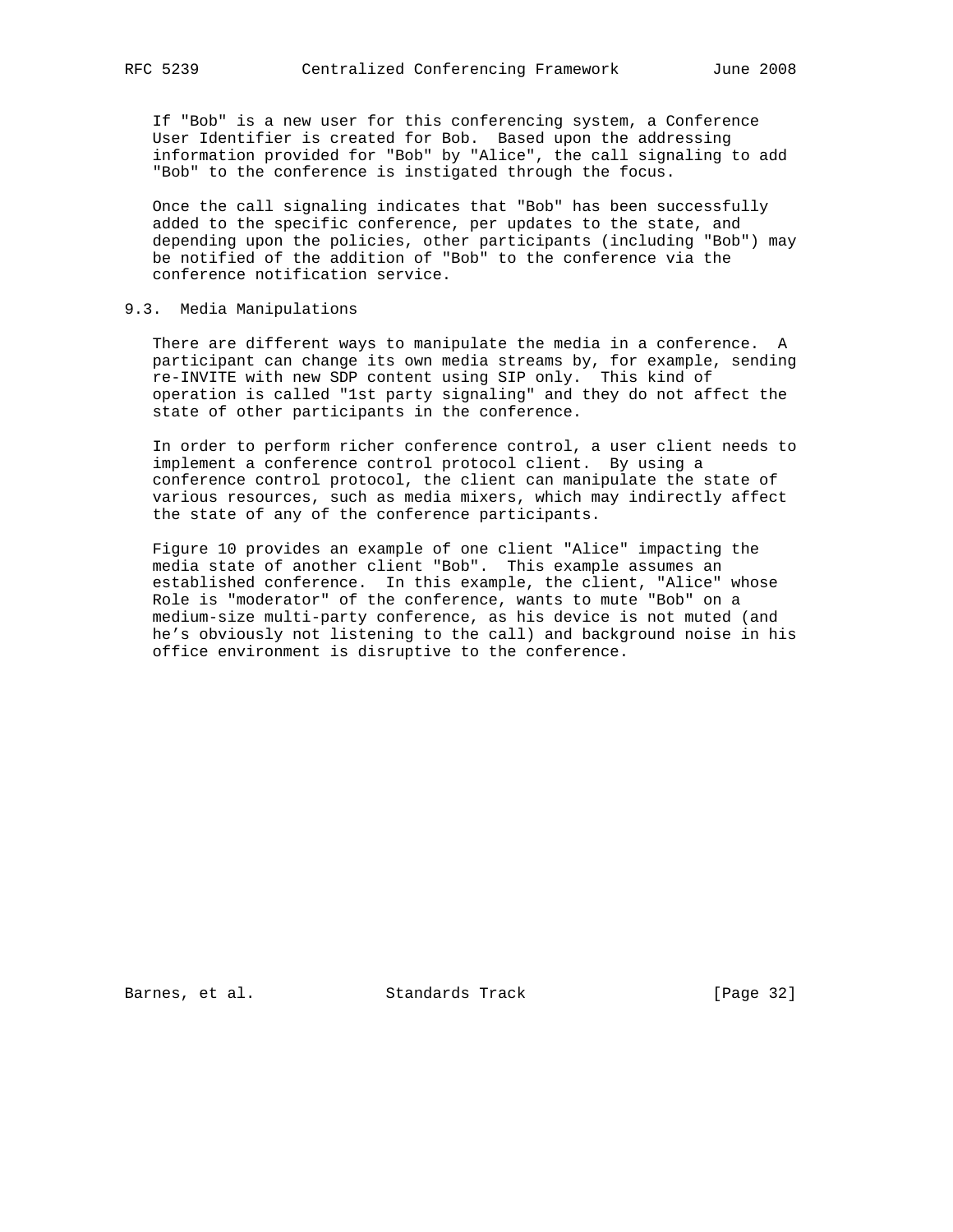If "Bob" is a new user for this conferencing system, a Conference User Identifier is created for Bob. Based upon the addressing information provided for "Bob" by "Alice", the call signaling to add "Bob" to the conference is instigated through the focus.

Once the call signaling indicates that "Bob" has been successfully added to the specific conference, per updates to the state, and depending upon the policies, other participants (including "Bob") may be notified of the addition of "Bob" to the conference via the conference notification service.

### 9.3. Media Manipulations

There are different ways to manipulate the media in a conference. A participant can change its own media streams by, for example, sending re-INVITE with new SDP content using SIP only. This kind of operation is called "1st party signaling" and they do not affect the state of other participants in the conference.

In order to perform richer conference control, a user client needs to implement a conference control protocol client. By using a conference control protocol, the client can manipulate the state of various resources, such as media mixers, which may indirectly affect the state of any of the conference participants.

Figure 10 provides an example of one client "Alice" impacting the media state of another client "Bob". This example assumes an established conference. In this example, the client, "Alice" whose Role is "moderator" of the conference, wants to mute "Bob" on a medium-size multi-party conference, as his device is not muted (and he’s obviously not listening to the call) and background noise in his office environment is disruptive to the conference.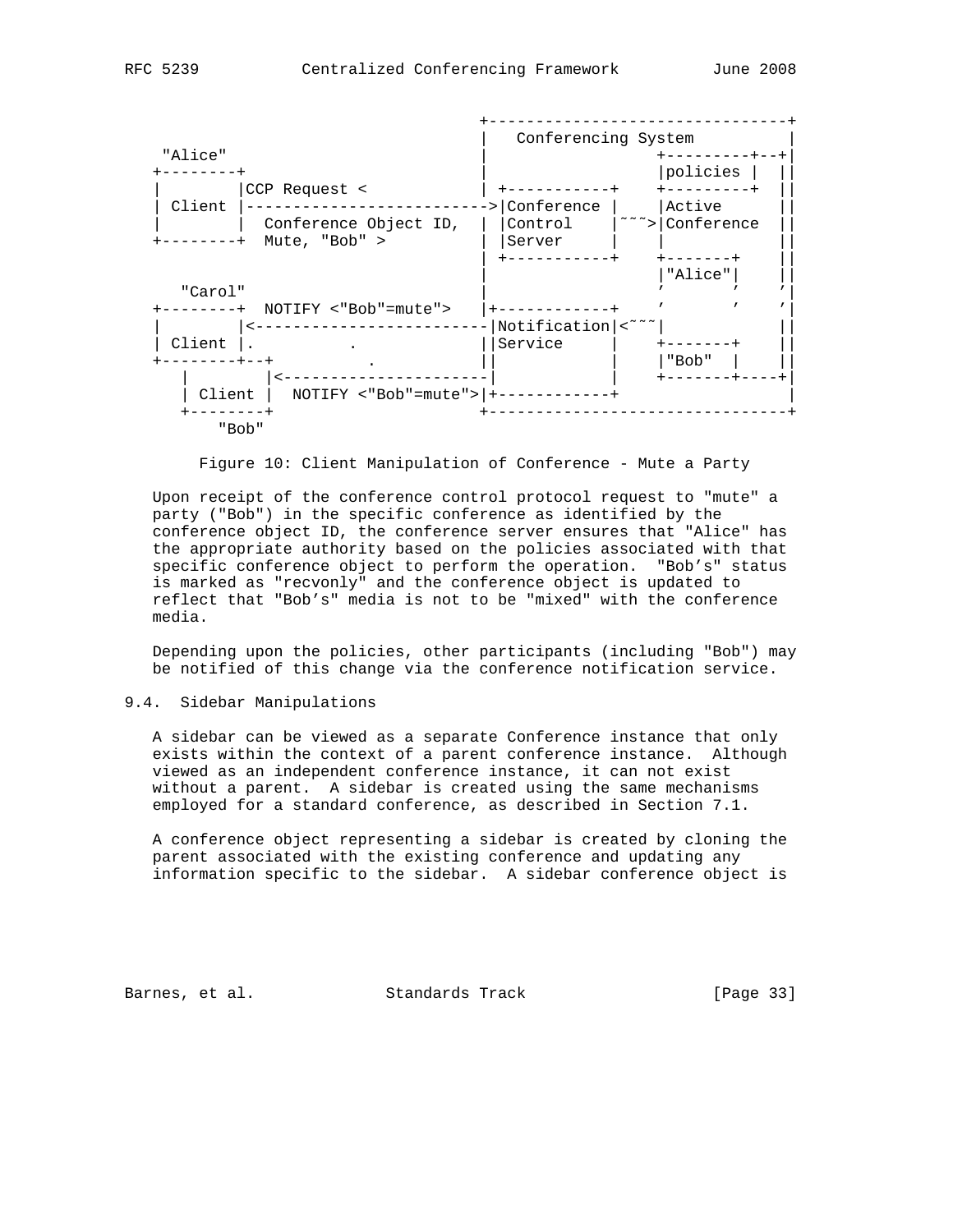```
                                  +--------------------------------+
                                  |   Conferencing System          |
 "Alice"                          |                   +---------+--+|
+--------+                        |                   |policies |  ||
|        |CCP Request <           | +-----------+     +---------+  ||
| Client |--------------------------->|Conference |     |Active        ||
|        |  Conference Object ID,  | |Control    |~~~>|Conference    ||
+--------+  Mute, "Bob" >         | |Server     |     |              ||
                                  | +-----------+     +-------+     ||
                                  |                   |"Alice"|     ||
   "Carol"                        |                   '       '    '|
+--------+  NOTIFY <"Bob"=mute">   |+------------+     '       '    '|
|        |<-------------------------|Notification|<~~~|              ||
| Client |.          .            ||Service     |     +-------+     ||
+--------+--+          .           ||            |     |"Bob"  |     ||
   |        |<----------------------|            |     +-------+----+|
   | Client |  NOTIFY <"Bob"=mute">|+------------+                   |
   +--------+                     +--------------------------------+
      "Bob"
```

Figure 10: Client Manipulation of Conference - Mute a Party

Upon receipt of the conference control protocol request to "mute" a party ("Bob") in the specific conference as identified by the conference object ID, the conference server ensures that "Alice" has the appropriate authority based on the policies associated with that specific conference object to perform the operation. "Bob's" status is marked as "recvonly" and the conference object is updated to reflect that "Bob's" media is not to be "mixed" with the conference media.

Depending upon the policies, other participants (including "Bob") may be notified of this change via the conference notification service.

### 9.4. Sidebar Manipulations

A sidebar can be viewed as a separate Conference instance that only exists within the context of a parent conference instance. Although viewed as an independent conference instance, it can not exist without a parent. A sidebar is created using the same mechanisms employed for a standard conference, as described in Section 7.1.

A conference object representing a sidebar is created by cloning the parent associated with the existing conference and updating any information specific to the sidebar. A sidebar conference object is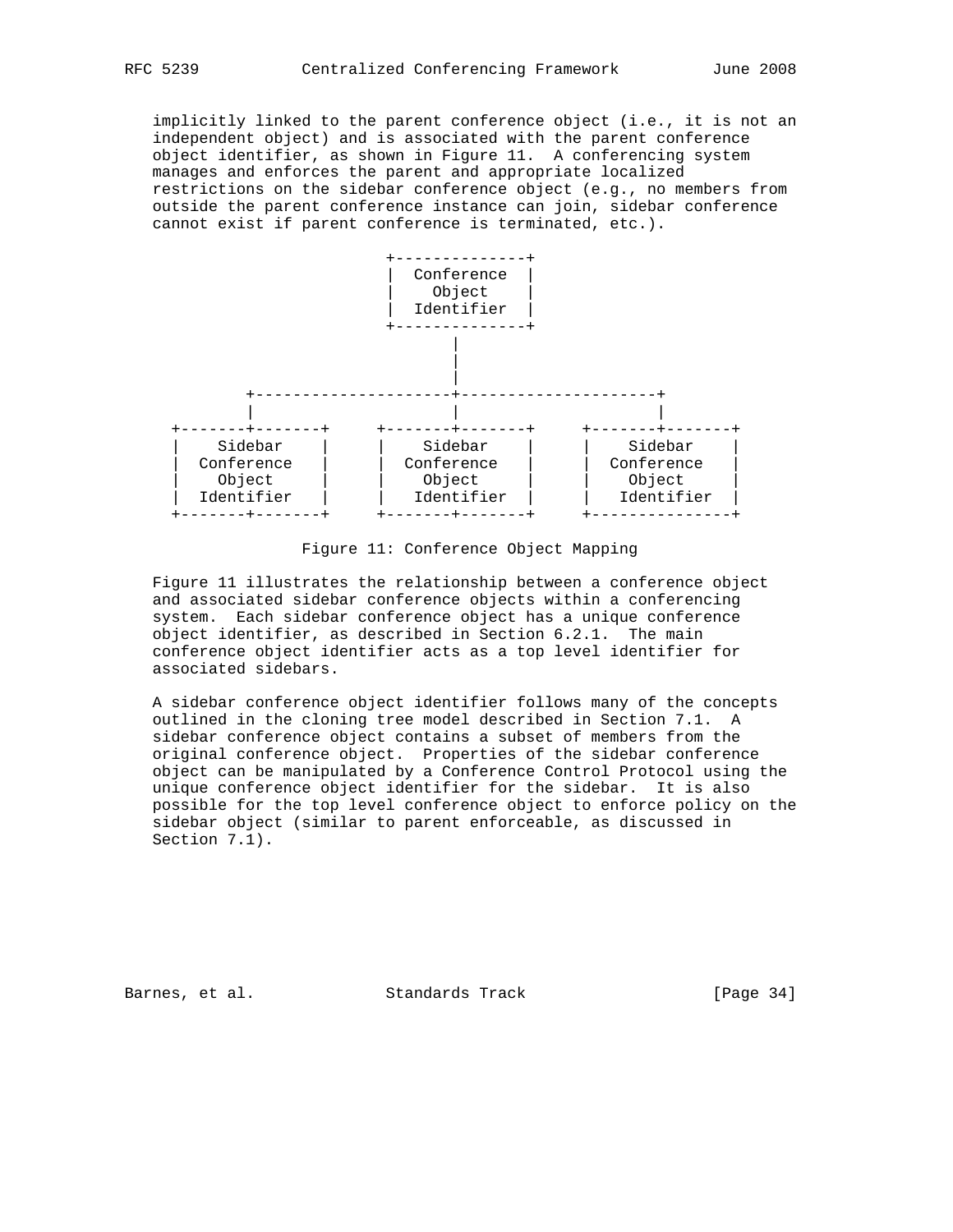implicitly linked to the parent conference object (i.e., it is not an independent object) and is associated with the parent conference object identifier, as shown in Figure 11. A conferencing system manages and enforces the parent and appropriate localized restrictions on the sidebar conference object (e.g., no members from outside the parent conference instance can join, sidebar conference cannot exist if parent conference is terminated, etc.).

```
                           +--------------+
                           |  Conference  |
                           |    Object    |
                           |  Identifier  |
                           +--------------+
                                  |
                                  |
                                  |
         +---------------------+---------------------+
         |                     |                     |
 +-------+-------+     +-------+-------+     +-------+-------+
 |    Sidebar    |     |    Sidebar    |     |    Sidebar    |
 |  Conference   |     |  Conference   |     |  Conference   |
 |    Object     |     |    Object     |     |    Object     |
 |  Identifier   |     |   Identifier  |     |   Identifier  |
 +-------+-------+     +-------+-------+     +---------------+
```

Figure 11: Conference Object Mapping

Figure 11 illustrates the relationship between a conference object and associated sidebar conference objects within a conferencing system. Each sidebar conference object has a unique conference object identifier, as described in Section 6.2.1. The main conference object identifier acts as a top level identifier for associated sidebars.

A sidebar conference object identifier follows many of the concepts outlined in the cloning tree model described in Section 7.1. A sidebar conference object contains a subset of members from the original conference object. Properties of the sidebar conference object can be manipulated by a Conference Control Protocol using the unique conference object identifier for the sidebar. It is also possible for the top level conference object to enforce policy on the sidebar object (similar to parent enforceable, as discussed in Section 7.1).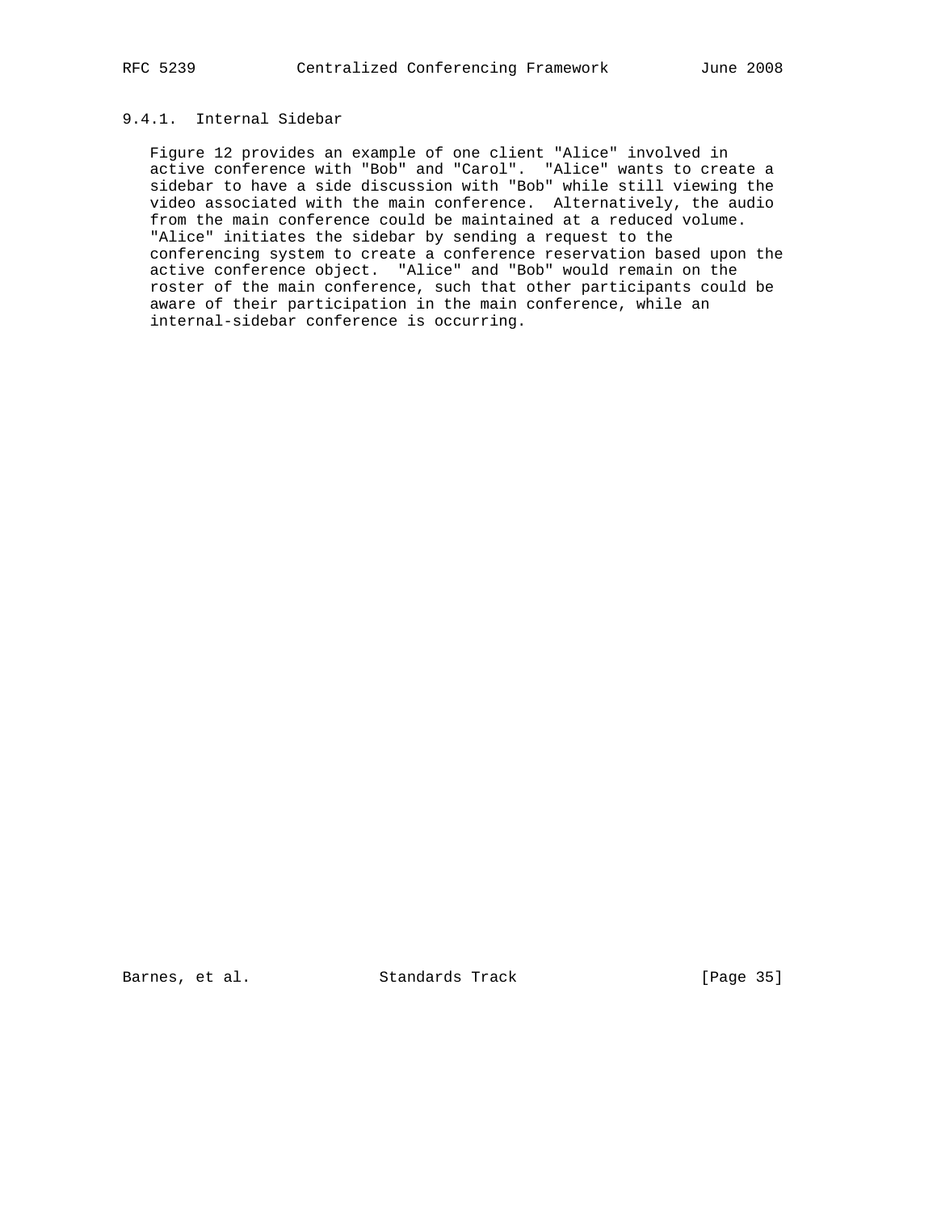### 9.4.1. Internal Sidebar

Figure 12 provides an example of one client "Alice" involved in active conference with "Bob" and "Carol". "Alice" wants to create a sidebar to have a side discussion with "Bob" while still viewing the video associated with the main conference. Alternatively, the audio from the main conference could be maintained at a reduced volume. "Alice" initiates the sidebar by sending a request to the conferencing system to create a conference reservation based upon the active conference object. "Alice" and "Bob" would remain on the roster of the main conference, such that other participants could be aware of their participation in the main conference, while an internal-sidebar conference is occurring.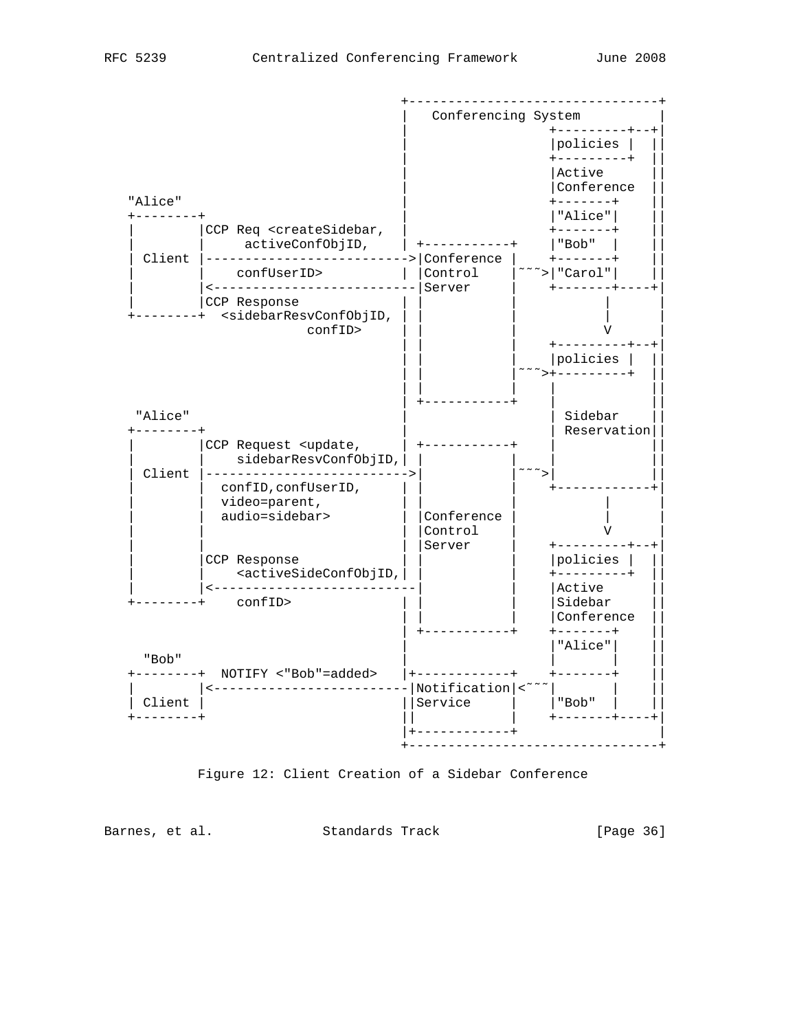```
                                  +--------------------------------+
                                  |   Conferencing System          |
                                  |                  +---------+--+|
                                  |                  |policies |  ||
                                  |                  +---------+  ||
                                  |                  |Active      ||
                                  |                  |Conference  ||
   "Alice"                        |                  +-------+    ||
  +--------+                      |                  |"Alice"|    ||
  |        |CCP Req <createSidebar,  |                  +-------+    ||
  |        |     activeConfObjID,    | +-----------+    |"Bob"  |    ||
  | Client |-------------------------->|Conference |    +-------+    ||
  |        |    confUserID>       | |Control    |~~~>|"Carol"|    ||
  |        |<--------------------------|Server     |    +-------+----+|
  |        |CCP Response          | |           |         |       |
  +--------+  <sidebarResvConfObjID, | |           |         |       |
                         confID>  | |           |         V       |
                                  | |           |    +---------+--+|
                                  | |           |    |policies |  ||
                                  | |           |~~~>+---------+  ||
                                  | |           |    |            ||
                                  | +-----------+    |            ||
    "Alice"                       |                  | Sidebar    ||
  +--------+                      |                  | Reservation||
  |        |CCP Request <update,   | +-----------+    |            ||
  |        |    sidebarResvConfObjID,| |           |    |            ||
  | Client |-------------------------->|           |~~~>|            ||
  |        |  confID,confUserID,  | |           |    +------------+|
  |        |  video=parent,       | |           |         |       |
  |        |  audio=sidebar>      | |Conference |         |       |
  |        |                      | |Control    |         V       |
  |        |                      | |Server     |    +---------+--+|
  |        |CCP Response          | |           |    |policies |  ||
  |        |    <activeSideConfObjID,| |           |    +---------+  ||
  |        |<--------------------------|           |    |Active      ||
  +--------+    confID>           | |           |    |Sidebar     ||
                                  | |           |    |Conference  ||
                                  | +-----------+    +-------+    ||
                                  |                  |"Alice"|    ||
    "Bob"                         |                  |       |    ||
  +--------+  NOTIFY <"Bob"=added>   |+------------+    +-------+    ||
  |        |<-------------------------|Notification|<~~~|       |    ||
  | Client |                      ||Service     |    |"Bob"  |    ||
  +--------+                      ||            |    +-------+----+|
                                  |+------------+                 |
                                  +--------------------------------+
```

Figure 12: Client Creation of a Sidebar Conference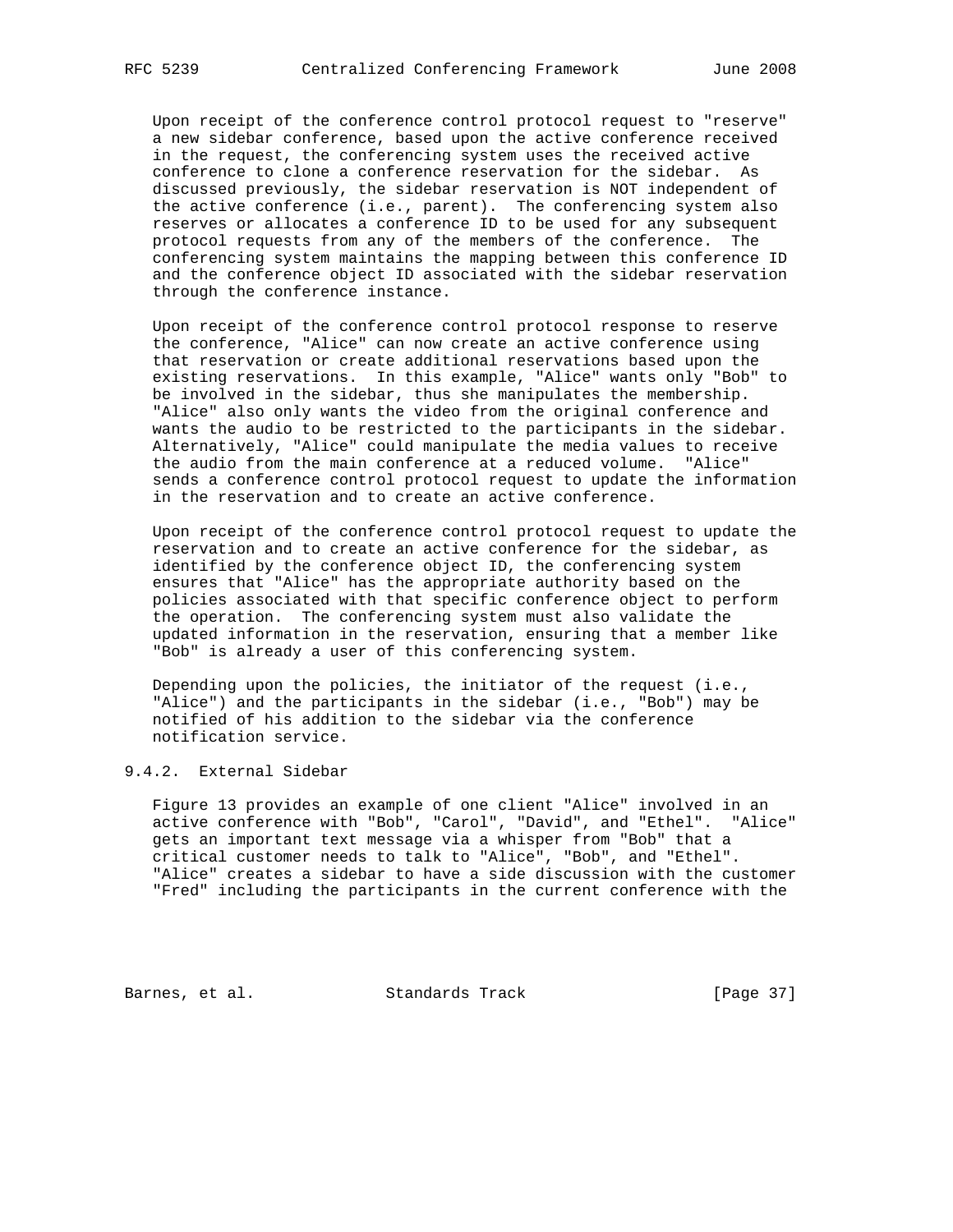Upon receipt of the conference control protocol request to "reserve" a new sidebar conference, based upon the active conference received in the request, the conferencing system uses the received active conference to clone a conference reservation for the sidebar. As discussed previously, the sidebar reservation is NOT independent of the active conference (i.e., parent). The conferencing system also reserves or allocates a conference ID to be used for any subsequent protocol requests from any of the members of the conference. The conferencing system maintains the mapping between this conference ID and the conference object ID associated with the sidebar reservation through the conference instance.

Upon receipt of the conference control protocol response to reserve the conference, "Alice" can now create an active conference using that reservation or create additional reservations based upon the existing reservations. In this example, "Alice" wants only "Bob" to be involved in the sidebar, thus she manipulates the membership. "Alice" also only wants the video from the original conference and wants the audio to be restricted to the participants in the sidebar. Alternatively, "Alice" could manipulate the media values to receive the audio from the main conference at a reduced volume. "Alice" sends a conference control protocol request to update the information in the reservation and to create an active conference.

Upon receipt of the conference control protocol request to update the reservation and to create an active conference for the sidebar, as identified by the conference object ID, the conferencing system ensures that "Alice" has the appropriate authority based on the policies associated with that specific conference object to perform the operation. The conferencing system must also validate the updated information in the reservation, ensuring that a member like "Bob" is already a user of this conferencing system.

Depending upon the policies, the initiator of the request (i.e., "Alice") and the participants in the sidebar (i.e., "Bob") may be notified of his addition to the sidebar via the conference notification service.

### 9.4.2. External Sidebar

Figure 13 provides an example of one client "Alice" involved in an active conference with "Bob", "Carol", "David", and "Ethel". "Alice" gets an important text message via a whisper from "Bob" that a critical customer needs to talk to "Alice", "Bob", and "Ethel". "Alice" creates a sidebar to have a side discussion with the customer "Fred" including the participants in the current conference with the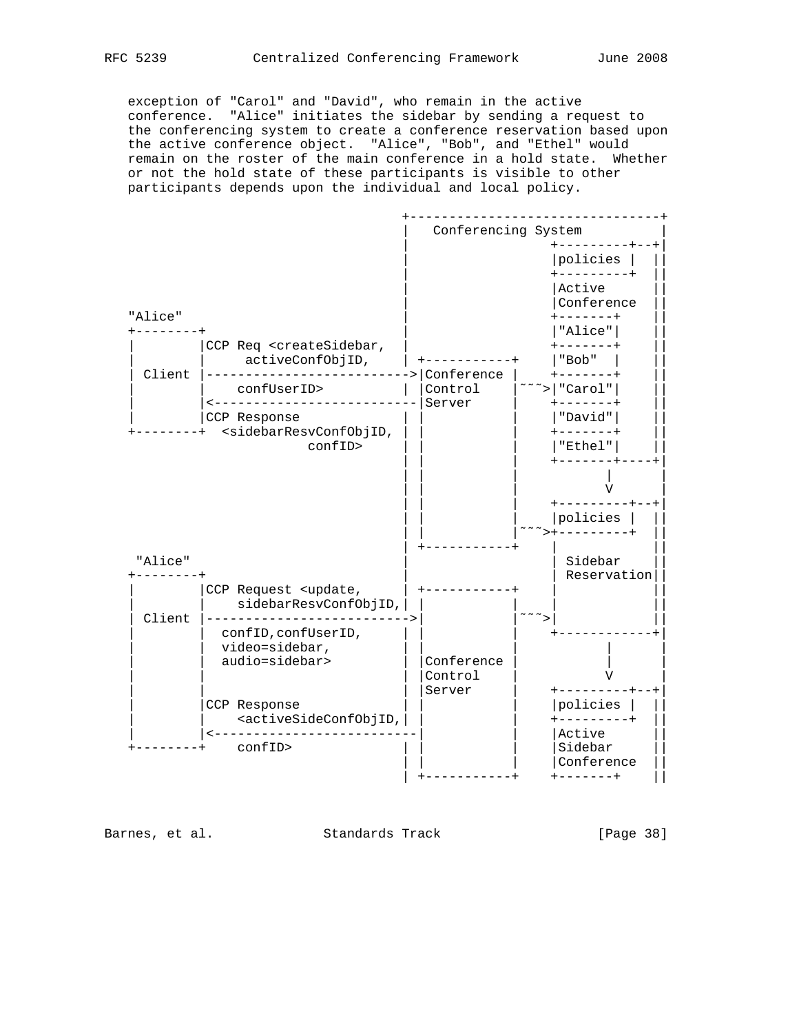exception of "Carol" and "David", who remain in the active conference. "Alice" initiates the sidebar by sending a request to the conferencing system to create a conference reservation based upon the active conference object. "Alice", "Bob", and "Ethel" would remain on the roster of the main conference in a hold state. Whether or not the hold state of these participants is visible to other participants depends upon the individual and local policy.

```
                                 +--------------------------------+
                                 |   Conferencing System          |
                                 |                   +---------+--+|
                                 |                   |policies |  ||
                                 |                   +---------+  ||
                                 |                   |Active      ||
                                 |                   |Conference  ||
"Alice"                          |                   +-------+    ||
+--------+                       |                   |"Alice"|    ||
|        |CCP Req <createSidebar,|                   +-------+    ||
|        |     activeConfObjID,  | +-----------+     |"Bob"  |    ||
| Client |------------------------->|Conference |     +-------+    ||
|        |    confUserID>        | |Control    |~~~>|"Carol"|    ||
|        |<--------------------------|Server     |     +-------+    ||
|        |CCP Response           | |           |     |"David"|    ||
+--------+  <sidebarResvConfObjID, | |         |     +-------+    ||
                     confID>     | |           |     |"Ethel"|    ||
                                 | |           |     +-------+----+|
                                 | |           |          |        |
                                 | |           |          V        |
                                 | |           |     +---------+--+|
                                 | |           |     |policies |  ||
                                 | |           |~~~>+---------+  ||
                                 | +-----------+     |            ||
 "Alice"                         |                   | Sidebar    ||
+--------+                       |                   | Reservation||
|        |CCP Request <update,   | +-----------+     |            ||
|        |    sidebarResvConfObjID,| |         |     |            ||
| Client |------------------------->|          |~~~>|            ||
|        |  confID,confUserID,   | |           |     +------------+|
|        |  video=sidebar,       | |           |          |        |
|        |  audio=sidebar>       | |Conference |          |        |
|        |                       | |Control    |          V        |
|        |                       | |Server     |     +---------+--+|
|        |CCP Response           | |           |     |policies |  ||
|        |    <activeSideConfObjID,| |         |     +---------+  ||
|        |<-------------------------|          |     |Active      ||
+--------+    confID>            | |           |     |Sidebar     ||
                                 | |           |     |Conference  ||
                                 | +-----------+     +-------+    ||
```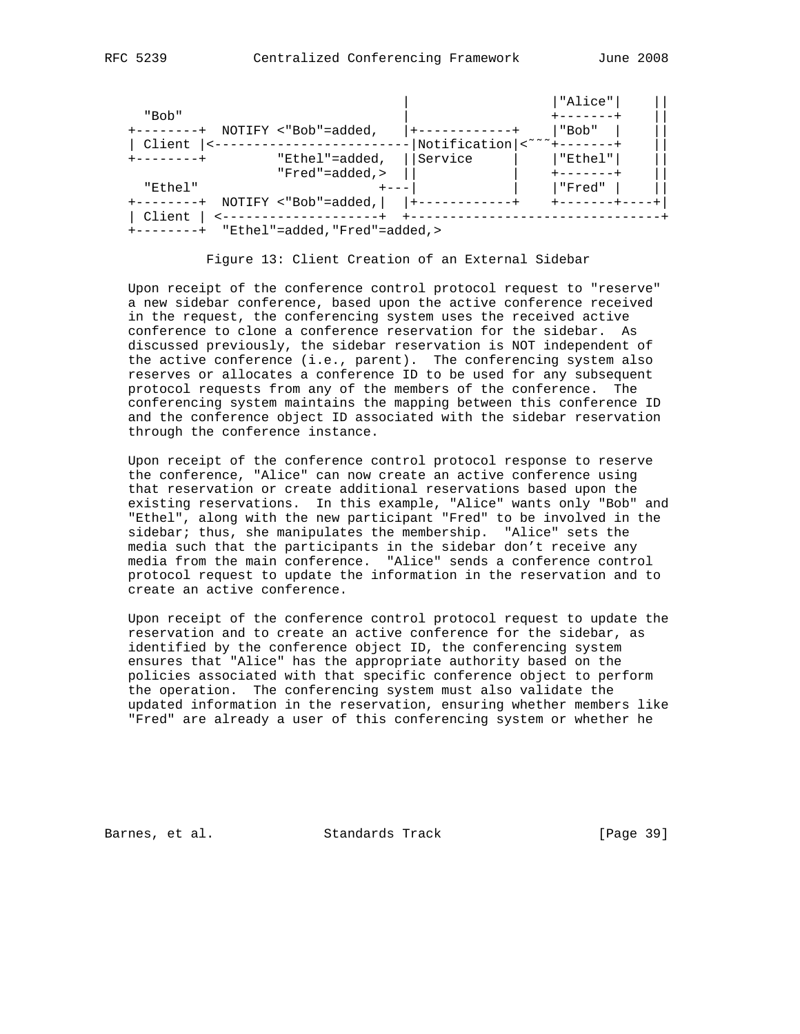```
                                   |                 |"Alice"|    ||
  "Bob"                            |                 +-------+    ||
+--------+  NOTIFY <"Bob"=added,   |+------------+   |"Bob"  |    ||
| Client |<-------------------------|Notification|<˜˜˜+-------+    ||
+--------+         "Ethel"=added,  ||Service     |   |"Ethel"|    ||
                   "Fred"=added,>  ||            |   +-------+    ||
  "Ethel"                       +---|            |   |"Fred" |    ||
+--------+  NOTIFY <"Bob"=added,|  |+------------+   +-------+----+|
| Client | <--------------------+  +--------------------------------+
+--------+  "Ethel"=added,"Fred"=added,>
```

Figure 13: Client Creation of an External Sidebar

Upon receipt of the conference control protocol request to "reserve" a new sidebar conference, based upon the active conference received in the request, the conferencing system uses the received active conference to clone a conference reservation for the sidebar. As discussed previously, the sidebar reservation is NOT independent of the active conference (i.e., parent). The conferencing system also reserves or allocates a conference ID to be used for any subsequent protocol requests from any of the members of the conference. The conferencing system maintains the mapping between this conference ID and the conference object ID associated with the sidebar reservation through the conference instance.

Upon receipt of the conference control protocol response to reserve the conference, "Alice" can now create an active conference using that reservation or create additional reservations based upon the existing reservations. In this example, "Alice" wants only "Bob" and "Ethel", along with the new participant "Fred" to be involved in the sidebar; thus, she manipulates the membership. "Alice" sets the media such that the participants in the sidebar don't receive any media from the main conference. "Alice" sends a conference control protocol request to update the information in the reservation and to create an active conference.

Upon receipt of the conference control protocol request to update the reservation and to create an active conference for the sidebar, as identified by the conference object ID, the conferencing system ensures that "Alice" has the appropriate authority based on the policies associated with that specific conference object to perform the operation. The conferencing system must also validate the updated information in the reservation, ensuring whether members like "Fred" are already a user of this conferencing system or whether he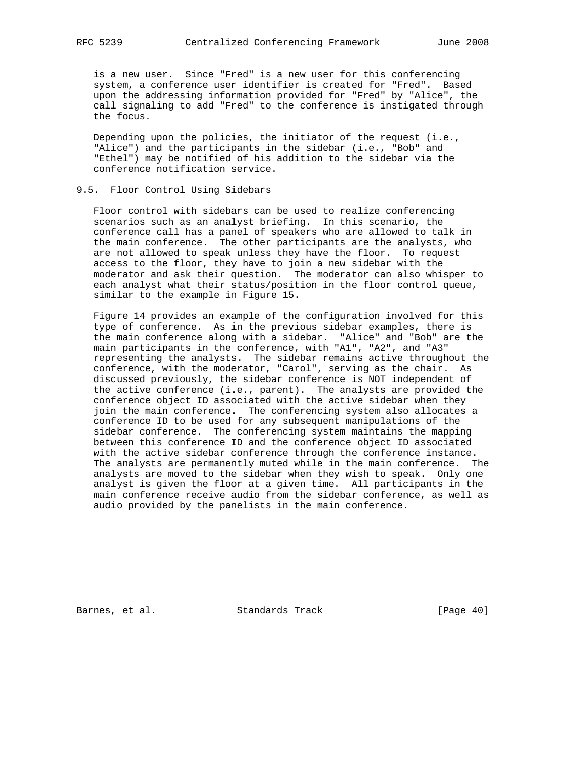is a new user. Since "Fred" is a new user for this conferencing system, a conference user identifier is created for "Fred". Based upon the addressing information provided for "Fred" by "Alice", the call signaling to add "Fred" to the conference is instigated through the focus.

Depending upon the policies, the initiator of the request (i.e., "Alice") and the participants in the sidebar (i.e., "Bob" and "Ethel") may be notified of his addition to the sidebar via the conference notification service.

## 9.5. Floor Control Using Sidebars

Floor control with sidebars can be used to realize conferencing scenarios such as an analyst briefing. In this scenario, the conference call has a panel of speakers who are allowed to talk in the main conference. The other participants are the analysts, who are not allowed to speak unless they have the floor. To request access to the floor, they have to join a new sidebar with the moderator and ask their question. The moderator can also whisper to each analyst what their status/position in the floor control queue, similar to the example in Figure 15.

Figure 14 provides an example of the configuration involved for this type of conference. As in the previous sidebar examples, there is the main conference along with a sidebar. "Alice" and "Bob" are the main participants in the conference, with "A1", "A2", and "A3" representing the analysts. The sidebar remains active throughout the conference, with the moderator, "Carol", serving as the chair. As discussed previously, the sidebar conference is NOT independent of the active conference (i.e., parent). The analysts are provided the conference object ID associated with the active sidebar when they join the main conference. The conferencing system also allocates a conference ID to be used for any subsequent manipulations of the sidebar conference. The conferencing system maintains the mapping between this conference ID and the conference object ID associated with the active sidebar conference through the conference instance. The analysts are permanently muted while in the main conference. The analysts are moved to the sidebar when they wish to speak. Only one analyst is given the floor at a given time. All participants in the main conference receive audio from the sidebar conference, as well as audio provided by the panelists in the main conference.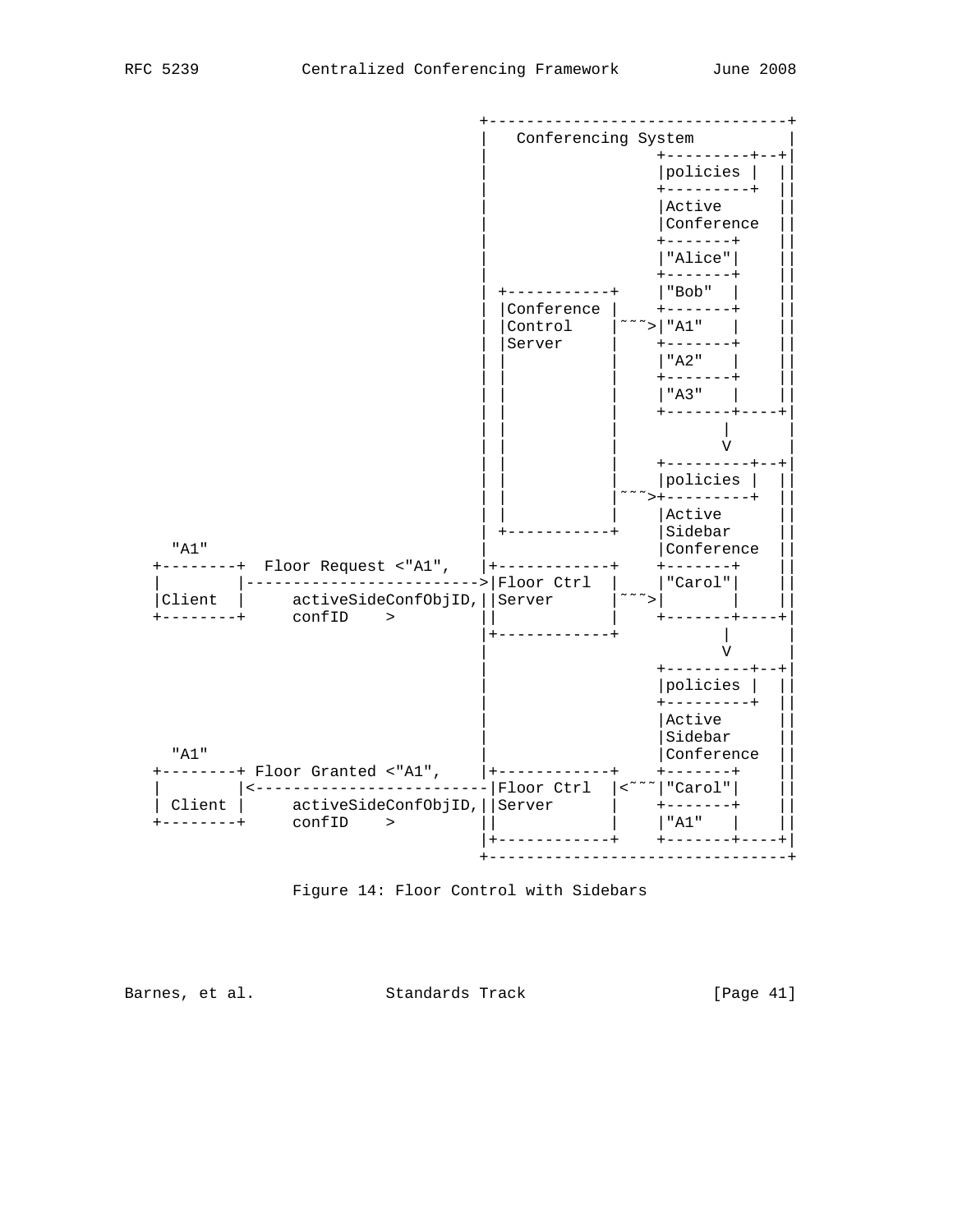```
                                +--------------------------------+
                                |   Conferencing System          |
                                |                  +---------+--+|
                                |                  |policies |  ||
                                |                  +---------+  ||
                                |                  |Active      ||
                                |                  |Conference  ||
                                |                  +-------+    ||
                                |                  |"Alice"|    ||
                                |                  +-------+    ||
                                | +-----------+    |"Bob"  |    ||
                                | |Conference |    +-------+    ||
                                | |Control    |~~~>|"A1"   |    ||
                                | |Server     |    +-------+    ||
                                | |           |    |"A2"   |    ||
                                | |           |    +-------+    ||
                                | |           |    |"A3"   |    ||
                                | |           |    +-------+----+|
                                | |           |           |      |
                                | |           |           V      |
                                | |           |    +---------+--+|
                                | |           |    |policies |  ||
                                | |           |~~~>+---------+  ||
                                | |           |    |Active      ||
                                | +-----------+    |Sidebar     ||
  "A1"                          |                  |Conference  ||
+--------+  Floor Request <"A1",  |+------------+    +-------+    ||
|        |------------------------>|Floor Ctrl  |    |"Carol"|    ||
|Client  |     activeSideConfObjID,||Server      |~~~>|       |    ||
+--------+     confID    >        ||            |    +-------+----+|
                                  |+------------+           |      |
                                  |                         V      |
                                  |                  +---------+--+|
                                  |                  |policies |  ||
                                  |                  +---------+  ||
                                  |                  |Active      ||
                                  |                  |Sidebar     ||
  "A1"                            |                  |Conference  ||
+--------+ Floor Granted <"A1",   |+------------+    +-------+    ||
|        |<------------------------|Floor Ctrl  |<~~~|"Carol"|    ||
| Client |     activeSideConfObjID,||Server      |    +-------+    ||
+--------+     confID    >        ||            |    |"A1"   |    ||
                                  |+------------+    +-------+----+|
                                  +--------------------------------+
```

Figure 14: Floor Control with Sidebars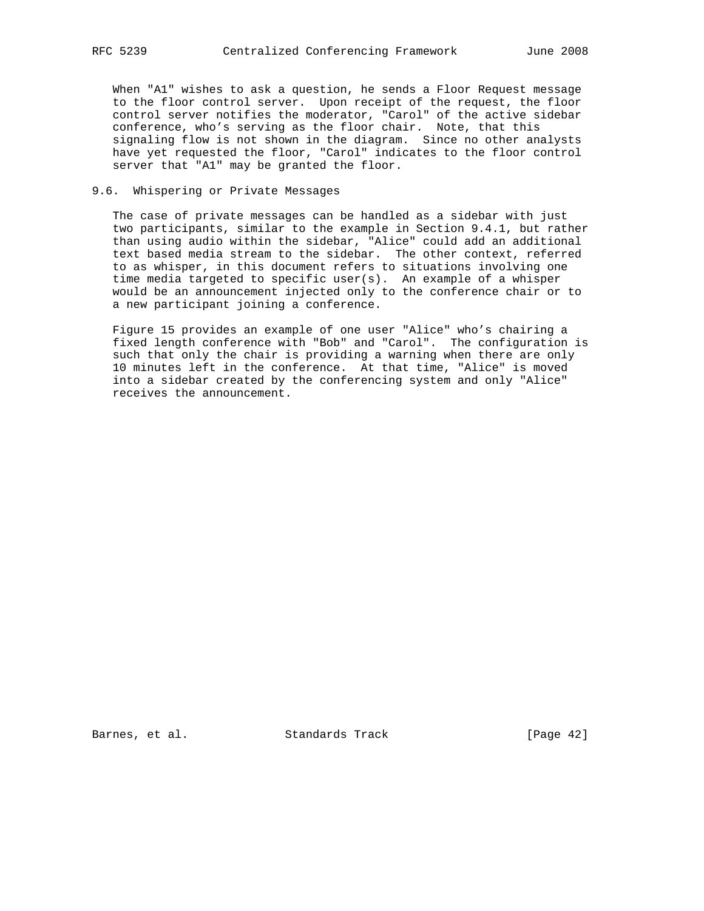When "A1" wishes to ask a question, he sends a Floor Request message to the floor control server. Upon receipt of the request, the floor control server notifies the moderator, "Carol" of the active sidebar conference, who's serving as the floor chair. Note, that this signaling flow is not shown in the diagram. Since no other analysts have yet requested the floor, "Carol" indicates to the floor control server that "A1" may be granted the floor.

## 9.6. Whispering or Private Messages

The case of private messages can be handled as a sidebar with just two participants, similar to the example in Section 9.4.1, but rather than using audio within the sidebar, "Alice" could add an additional text based media stream to the sidebar. The other context, referred to as whisper, in this document refers to situations involving one time media targeted to specific user(s). An example of a whisper would be an announcement injected only to the conference chair or to a new participant joining a conference.

Figure 15 provides an example of one user "Alice" who's chairing a fixed length conference with "Bob" and "Carol". The configuration is such that only the chair is providing a warning when there are only 10 minutes left in the conference. At that time, "Alice" is moved into a sidebar created by the conferencing system and only "Alice" receives the announcement.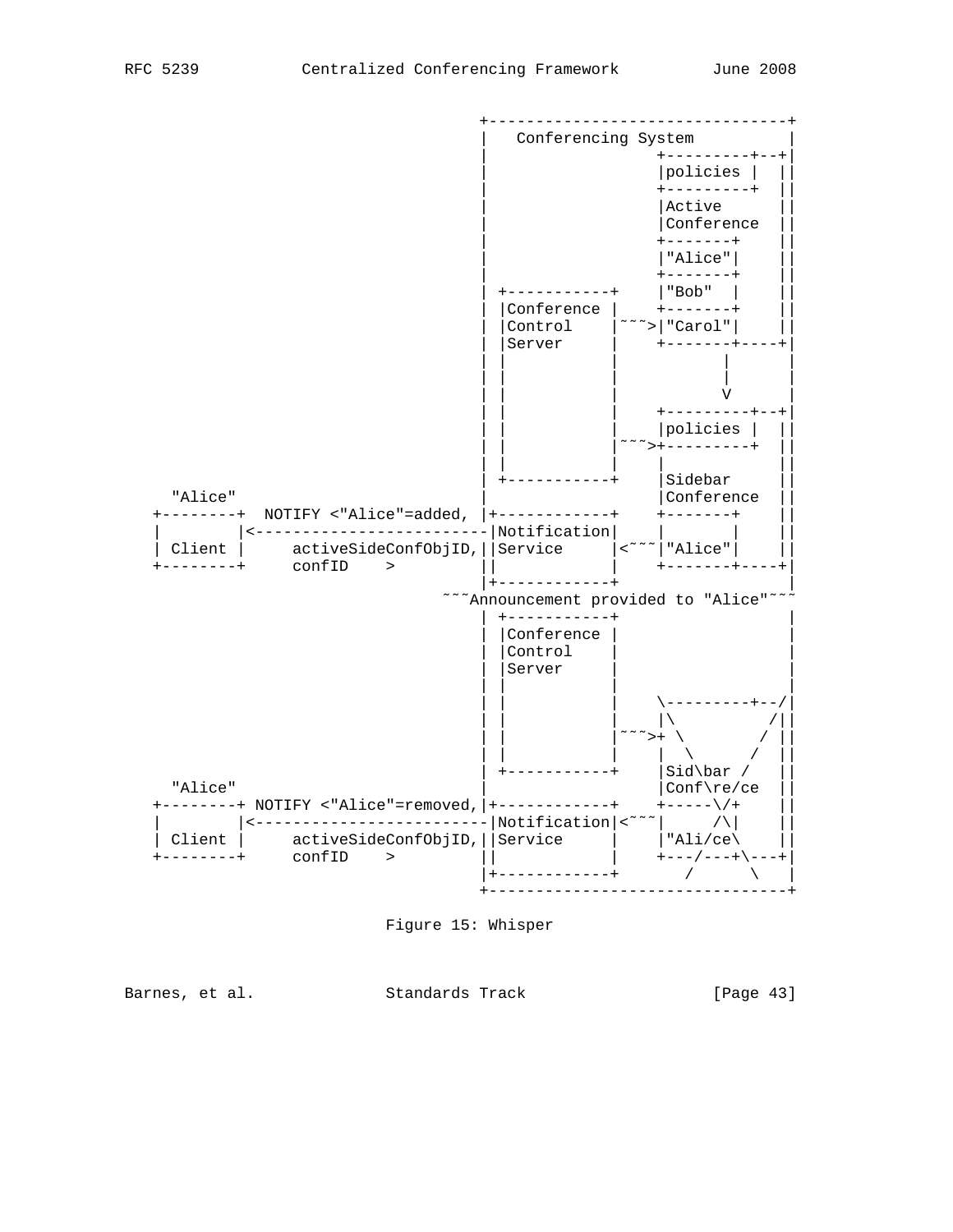```
                                 +--------------------------------+
                                 |   Conferencing System          |
                                 |                 +---------+--+|
                                 |                 |policies |  ||
                                 |                 +---------+  ||
                                 |                 |Active      ||
                                 |                 |Conference  ||
                                 |                 +-------+    ||
                                 |                 |"Alice"|    ||
                                 |                 +-------+    ||
                                 | +-----------+   |"Bob"  |    ||
                                 | |Conference |   +-------+    ||
                                 | |Control    |~~~>|"Carol"|   ||
                                 | |Server     |   +-------+----+|
                                 | |           |         |      |
                                 | |           |         |      |
                                 | |           |         V      |
                                 | |           |   +---------+--+|
                                 | |           |   |policies |  ||
                                 | |           |~~~>+---------+  ||
                                 | |           |   |            ||
                                 | +-----------+   |Sidebar     ||
     "Alice"                     |                 |Conference  ||
   +--------+  NOTIFY <"Alice"=added, |+------------+  +-------+    ||
   |        |<-------------------------|Notification|   |       |    ||
   | Client |     activeSideConfObjID,||Service     |<~~~|"Alice"|    ||
   +--------+     confID    >        ||            |   +-------+----+|
                                 |+------------+                   |
                              ~~~Announcement provided to "Alice"~~~
                                 | +-----------+                  |
                                 | |Conference |                  |
                                 | |Control    |                  |
                                 | |Server     |                  |
                                 | |           |                  |
                                 | |           |   \---------+--/|
                                 | |           |   |\          /||
                                 | |           |~~~>+ \        / ||
                                 | |           |   |  \      /  ||
                                 | +-----------+   |Sid\bar /   ||
     "Alice"                     |                 |Conf\re/ce  ||
   +--------+ NOTIFY <"Alice"=removed,|+------------+  +-----\/+    ||
   |        |<-------------------------|Notification|<~~~|     /\|    ||
   | Client |     activeSideConfObjID,||Service     |   |"Ali/ce\    ||
   +--------+     confID    >        ||            |   +---/---+\---+|
                                 |+------------+       /      \   |
                                 +--------------------------------+
```

Figure 15: Whisper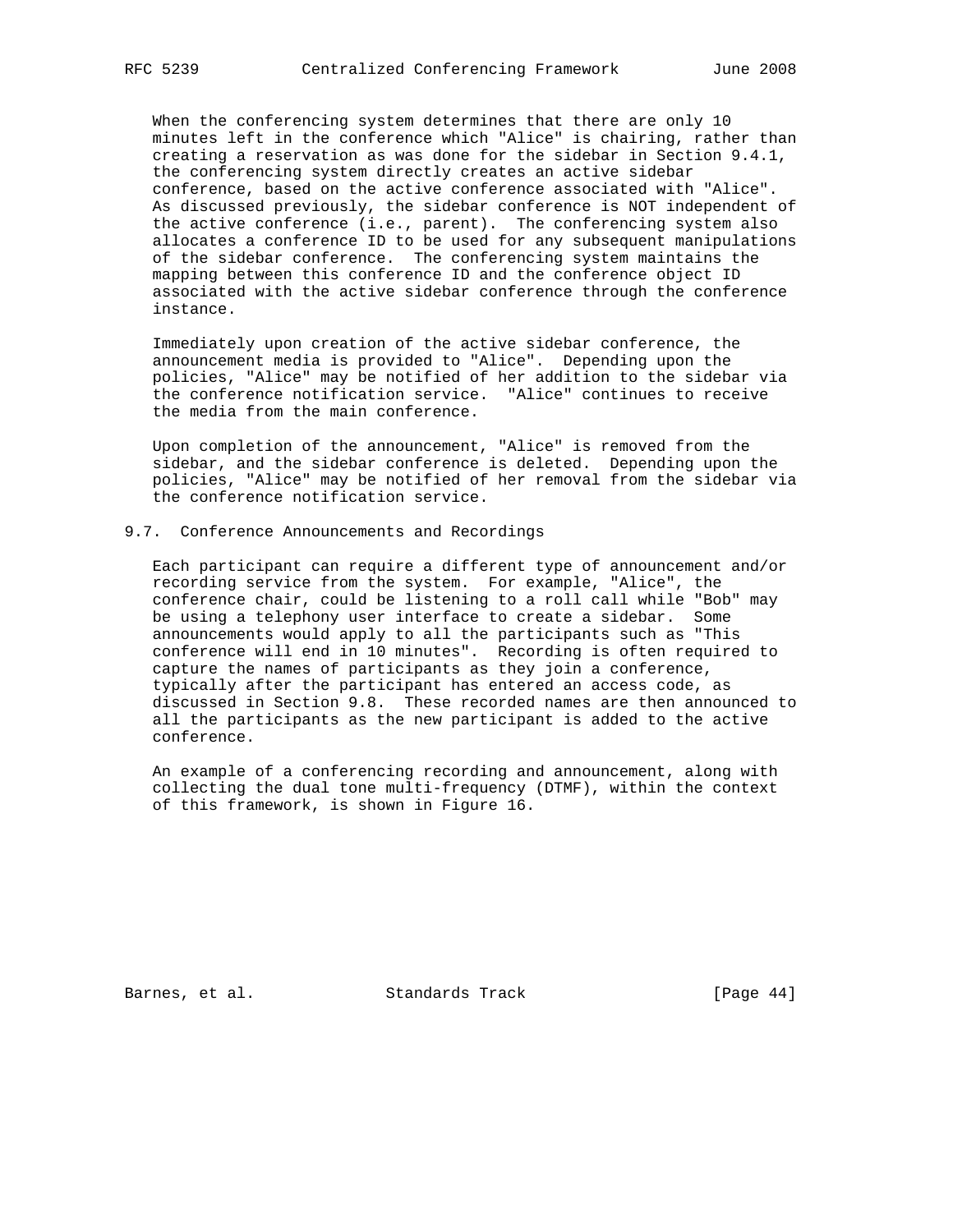When the conferencing system determines that there are only 10 minutes left in the conference which "Alice" is chairing, rather than creating a reservation as was done for the sidebar in Section 9.4.1, the conferencing system directly creates an active sidebar conference, based on the active conference associated with "Alice". As discussed previously, the sidebar conference is NOT independent of the active conference (i.e., parent). The conferencing system also allocates a conference ID to be used for any subsequent manipulations of the sidebar conference. The conferencing system maintains the mapping between this conference ID and the conference object ID associated with the active sidebar conference through the conference instance.

Immediately upon creation of the active sidebar conference, the announcement media is provided to "Alice". Depending upon the policies, "Alice" may be notified of her addition to the sidebar via the conference notification service. "Alice" continues to receive the media from the main conference.

Upon completion of the announcement, "Alice" is removed from the sidebar, and the sidebar conference is deleted. Depending upon the policies, "Alice" may be notified of her removal from the sidebar via the conference notification service.

## 9.7. Conference Announcements and Recordings

Each participant can require a different type of announcement and/or recording service from the system. For example, "Alice", the conference chair, could be listening to a roll call while "Bob" may be using a telephony user interface to create a sidebar. Some announcements would apply to all the participants such as "This conference will end in 10 minutes". Recording is often required to capture the names of participants as they join a conference, typically after the participant has entered an access code, as discussed in Section 9.8. These recorded names are then announced to all the participants as the new participant is added to the active conference.

An example of a conferencing recording and announcement, along with collecting the dual tone multi-frequency (DTMF), within the context of this framework, is shown in Figure 16.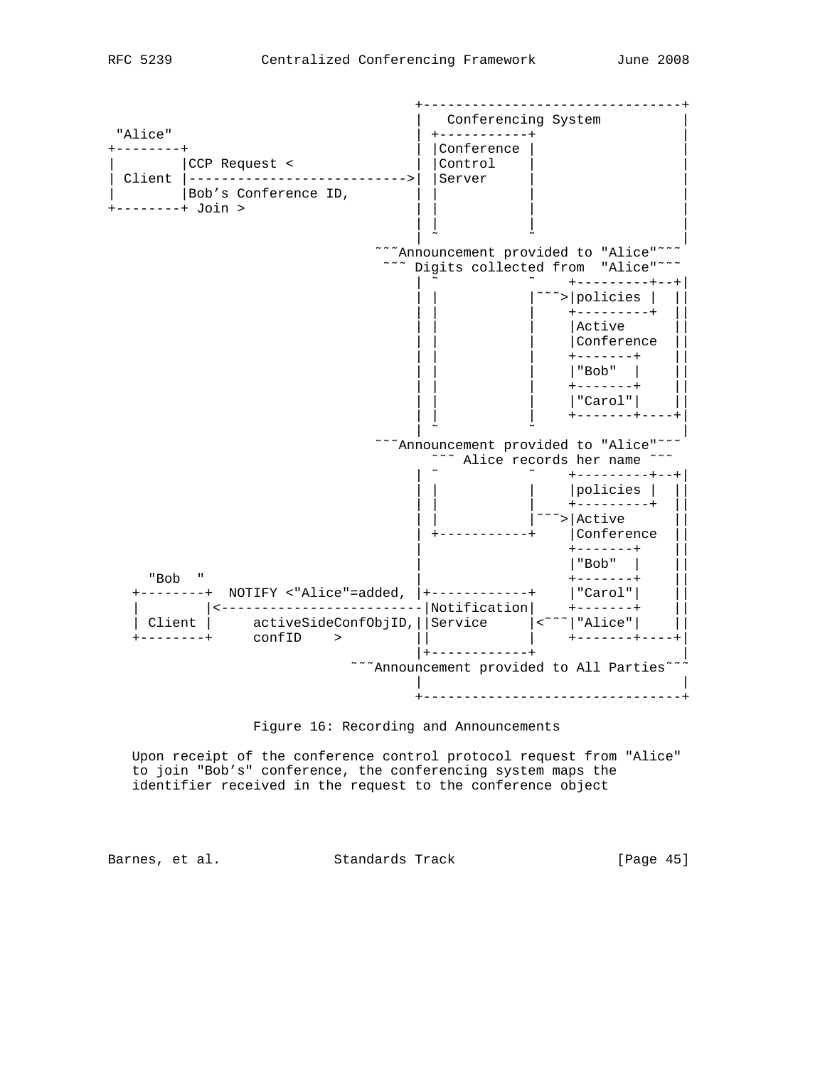```
                                         +--------------------------------+
                                         |   Conferencing System          |
 "Alice"                                 | +-----------+                  |
+--------+                               | |Conference |                  |
|        |CCP Request <                  | |Control    |                  |
| Client |---------------------------->| |Server     |                  |
|        |Bob's Conference ID,           | |           |                  |
+--------+ Join >                        | |           |                  |
                                         | |           |                  |
                                         | ~           ~                  |
                                 ~~~Announcement provided to "Alice"~~~
                                  ~~~ Digits collected from  "Alice"~~~
                                         | ~           ~    +---------+--+|
                                         | |           |~~~>|policies |  ||
                                         | |           |    +---------+  ||
                                         | |           |    |Active      ||
                                         | |           |    |Conference  ||
                                         | |           |    +-------+    ||
                                         | |           |    |"Bob"  |    ||
                                         | |           |    +-------+    ||
                                         | |           |    |"Carol"|    ||
                                         | |           |    +-------+----+|
                                         | ~           ~                  |
                                 ~~~Announcement provided to "Alice"~~~
                                       ~~~ Alice records her name ~~~
                                         | ~           ~    +---------+--+|
                                         | |           |    |policies |  ||
                                         | |           |    +---------+  ||
                                         | |           |~~~>|Active      ||
                                         | +-----------+    |Conference  ||
                                         |                  +-------+    ||
                                         |                  |"Bob"  |    ||
    "Bob  "                              |                  +-------+    ||
   +--------+  NOTIFY <"Alice"=added,  |+------------+    |"Carol"|    ||
   |        |<-------------------------|Notification|    +-------+    ||
   | Client |     activeSideConfObjID,||Service     |<~~~|"Alice"|    ||
   +--------+     confID    >          ||            |    +-------+----+|
                                         |+------------+                  |
                               ~~~Announcement provided to All Parties~~~
                                         |                                |
                                         +--------------------------------+
```

Figure 16: Recording and Announcements

Upon receipt of the conference control protocol request from "Alice" to join "Bob's" conference, the conferencing system maps the identifier received in the request to the conference object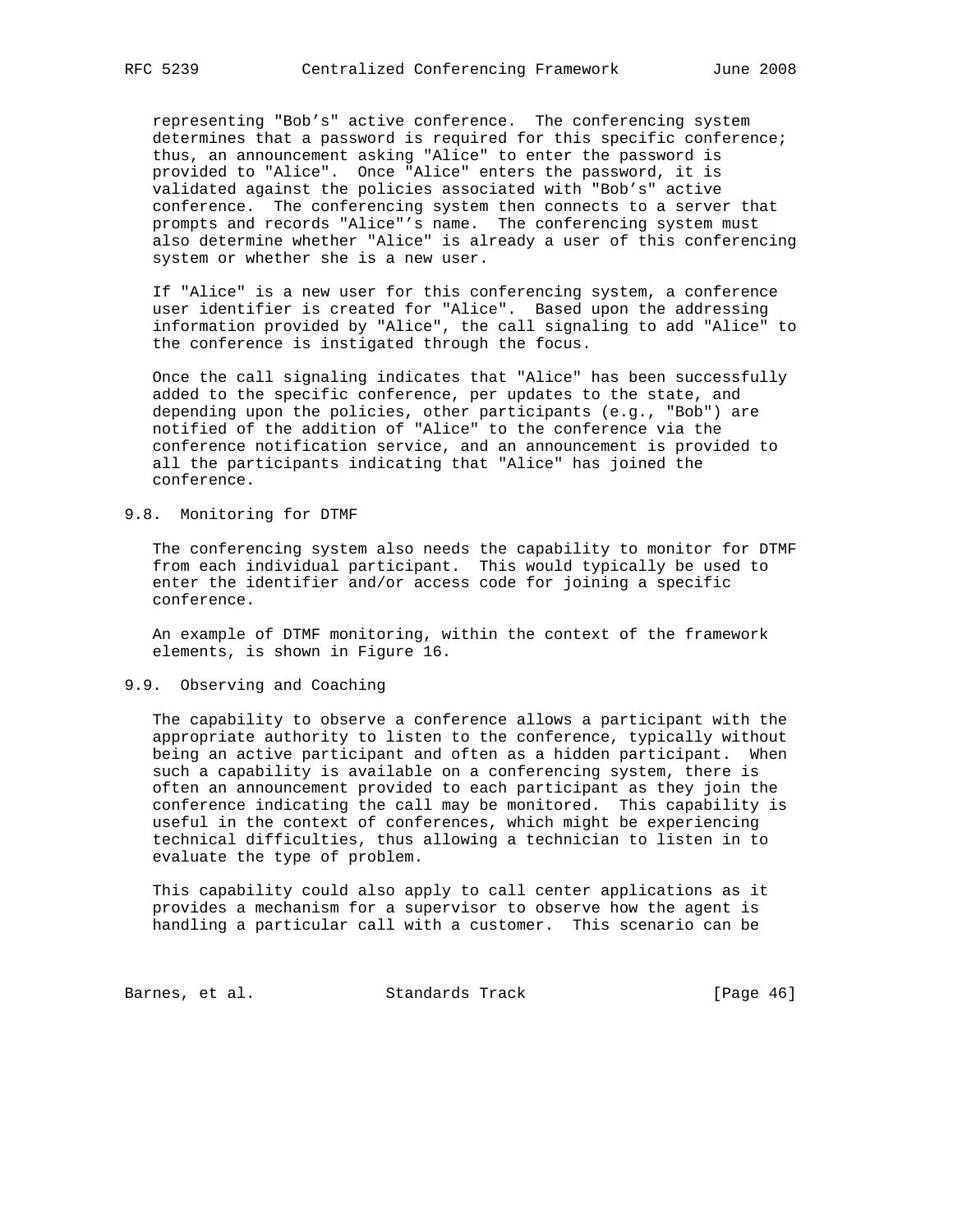representing "Bob's" active conference. The conferencing system determines that a password is required for this specific conference; thus, an announcement asking "Alice" to enter the password is provided to "Alice". Once "Alice" enters the password, it is validated against the policies associated with "Bob's" active conference. The conferencing system then connects to a server that prompts and records "Alice"'s name. The conferencing system must also determine whether "Alice" is already a user of this conferencing system or whether she is a new user.

If "Alice" is a new user for this conferencing system, a conference user identifier is created for "Alice". Based upon the addressing information provided by "Alice", the call signaling to add "Alice" to the conference is instigated through the focus.

Once the call signaling indicates that "Alice" has been successfully added to the specific conference, per updates to the state, and depending upon the policies, other participants (e.g., "Bob") are notified of the addition of "Alice" to the conference via the conference notification service, and an announcement is provided to all the participants indicating that "Alice" has joined the conference.

### 9.8. Monitoring for DTMF

The conferencing system also needs the capability to monitor for DTMF from each individual participant. This would typically be used to enter the identifier and/or access code for joining a specific conference.

An example of DTMF monitoring, within the context of the framework elements, is shown in Figure 16.

### 9.9. Observing and Coaching

The capability to observe a conference allows a participant with the appropriate authority to listen to the conference, typically without being an active participant and often as a hidden participant. When such a capability is available on a conferencing system, there is often an announcement provided to each participant as they join the conference indicating the call may be monitored. This capability is useful in the context of conferences, which might be experiencing technical difficulties, thus allowing a technician to listen in to evaluate the type of problem.

This capability could also apply to call center applications as it provides a mechanism for a supervisor to observe how the agent is handling a particular call with a customer. This scenario can be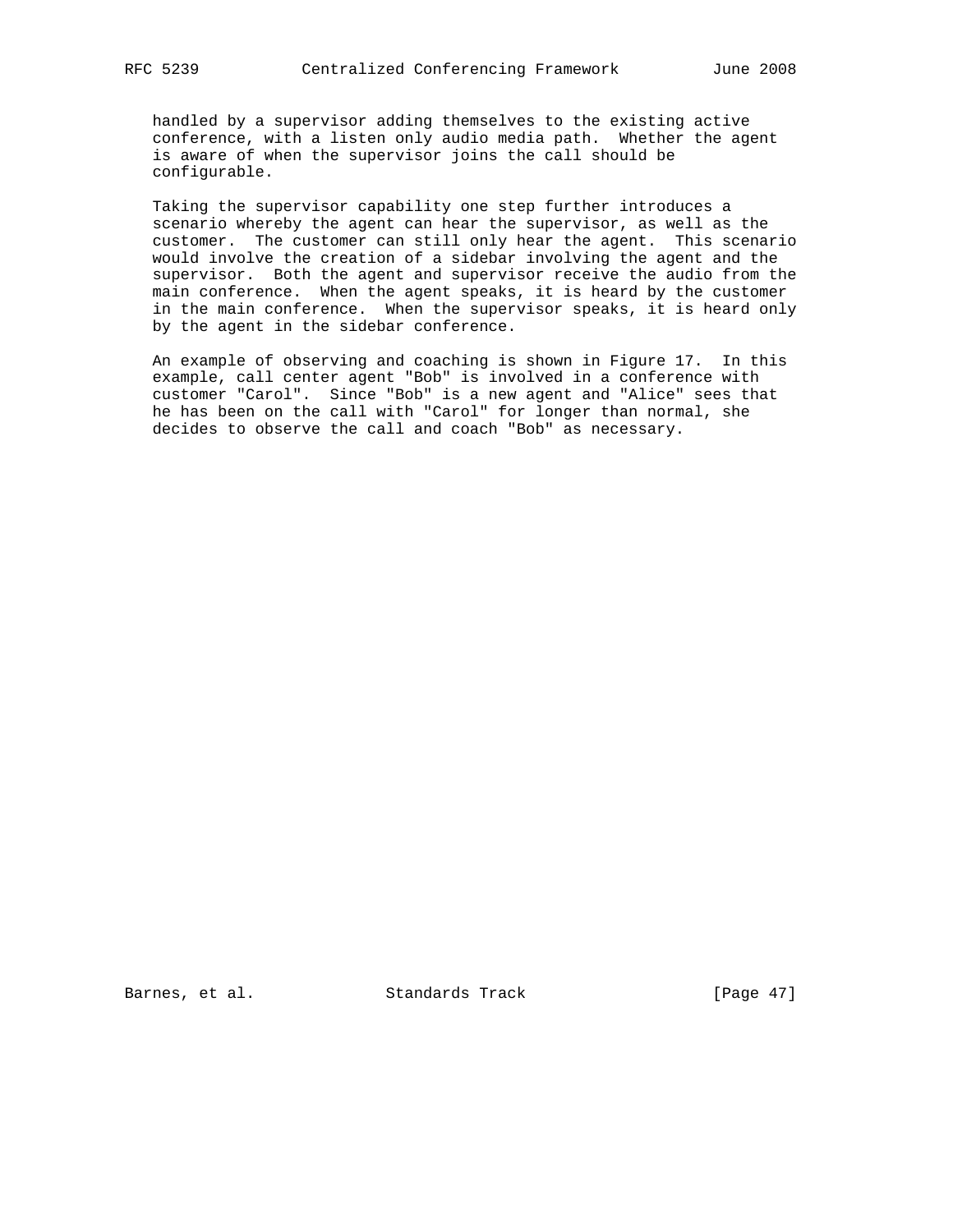handled by a supervisor adding themselves to the existing active conference, with a listen only audio media path. Whether the agent is aware of when the supervisor joins the call should be configurable.

Taking the supervisor capability one step further introduces a scenario whereby the agent can hear the supervisor, as well as the customer. The customer can still only hear the agent. This scenario would involve the creation of a sidebar involving the agent and the supervisor. Both the agent and supervisor receive the audio from the main conference. When the agent speaks, it is heard by the customer in the main conference. When the supervisor speaks, it is heard only by the agent in the sidebar conference.

An example of observing and coaching is shown in Figure 17. In this example, call center agent "Bob" is involved in a conference with customer "Carol". Since "Bob" is a new agent and "Alice" sees that he has been on the call with "Carol" for longer than normal, she decides to observe the call and coach "Bob" as necessary.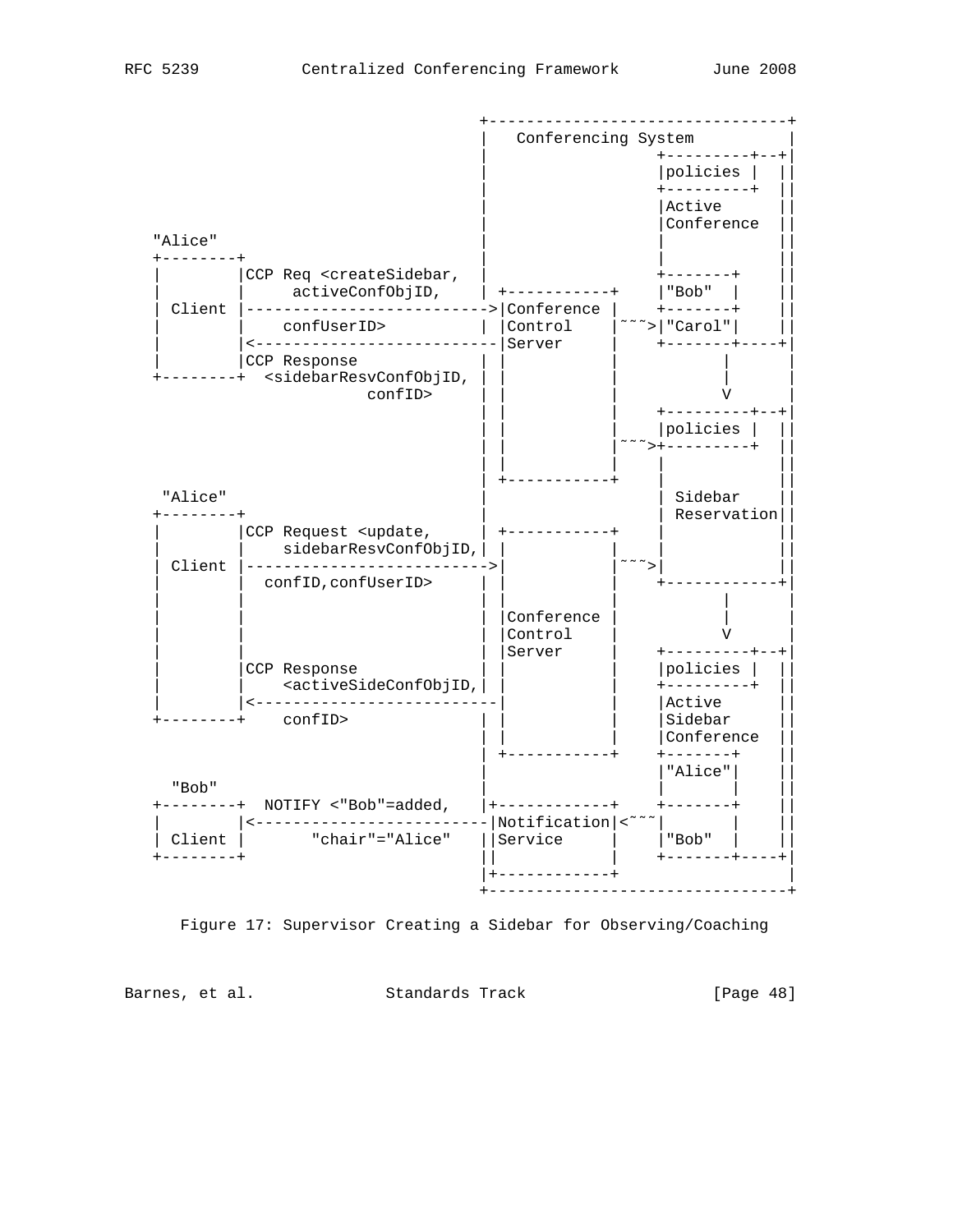```
                                  +--------------------------------+
                                  |   Conferencing System          |
                                  |                 +---------+--+|
                                  |                 |policies |  ||
                                  |                 +---------+  ||
                                  |                 |Active      ||
                                  |                 |Conference  ||
   "Alice"                        |                 |            ||
   +--------+                     |                 |            ||
   |        |CCP Req <createSidebar,|                 +-------+    ||
   |        |     activeConfObjID,  | +-----------+     |"Bob"  |    ||
   | Client |------------------------->|Conference |     +-------+    ||
   |        |    confUserID>        | |Control    |~~~>|"Carol"|    ||
   |        |<-------------------------|Server     |     +-------+----+|
   |        |CCP Response           | |           |          |        |
   +--------+  <sidebarResvConfObjID, | |           |          |        |
                        confID>     | |           |          V        |
                                  | |           |     +---------+--+|
                                  | |           |     |policies |  ||
                                  | |           |~~~>+---------+  ||
                                  | |           |     |            ||
                                  | +-----------+     |            ||
    "Alice"                       |                 | Sidebar    ||
   +--------+                     |                 | Reservation||
   |        |CCP Request <update,   | +-----------+     |            ||
   |        |    sidebarResvConfObjID,| |           |     |            ||
   | Client |------------------------->|           |~~~>|            ||
   |        |  confID,confUserID>   | |           |     +------------+|
   |        |                       | |           |          |        |
   |        |                       | |Conference |          |        |
   |        |                       | |Control    |          V        |
   |        |                       | |Server     |     +---------+--+|
   |        |CCP Response           | |           |     |policies |  ||
   |        |    <activeSideConfObjID,| |           |     +---------+  ||
   |        |<-------------------------|           |     |Active      ||
   +--------+    confID>            | |           |     |Sidebar     ||
                                  | |           |     |Conference  ||
                                  | +-----------+     +-------+    ||
                                  |                 |"Alice"|    ||
     "Bob"                        |                 |       |    ||
   +--------+  NOTIFY <"Bob"=added,  |+------------+     +-------+    ||
   |        |<------------------------|Notification|<~~~|       |    ||
   | Client |      "chair"="Alice"   ||Service     |     |"Bob"  |    ||
   +--------+                     ||            |     +-------+----+|
                                  |+------------+                  |
                                  +--------------------------------+
```

Figure 17: Supervisor Creating a Sidebar for Observing/Coaching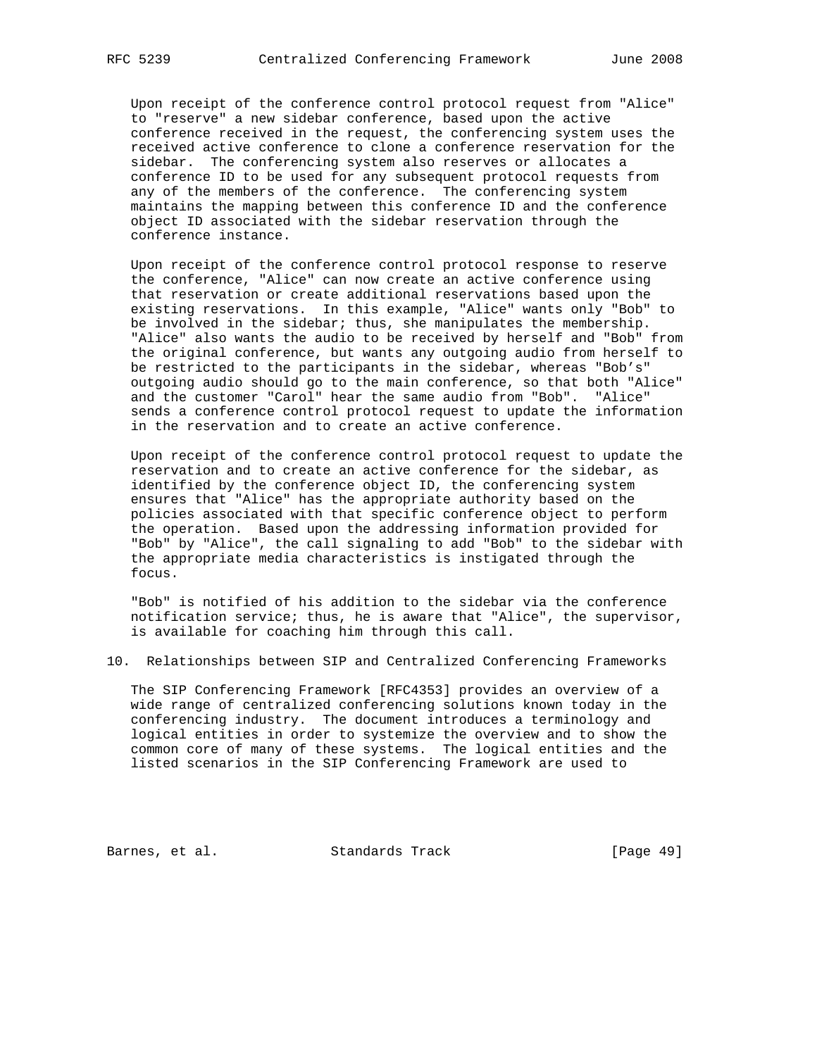Upon receipt of the conference control protocol request from "Alice" to "reserve" a new sidebar conference, based upon the active conference received in the request, the conferencing system uses the received active conference to clone a conference reservation for the sidebar. The conferencing system also reserves or allocates a conference ID to be used for any subsequent protocol requests from any of the members of the conference. The conferencing system maintains the mapping between this conference ID and the conference object ID associated with the sidebar reservation through the conference instance.

Upon receipt of the conference control protocol response to reserve the conference, "Alice" can now create an active conference using that reservation or create additional reservations based upon the existing reservations. In this example, "Alice" wants only "Bob" to be involved in the sidebar; thus, she manipulates the membership. "Alice" also wants the audio to be received by herself and "Bob" from the original conference, but wants any outgoing audio from herself to be restricted to the participants in the sidebar, whereas "Bob's" outgoing audio should go to the main conference, so that both "Alice" and the customer "Carol" hear the same audio from "Bob". "Alice" sends a conference control protocol request to update the information in the reservation and to create an active conference.

Upon receipt of the conference control protocol request to update the reservation and to create an active conference for the sidebar, as identified by the conference object ID, the conferencing system ensures that "Alice" has the appropriate authority based on the policies associated with that specific conference object to perform the operation. Based upon the addressing information provided for "Bob" by "Alice", the call signaling to add "Bob" to the sidebar with the appropriate media characteristics is instigated through the focus.

"Bob" is notified of his addition to the sidebar via the conference notification service; thus, he is aware that "Alice", the supervisor, is available for coaching him through this call.

## 10. Relationships between SIP and Centralized Conferencing Frameworks

The SIP Conferencing Framework [RFC4353] provides an overview of a wide range of centralized conferencing solutions known today in the conferencing industry. The document introduces a terminology and logical entities in order to systemize the overview and to show the common core of many of these systems. The logical entities and the listed scenarios in the SIP Conferencing Framework are used to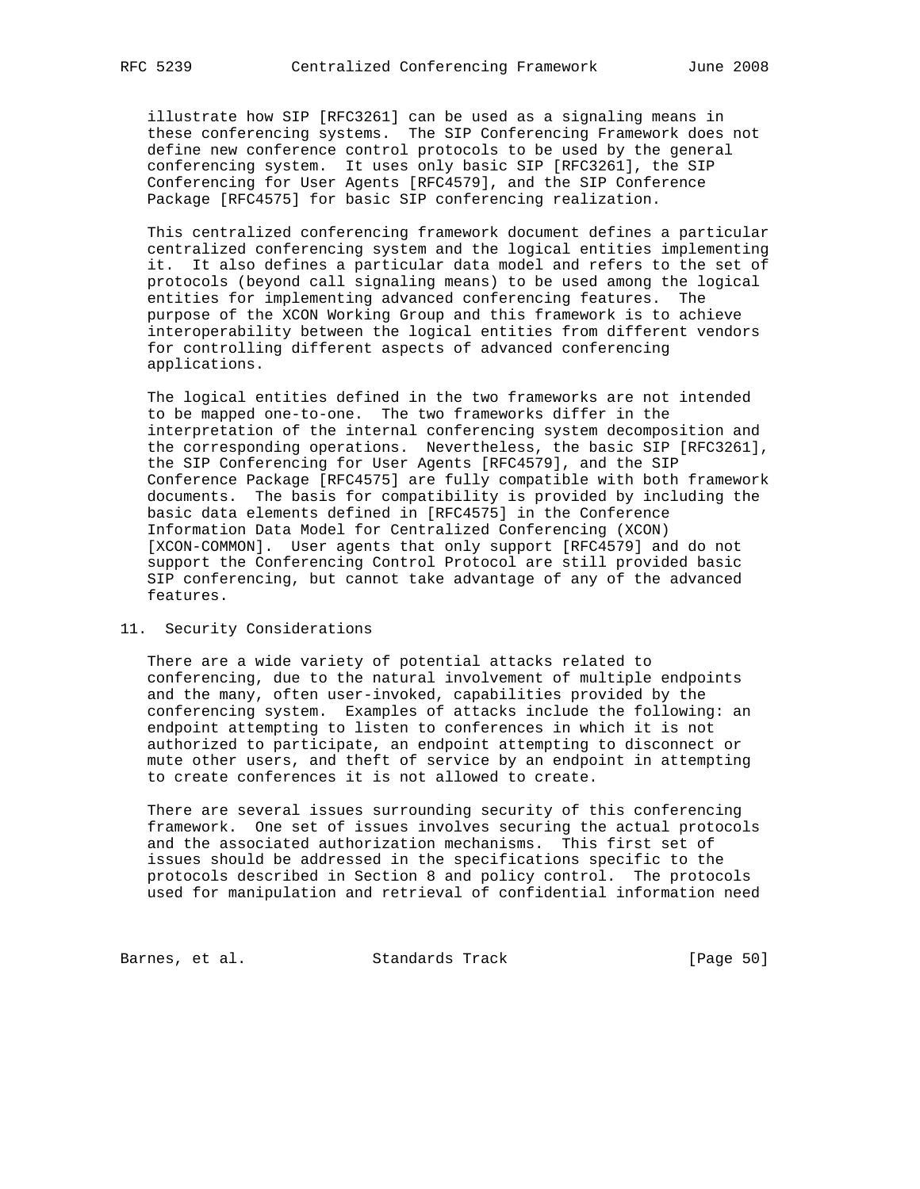illustrate how SIP [RFC3261] can be used as a signaling means in these conferencing systems. The SIP Conferencing Framework does not define new conference control protocols to be used by the general conferencing system. It uses only basic SIP [RFC3261], the SIP Conferencing for User Agents [RFC4579], and the SIP Conference Package [RFC4575] for basic SIP conferencing realization.

This centralized conferencing framework document defines a particular centralized conferencing system and the logical entities implementing it. It also defines a particular data model and refers to the set of protocols (beyond call signaling means) to be used among the logical entities for implementing advanced conferencing features. The purpose of the XCON Working Group and this framework is to achieve interoperability between the logical entities from different vendors for controlling different aspects of advanced conferencing applications.

The logical entities defined in the two frameworks are not intended to be mapped one-to-one. The two frameworks differ in the interpretation of the internal conferencing system decomposition and the corresponding operations. Nevertheless, the basic SIP [RFC3261], the SIP Conferencing for User Agents [RFC4579], and the SIP Conference Package [RFC4575] are fully compatible with both framework documents. The basis for compatibility is provided by including the basic data elements defined in [RFC4575] in the Conference Information Data Model for Centralized Conferencing (XCON) [XCON-COMMON]. User agents that only support [RFC4579] and do not support the Conferencing Control Protocol are still provided basic SIP conferencing, but cannot take advantage of any of the advanced features.

## 11. Security Considerations

There are a wide variety of potential attacks related to conferencing, due to the natural involvement of multiple endpoints and the many, often user-invoked, capabilities provided by the conferencing system. Examples of attacks include the following: an endpoint attempting to listen to conferences in which it is not authorized to participate, an endpoint attempting to disconnect or mute other users, and theft of service by an endpoint in attempting to create conferences it is not allowed to create.

There are several issues surrounding security of this conferencing framework. One set of issues involves securing the actual protocols and the associated authorization mechanisms. This first set of issues should be addressed in the specifications specific to the protocols described in Section 8 and policy control. The protocols used for manipulation and retrieval of confidential information need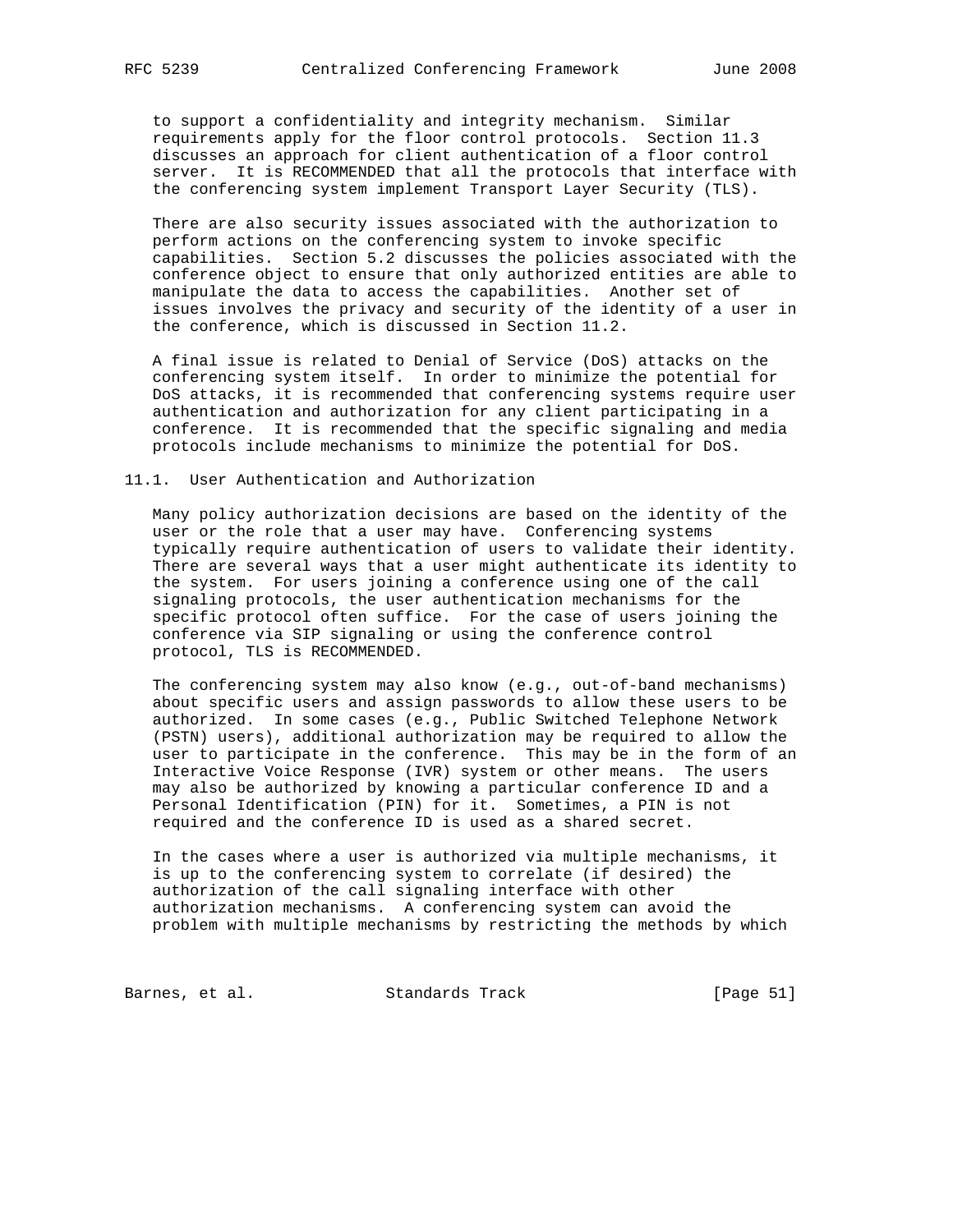to support a confidentiality and integrity mechanism. Similar requirements apply for the floor control protocols. Section 11.3 discusses an approach for client authentication of a floor control server. It is RECOMMENDED that all the protocols that interface with the conferencing system implement Transport Layer Security (TLS).

There are also security issues associated with the authorization to perform actions on the conferencing system to invoke specific capabilities. Section 5.2 discusses the policies associated with the conference object to ensure that only authorized entities are able to manipulate the data to access the capabilities. Another set of issues involves the privacy and security of the identity of a user in the conference, which is discussed in Section 11.2.

A final issue is related to Denial of Service (DoS) attacks on the conferencing system itself. In order to minimize the potential for DoS attacks, it is recommended that conferencing systems require user authentication and authorization for any client participating in a conference. It is recommended that the specific signaling and media protocols include mechanisms to minimize the potential for DoS.

## 11.1. User Authentication and Authorization

Many policy authorization decisions are based on the identity of the user or the role that a user may have. Conferencing systems typically require authentication of users to validate their identity. There are several ways that a user might authenticate its identity to the system. For users joining a conference using one of the call signaling protocols, the user authentication mechanisms for the specific protocol often suffice. For the case of users joining the conference via SIP signaling or using the conference control protocol, TLS is RECOMMENDED.

The conferencing system may also know (e.g., out-of-band mechanisms) about specific users and assign passwords to allow these users to be authorized. In some cases (e.g., Public Switched Telephone Network (PSTN) users), additional authorization may be required to allow the user to participate in the conference. This may be in the form of an Interactive Voice Response (IVR) system or other means. The users may also be authorized by knowing a particular conference ID and a Personal Identification (PIN) for it. Sometimes, a PIN is not required and the conference ID is used as a shared secret.

In the cases where a user is authorized via multiple mechanisms, it is up to the conferencing system to correlate (if desired) the authorization of the call signaling interface with other authorization mechanisms. A conferencing system can avoid the problem with multiple mechanisms by restricting the methods by which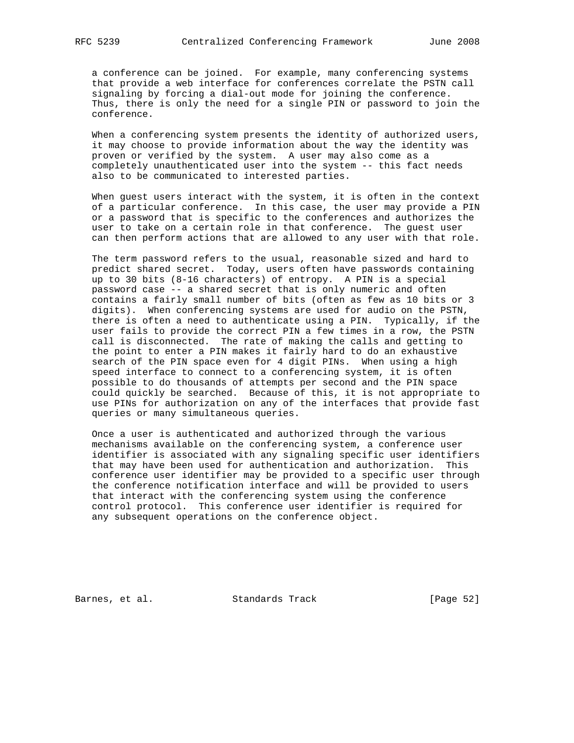a conference can be joined. For example, many conferencing systems that provide a web interface for conferences correlate the PSTN call signaling by forcing a dial-out mode for joining the conference. Thus, there is only the need for a single PIN or password to join the conference.

When a conferencing system presents the identity of authorized users, it may choose to provide information about the way the identity was proven or verified by the system. A user may also come as a completely unauthenticated user into the system -- this fact needs also to be communicated to interested parties.

When guest users interact with the system, it is often in the context of a particular conference. In this case, the user may provide a PIN or a password that is specific to the conferences and authorizes the user to take on a certain role in that conference. The guest user can then perform actions that are allowed to any user with that role.

The term password refers to the usual, reasonable sized and hard to predict shared secret. Today, users often have passwords containing up to 30 bits (8-16 characters) of entropy. A PIN is a special password case -- a shared secret that is only numeric and often contains a fairly small number of bits (often as few as 10 bits or 3 digits). When conferencing systems are used for audio on the PSTN, there is often a need to authenticate using a PIN. Typically, if the user fails to provide the correct PIN a few times in a row, the PSTN call is disconnected. The rate of making the calls and getting to the point to enter a PIN makes it fairly hard to do an exhaustive search of the PIN space even for 4 digit PINs. When using a high speed interface to connect to a conferencing system, it is often possible to do thousands of attempts per second and the PIN space could quickly be searched. Because of this, it is not appropriate to use PINs for authorization on any of the interfaces that provide fast queries or many simultaneous queries.

Once a user is authenticated and authorized through the various mechanisms available on the conferencing system, a conference user identifier is associated with any signaling specific user identifiers that may have been used for authentication and authorization. This conference user identifier may be provided to a specific user through the conference notification interface and will be provided to users that interact with the conferencing system using the conference control protocol. This conference user identifier is required for any subsequent operations on the conference object.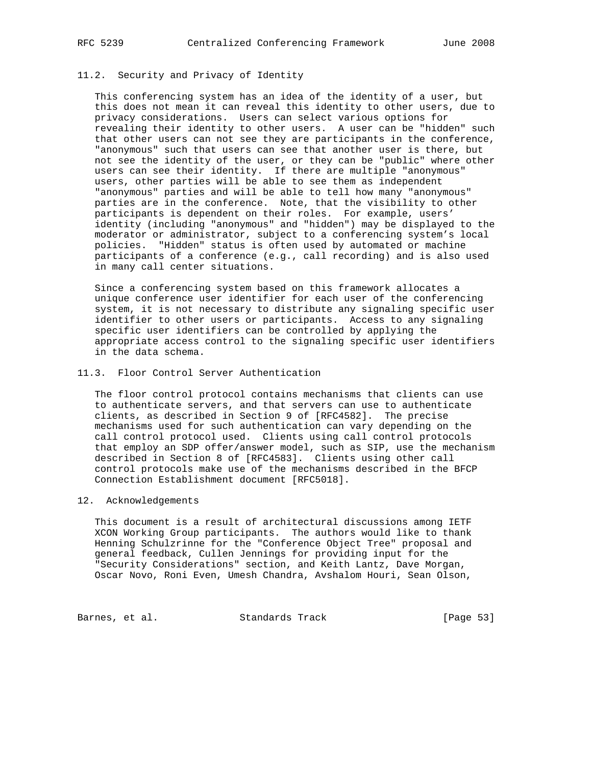### 11.2. Security and Privacy of Identity

This conferencing system has an idea of the identity of a user, but this does not mean it can reveal this identity to other users, due to privacy considerations. Users can select various options for revealing their identity to other users. A user can be "hidden" such that other users can not see they are participants in the conference, "anonymous" such that users can see that another user is there, but not see the identity of the user, or they can be "public" where other users can see their identity. If there are multiple "anonymous" users, other parties will be able to see them as independent "anonymous" parties and will be able to tell how many "anonymous" parties are in the conference. Note, that the visibility to other participants is dependent on their roles. For example, users' identity (including "anonymous" and "hidden") may be displayed to the moderator or administrator, subject to a conferencing system's local policies. "Hidden" status is often used by automated or machine participants of a conference (e.g., call recording) and is also used in many call center situations.

Since a conferencing system based on this framework allocates a unique conference user identifier for each user of the conferencing system, it is not necessary to distribute any signaling specific user identifier to other users or participants. Access to any signaling specific user identifiers can be controlled by applying the appropriate access control to the signaling specific user identifiers in the data schema.

### 11.3. Floor Control Server Authentication

The floor control protocol contains mechanisms that clients can use to authenticate servers, and that servers can use to authenticate clients, as described in Section 9 of [RFC4582]. The precise mechanisms used for such authentication can vary depending on the call control protocol used. Clients using call control protocols that employ an SDP offer/answer model, such as SIP, use the mechanism described in Section 8 of [RFC4583]. Clients using other call control protocols make use of the mechanisms described in the BFCP Connection Establishment document [RFC5018].

## 12. Acknowledgements

This document is a result of architectural discussions among IETF XCON Working Group participants. The authors would like to thank Henning Schulzrinne for the "Conference Object Tree" proposal and general feedback, Cullen Jennings for providing input for the "Security Considerations" section, and Keith Lantz, Dave Morgan, Oscar Novo, Roni Even, Umesh Chandra, Avshalom Houri, Sean Olson,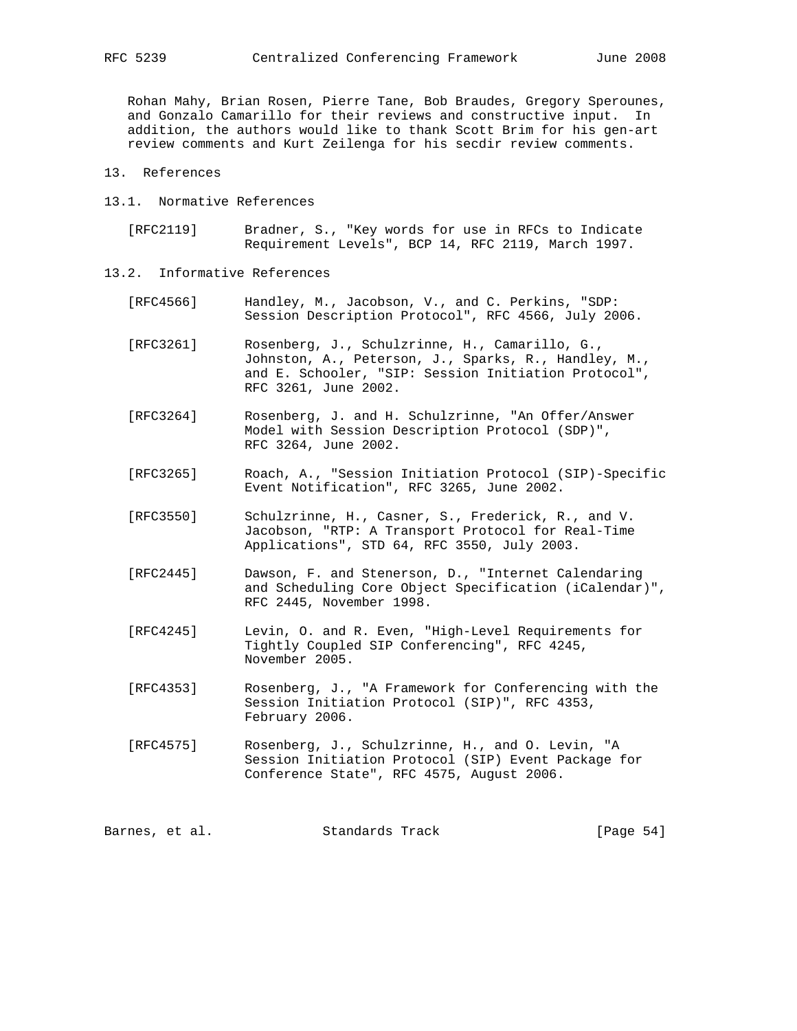Rohan Mahy, Brian Rosen, Pierre Tane, Bob Braudes, Gregory Sperounes, and Gonzalo Camarillo for their reviews and constructive input. In addition, the authors would like to thank Scott Brim for his gen-art review comments and Kurt Zeilenga for his secdir review comments.

## 13. References

### 13.1. Normative References

[RFC2119] Bradner, S., "Key words for use in RFCs to Indicate Requirement Levels", BCP 14, RFC 2119, March 1997.

### 13.2. Informative References

[RFC4566] Handley, M., Jacobson, V., and C. Perkins, "SDP: Session Description Protocol", RFC 4566, July 2006.

[RFC3261] Rosenberg, J., Schulzrinne, H., Camarillo, G., Johnston, A., Peterson, J., Sparks, R., Handley, M., and E. Schooler, "SIP: Session Initiation Protocol", RFC 3261, June 2002.

[RFC3264] Rosenberg, J. and H. Schulzrinne, "An Offer/Answer Model with Session Description Protocol (SDP)", RFC 3264, June 2002.

[RFC3265] Roach, A., "Session Initiation Protocol (SIP)-Specific Event Notification", RFC 3265, June 2002.

[RFC3550] Schulzrinne, H., Casner, S., Frederick, R., and V. Jacobson, "RTP: A Transport Protocol for Real-Time Applications", STD 64, RFC 3550, July 2003.

[RFC2445] Dawson, F. and Stenerson, D., "Internet Calendaring and Scheduling Core Object Specification (iCalendar)", RFC 2445, November 1998.

[RFC4245] Levin, O. and R. Even, "High-Level Requirements for Tightly Coupled SIP Conferencing", RFC 4245, November 2005.

[RFC4353] Rosenberg, J., "A Framework for Conferencing with the Session Initiation Protocol (SIP)", RFC 4353, February 2006.

[RFC4575] Rosenberg, J., Schulzrinne, H., and O. Levin, "A Session Initiation Protocol (SIP) Event Package for Conference State", RFC 4575, August 2006.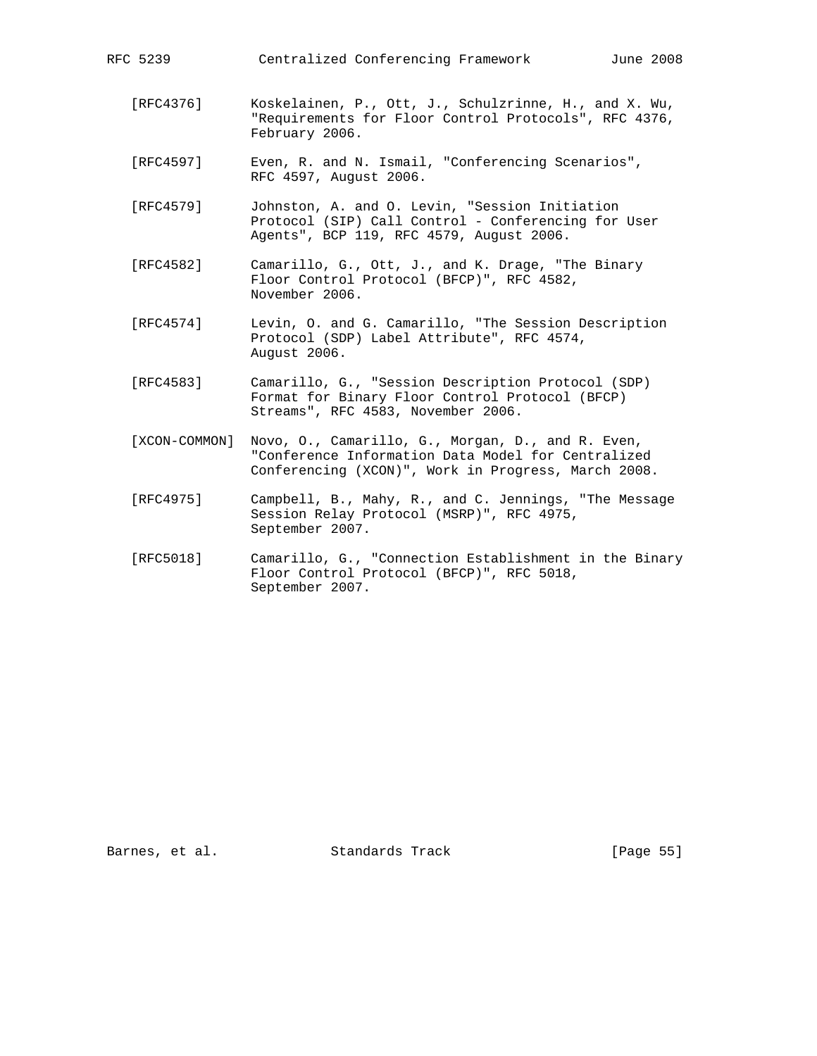[RFC4376] Koskelainen, P., Ott, J., Schulzrinne, H., and X. Wu, "Requirements for Floor Control Protocols", RFC 4376, February 2006.

[RFC4597] Even, R. and N. Ismail, "Conferencing Scenarios", RFC 4597, August 2006.

[RFC4579] Johnston, A. and O. Levin, "Session Initiation Protocol (SIP) Call Control - Conferencing for User Agents", BCP 119, RFC 4579, August 2006.

[RFC4582] Camarillo, G., Ott, J., and K. Drage, "The Binary Floor Control Protocol (BFCP)", RFC 4582, November 2006.

[RFC4574] Levin, O. and G. Camarillo, "The Session Description Protocol (SDP) Label Attribute", RFC 4574, August 2006.

[RFC4583] Camarillo, G., "Session Description Protocol (SDP) Format for Binary Floor Control Protocol (BFCP) Streams", RFC 4583, November 2006.

[XCON-COMMON] Novo, O., Camarillo, G., Morgan, D., and R. Even, "Conference Information Data Model for Centralized Conferencing (XCON)", Work in Progress, March 2008.

[RFC4975] Campbell, B., Mahy, R., and C. Jennings, "The Message Session Relay Protocol (MSRP)", RFC 4975, September 2007.

[RFC5018] Camarillo, G., "Connection Establishment in the Binary Floor Control Protocol (BFCP)", RFC 5018, September 2007.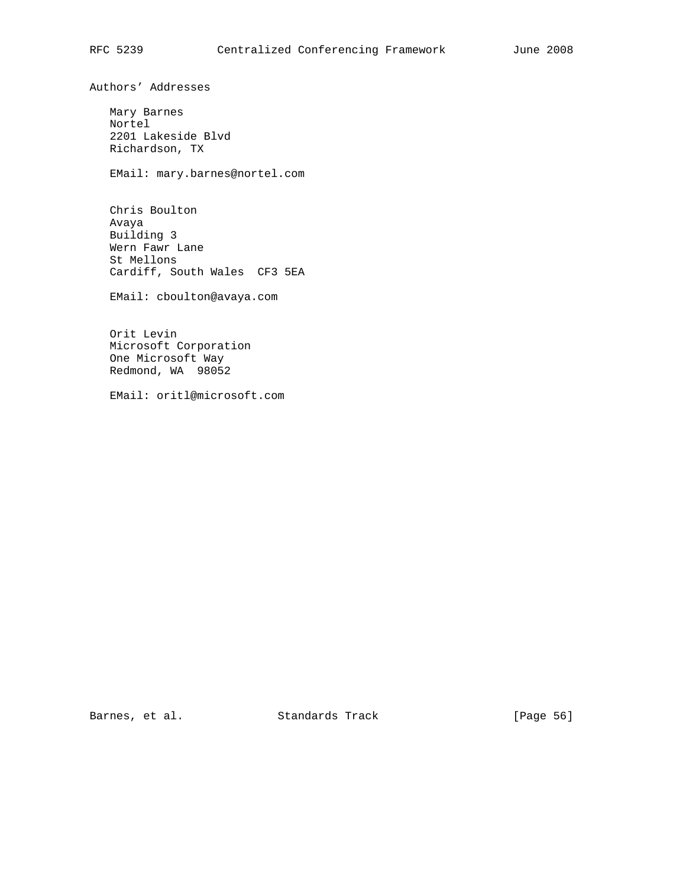## Authors' Addresses

Mary Barnes
Nortel
2201 Lakeside Blvd
Richardson, TX

EMail: mary.barnes@nortel.com

Chris Boulton
Avaya
Building 3
Wern Fawr Lane
St Mellons
Cardiff, South Wales  CF3 5EA

EMail: cboulton@avaya.com

Orit Levin
Microsoft Corporation
One Microsoft Way
Redmond, WA  98052

EMail: oritl@microsoft.com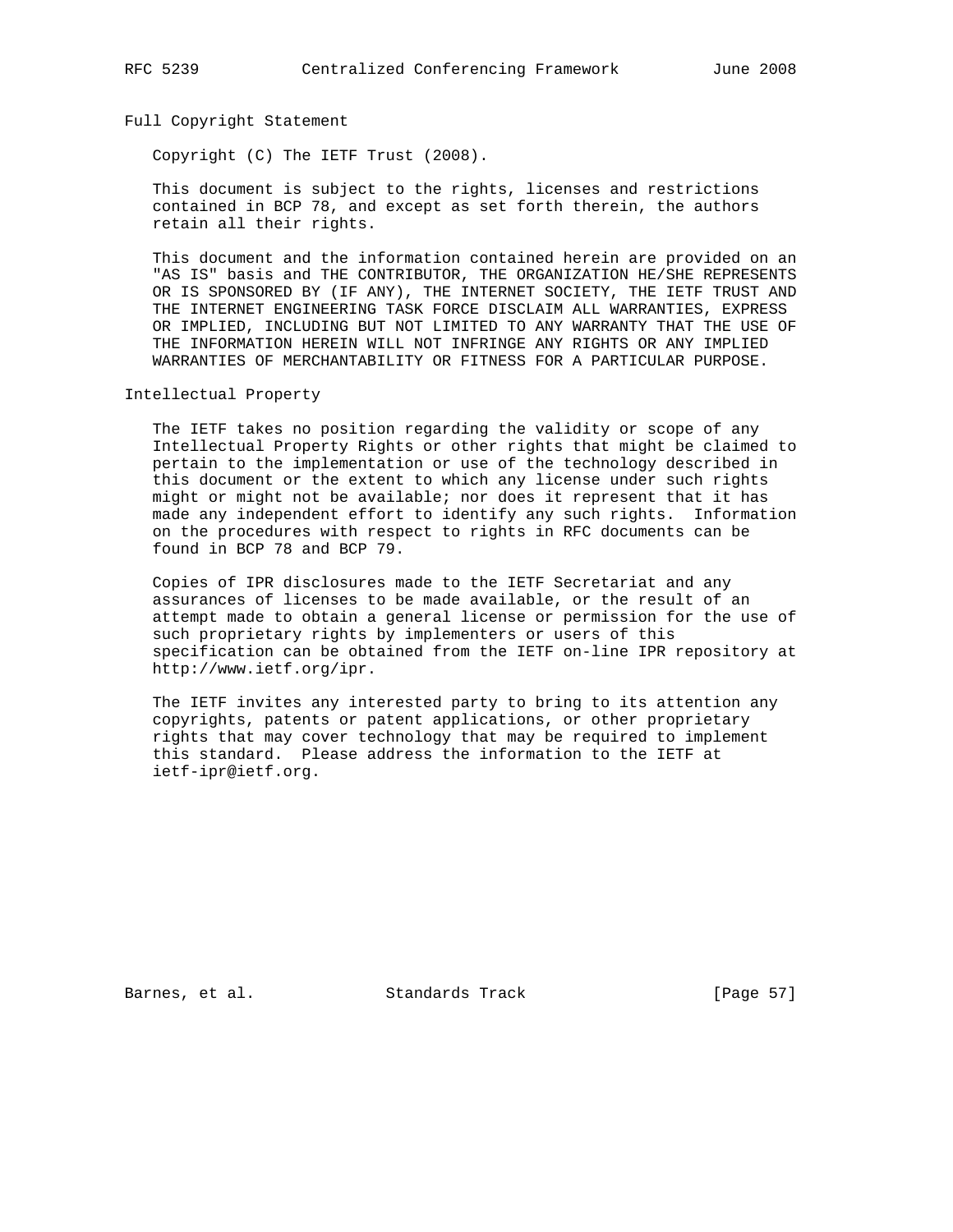## Full Copyright Statement

Copyright (C) The IETF Trust (2008).

This document is subject to the rights, licenses and restrictions contained in BCP 78, and except as set forth therein, the authors retain all their rights.

This document and the information contained herein are provided on an "AS IS" basis and THE CONTRIBUTOR, THE ORGANIZATION HE/SHE REPRESENTS OR IS SPONSORED BY (IF ANY), THE INTERNET SOCIETY, THE IETF TRUST AND THE INTERNET ENGINEERING TASK FORCE DISCLAIM ALL WARRANTIES, EXPRESS OR IMPLIED, INCLUDING BUT NOT LIMITED TO ANY WARRANTY THAT THE USE OF THE INFORMATION HEREIN WILL NOT INFRINGE ANY RIGHTS OR ANY IMPLIED WARRANTIES OF MERCHANTABILITY OR FITNESS FOR A PARTICULAR PURPOSE.

## Intellectual Property

The IETF takes no position regarding the validity or scope of any Intellectual Property Rights or other rights that might be claimed to pertain to the implementation or use of the technology described in this document or the extent to which any license under such rights might or might not be available; nor does it represent that it has made any independent effort to identify any such rights. Information on the procedures with respect to rights in RFC documents can be found in BCP 78 and BCP 79.

Copies of IPR disclosures made to the IETF Secretariat and any assurances of licenses to be made available, or the result of an attempt made to obtain a general license or permission for the use of such proprietary rights by implementers or users of this specification can be obtained from the IETF on-line IPR repository at http://www.ietf.org/ipr.

The IETF invites any interested party to bring to its attention any copyrights, patents or patent applications, or other proprietary rights that may cover technology that may be required to implement this standard. Please address the information to the IETF at ietf-ipr@ietf.org.